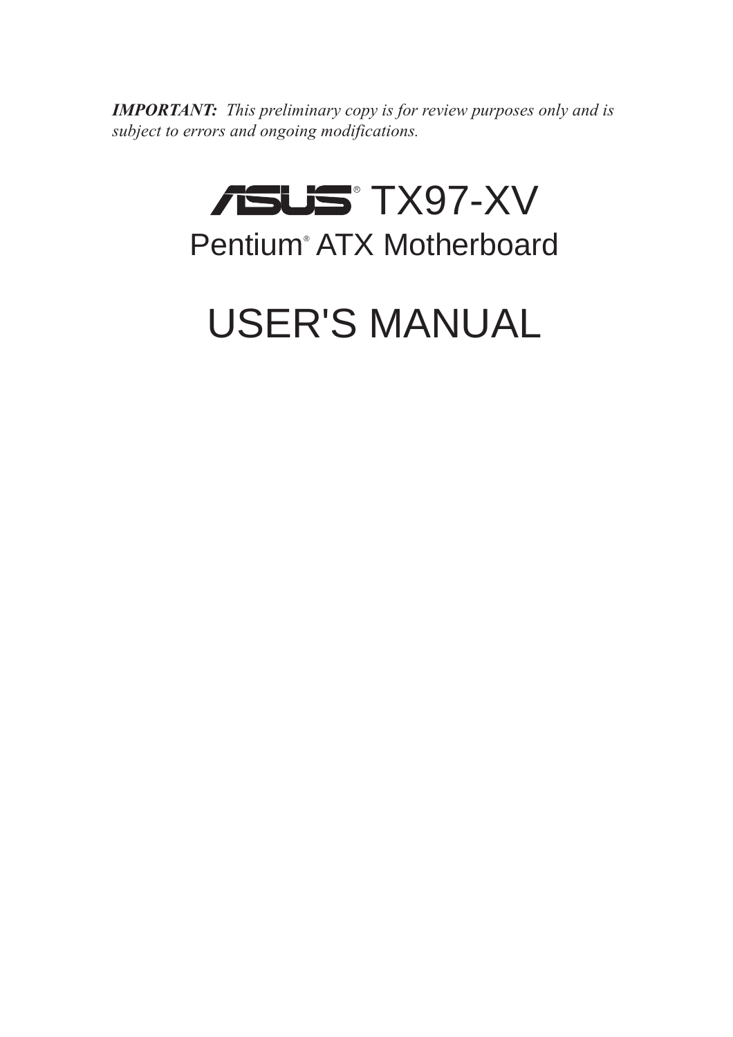***IMPORTANT:*** *This preliminary copy is for review purposes only and is subject to errors and ongoing modifications.*

# ASUS® TX97-XV

## Pentium® ATX Motherboard

# USER'S MANUAL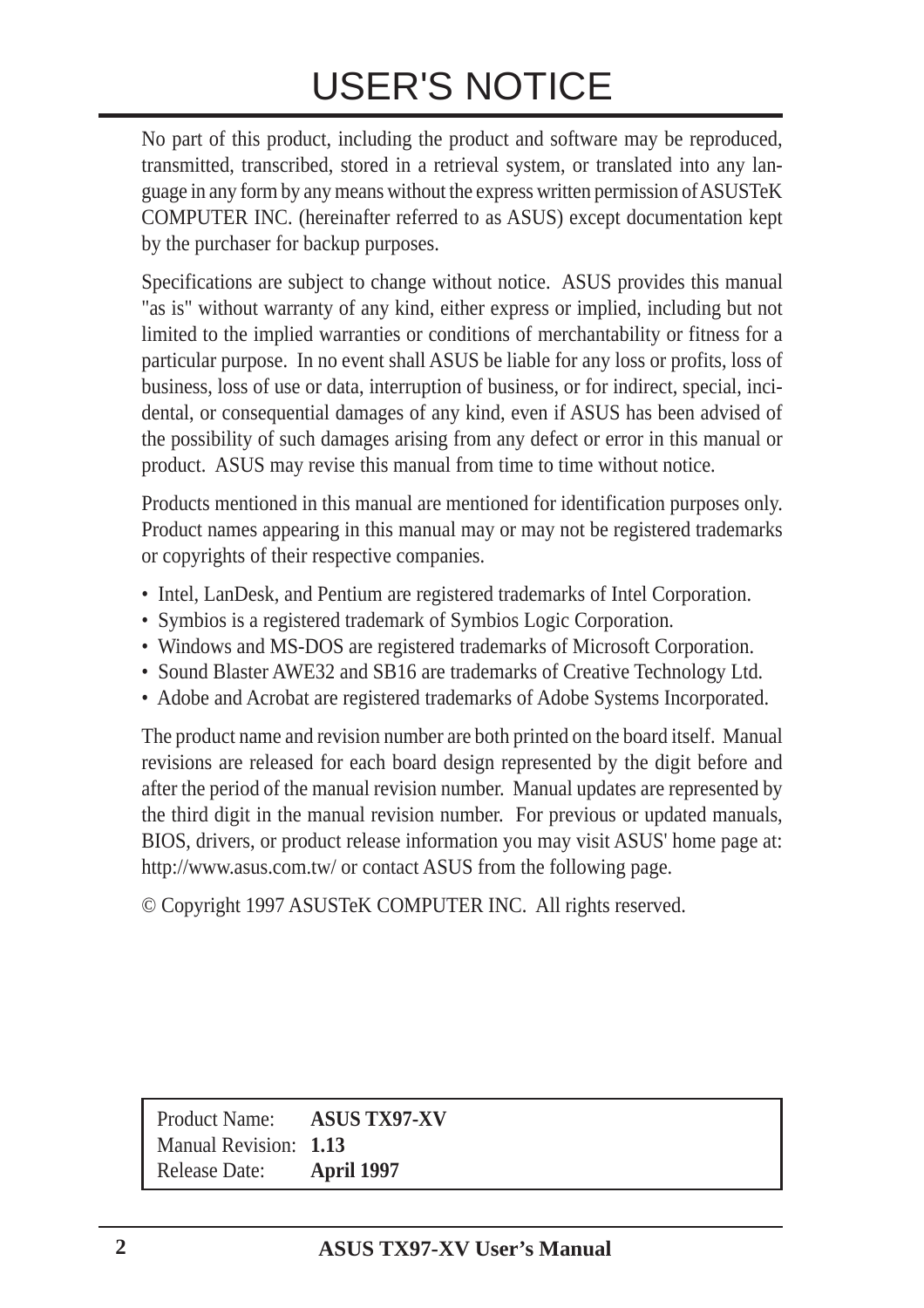# USER'S NOTICE

No part of this product, including the product and software may be reproduced, transmitted, transcribed, stored in a retrieval system, or translated into any language in any form by any means without the express written permission of ASUSTeK COMPUTER INC. (hereinafter referred to as ASUS) except documentation kept by the purchaser for backup purposes.

Specifications are subject to change without notice. ASUS provides this manual "as is" without warranty of any kind, either express or implied, including but not limited to the implied warranties or conditions of merchantability or fitness for a particular purpose. In no event shall ASUS be liable for any loss or profits, loss of business, loss of use or data, interruption of business, or for indirect, special, incidental, or consequential damages of any kind, even if ASUS has been advised of the possibility of such damages arising from any defect or error in this manual or product. ASUS may revise this manual from time to time without notice.

Products mentioned in this manual are mentioned for identification purposes only. Product names appearing in this manual may or may not be registered trademarks or copyrights of their respective companies.

- Intel, LanDesk, and Pentium are registered trademarks of Intel Corporation.
- Symbios is a registered trademark of Symbios Logic Corporation.
- Windows and MS-DOS are registered trademarks of Microsoft Corporation.
- Sound Blaster AWE32 and SB16 are trademarks of Creative Technology Ltd.
- Adobe and Acrobat are registered trademarks of Adobe Systems Incorporated.

The product name and revision number are both printed on the board itself. Manual revisions are released for each board design represented by the digit before and after the period of the manual revision number. Manual updates are represented by the third digit in the manual revision number. For previous or updated manuals, BIOS, drivers, or product release information you may visit ASUS' home page at: http://www.asus.com.tw/ or contact ASUS from the following page.

© Copyright 1997 ASUSTeK COMPUTER INC. All rights reserved.

| Product Name: | **ASUS TX97-XV** |
|---|---|
| Manual Revision: | **1.13** |
| Release Date: | **April 1997** |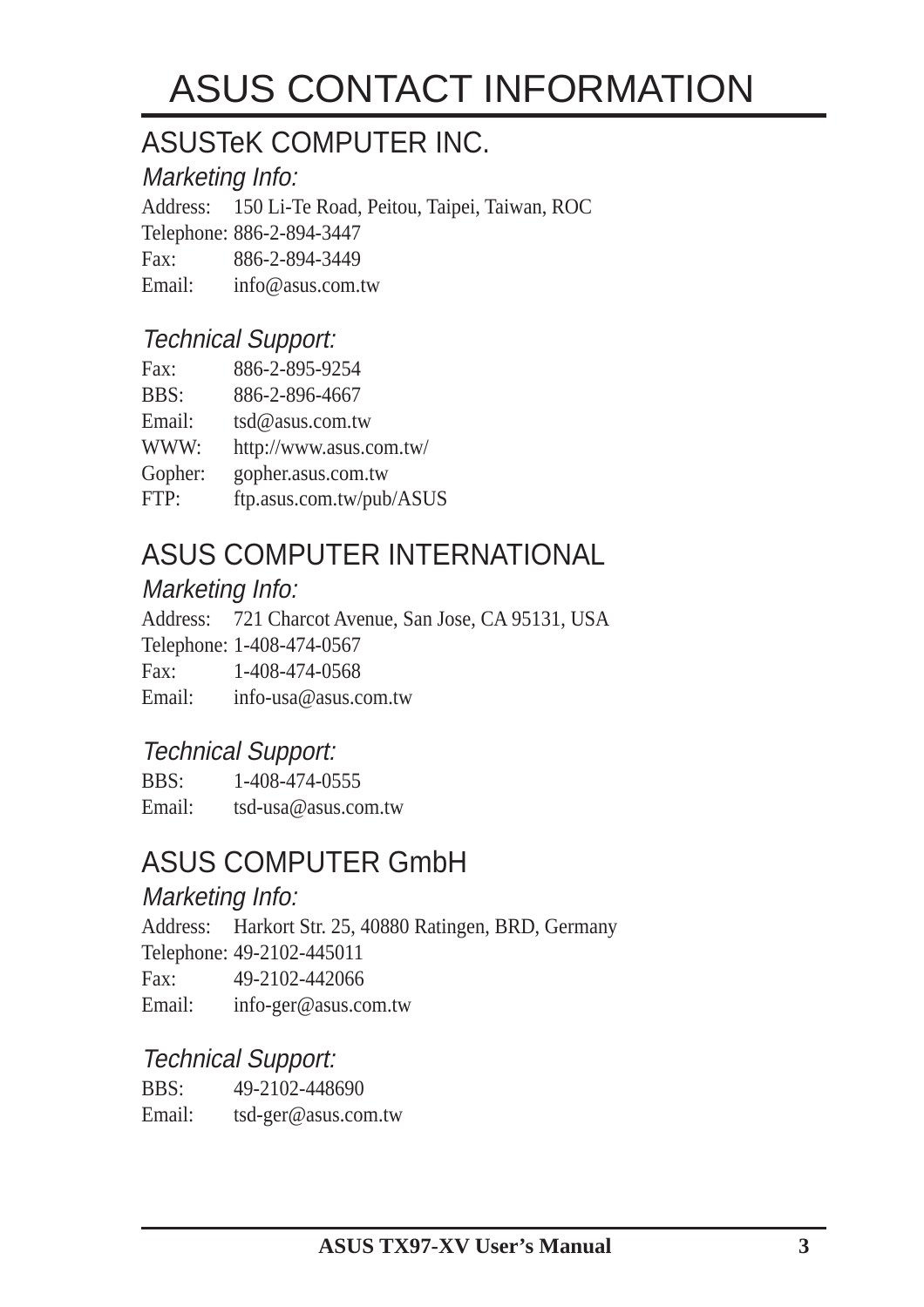# ASUS CONTACT INFORMATION

## ASUSTeK COMPUTER INC.

### *Marketing Info:*

Address: 150 Li-Te Road, Peitou, Taipei, Taiwan, ROC
Telephone: 886-2-894-3447
Fax: 886-2-894-3449
Email: info@asus.com.tw

### *Technical Support:*

Fax: 886-2-895-9254
BBS: 886-2-896-4667
Email: tsd@asus.com.tw
WWW: http://www.asus.com.tw/
Gopher: gopher.asus.com.tw
FTP: ftp.asus.com.tw/pub/ASUS

## ASUS COMPUTER INTERNATIONAL

### *Marketing Info:*

Address: 721 Charcot Avenue, San Jose, CA 95131, USA
Telephone: 1-408-474-0567
Fax: 1-408-474-0568
Email: info-usa@asus.com.tw

### *Technical Support:*

BBS: 1-408-474-0555
Email: tsd-usa@asus.com.tw

## ASUS COMPUTER GmbH

### *Marketing Info:*

Address: Harkort Str. 25, 40880 Ratingen, BRD, Germany
Telephone: 49-2102-445011
Fax: 49-2102-442066
Email: info-ger@asus.com.tw

### *Technical Support:*

BBS: 49-2102-448690
Email: tsd-ger@asus.com.tw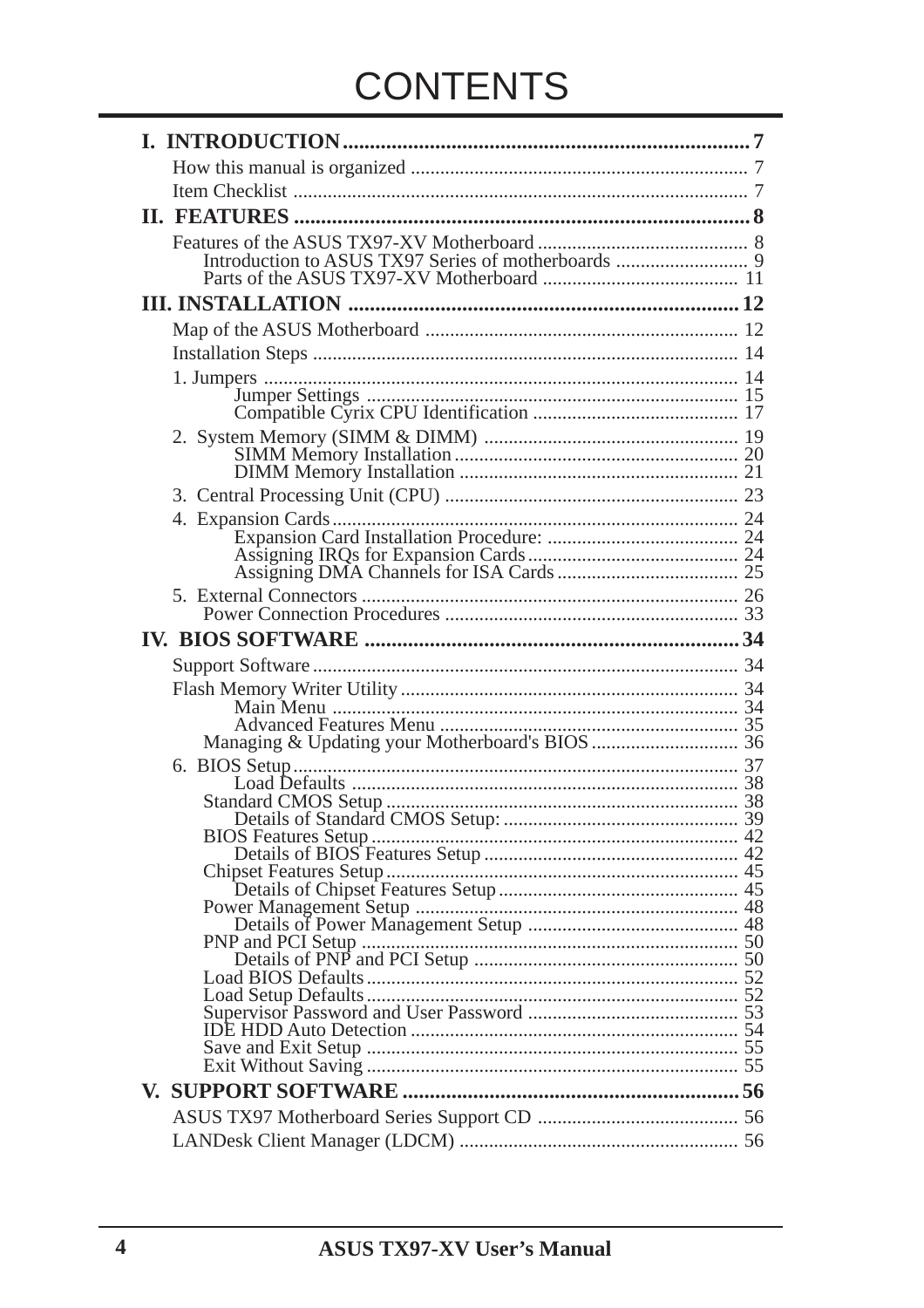# CONTENTS

**I. INTRODUCTION .......................................................................... 7**

How this manual is organized .................................................................... 7

Item Checklist ............................................................................................ 7

**II. FEATURES ................................................................................... 8**

Features of the ASUS TX97-XV Motherboard ........................................... 8

Introduction to ASUS TX97 Series of motherboards ........................... 9

Parts of the ASUS TX97-XV Motherboard ....................................... 11

**III. INSTALLATION ....................................................................... 12**

Map of the ASUS Motherboard ................................................................ 12

Installation Steps ...................................................................................... 14

1. Jumpers ................................................................................................ 14

Jumper Settings ............................................................................ 15

Compatible Cyrix CPU Identification .......................................... 17

2. System Memory (SIMM & DIMM) .................................................... 19

SIMM Memory Installation .......................................................... 20

DIMM Memory Installation ......................................................... 21

3. Central Processing Unit (CPU) ............................................................ 23

4. Expansion Cards ................................................................................... 24

Expansion Card Installation Procedure: ....................................... 24

Assigning IRQs for Expansion Cards ........................................... 24

Assigning DMA Channels for ISA Cards ..................................... 25

5. External Connectors ............................................................................. 26

Power Connection Procedures ............................................................ 33

**IV. BIOS SOFTWARE ..................................................................... 34**

Support Software ....................................................................................... 34

Flash Memory Writer Utility ..................................................................... 34

Main Menu ................................................................................... 34

Advanced Features Menu ............................................................. 35

Managing & Updating your Motherboard's BIOS .............................. 36

6. BIOS Setup ........................................................................................... 37

Load Defaults ............................................................................... 38

Standard CMOS Setup ........................................................................ 38

Details of Standard CMOS Setup: ................................................ 39

BIOS Features Setup ........................................................................... 42

Details of BIOS Features Setup .................................................... 42

Chipset Features Setup ........................................................................ 45

Details of Chipset Features Setup ................................................. 45

Power Management Setup .................................................................. 48

Details of Power Management Setup ........................................... 48

PNP and PCI Setup ............................................................................. 50

Details of PNP and PCI Setup ...................................................... 50

Load BIOS Defaults ............................................................................ 52

Load Setup Defaults ............................................................................ 52

Supervisor Password and User Password ........................................... 53

IDE HDD Auto Detection ................................................................... 54

Save and Exit Setup ............................................................................ 55

Exit Without Saving ............................................................................ 55

**V. SUPPORT SOFTWARE .............................................................. 56**

ASUS TX97 Motherboard Series Support CD ......................................... 56

LANDesk Client Manager (LDCM) ......................................................... 56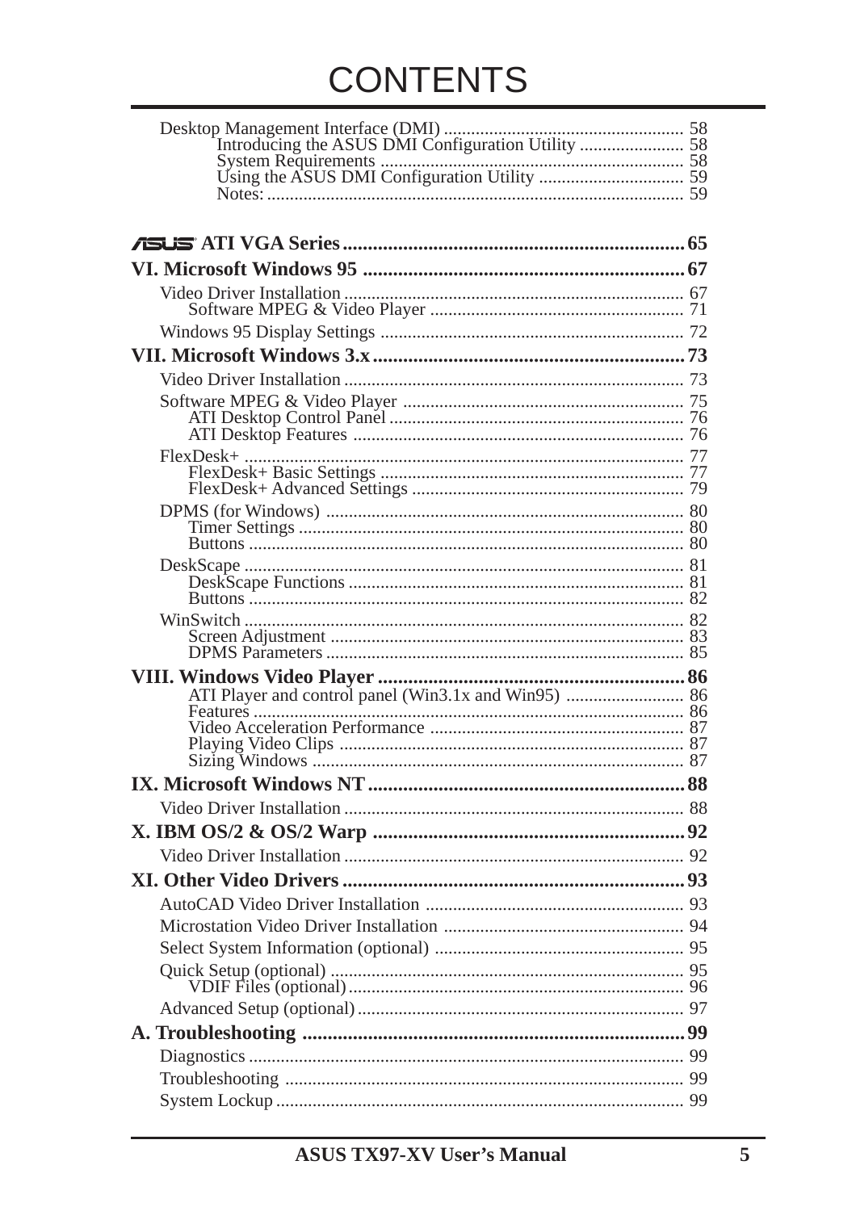# CONTENTS

Desktop Management Interface (DMI) .................................................... 58
- Introducing the ASUS DMI Configuration Utility ....................... 58
- System Requirements ................................................................... 58
- Using the ASUS DMI Configuration Utility ................................ 59
- Notes: ............................................................................................ 59

**ASUS ATI VGA Series .................................................................... 65**

**VI. Microsoft Windows 95 ................................................................ 67**

Video Driver Installation .......................................................................... 67
- Software MPEG & Video Player ........................................................ 71

Windows 95 Display Settings .................................................................. 72

**VII. Microsoft Windows 3.x .............................................................. 73**

Video Driver Installation .......................................................................... 73

Software MPEG & Video Player ............................................................. 75
- ATI Desktop Control Panel ................................................................. 76
- ATI Desktop Features ........................................................................ 76

FlexDesk+ ................................................................................................ 77
- FlexDesk+ Basic Settings .................................................................. 77
- FlexDesk+ Advanced Settings ........................................................... 79

DPMS (for Windows) .............................................................................. 80
- Timer Settings .................................................................................... 80
- Buttons ............................................................................................... 80

DeskScape ................................................................................................ 81
- DeskScape Functions ......................................................................... 81
- Buttons ............................................................................................... 82

WinSwitch ................................................................................................ 82
- Screen Adjustment ............................................................................. 83
- DPMS Parameters .............................................................................. 85

**VIII. Windows Video Player ............................................................ 86**
- ATI Player and control panel (Win3.1x and Win95) .......................... 86
- Features .............................................................................................. 86
- Video Acceleration Performance ....................................................... 87
- Playing Video Clips ........................................................................... 87
- Sizing Windows ................................................................................. 87

**IX. Microsoft Windows NT ............................................................... 88**

Video Driver Installation .......................................................................... 88

**X. IBM OS/2 & OS/2 Warp .............................................................. 92**

Video Driver Installation .......................................................................... 92

**XI. Other Video Drivers .................................................................... 93**

AutoCAD Video Driver Installation ........................................................ 93

Microstation Video Driver Installation .................................................... 94

Select System Information (optional) ...................................................... 95

Quick Setup (optional) ............................................................................. 95
- VDIF Files (optional) ......................................................................... 96

Advanced Setup (optional) ....................................................................... 97

**A. Troubleshooting ............................................................................ 99**

Diagnostics ............................................................................................... 99

Troubleshooting ....................................................................................... 99

System Lockup ......................................................................................... 99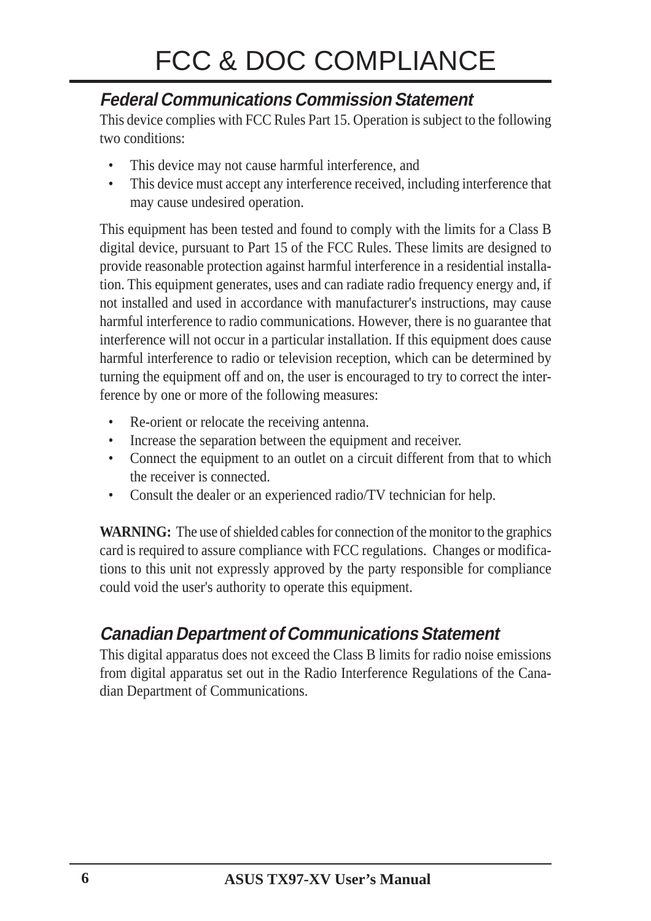# FCC & DOC COMPLIANCE

## *Federal Communications Commission Statement*

This device complies with FCC Rules Part 15. Operation is subject to the following two conditions:

- This device may not cause harmful interference, and
- This device must accept any interference received, including interference that may cause undesired operation.

This equipment has been tested and found to comply with the limits for a Class B digital device, pursuant to Part 15 of the FCC Rules. These limits are designed to provide reasonable protection against harmful interference in a residential installation. This equipment generates, uses and can radiate radio frequency energy and, if not installed and used in accordance with manufacturer's instructions, may cause harmful interference to radio communications. However, there is no guarantee that interference will not occur in a particular installation. If this equipment does cause harmful interference to radio or television reception, which can be determined by turning the equipment off and on, the user is encouraged to try to correct the interference by one or more of the following measures:

- Re-orient or relocate the receiving antenna.
- Increase the separation between the equipment and receiver.
- Connect the equipment to an outlet on a circuit different from that to which the receiver is connected.
- Consult the dealer or an experienced radio/TV technician for help.

**WARNING:** The use of shielded cables for connection of the monitor to the graphics card is required to assure compliance with FCC regulations. Changes or modifications to this unit not expressly approved by the party responsible for compliance could void the user's authority to operate this equipment.

## *Canadian Department of Communications Statement*

This digital apparatus does not exceed the Class B limits for radio noise emissions from digital apparatus set out in the Radio Interference Regulations of the Canadian Department of Communications.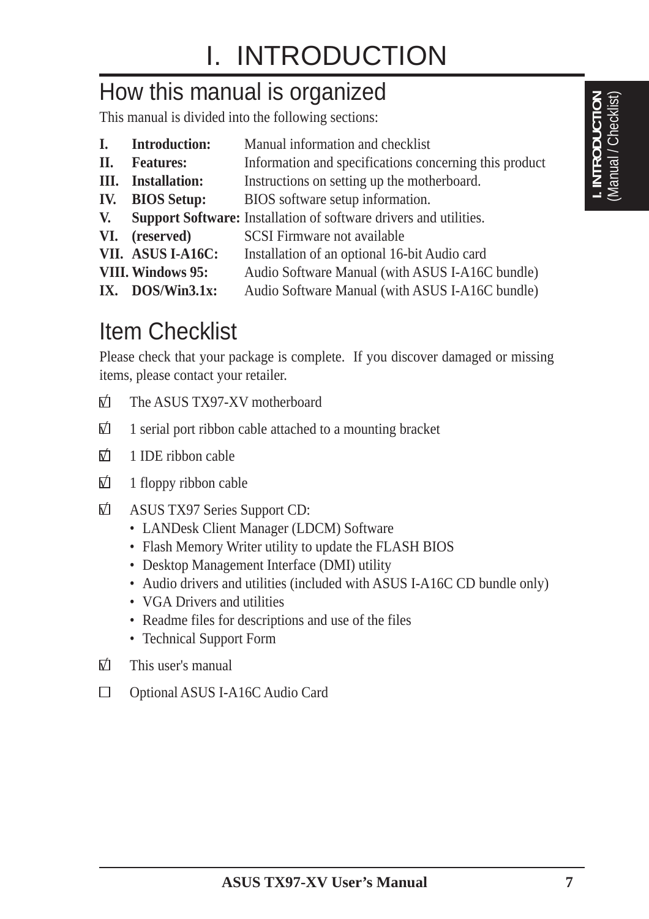# I. INTRODUCTION

## How this manual is organized

This manual is divided into the following sections:

| | | |
|---|---|---|
| **I.** | **Introduction:** | Manual information and checklist |
| **II.** | **Features:** | Information and specifications concerning this product |
| **III.** | **Installation:** | Instructions on setting up the motherboard. |
| **IV.** | **BIOS Setup:** | BIOS software setup information. |
| **V.** | **Support Software:** | Installation of software drivers and utilities. |
| **VI.** | **(reserved)** | SCSI Firmware not available |
| **VII.** | **ASUS I-A16C:** | Installation of an optional 16-bit Audio card |
| **VIII.** | **Windows 95:** | Audio Software Manual (with ASUS I-A16C bundle) |
| **IX.** | **DOS/Win3.1x:** | Audio Software Manual (with ASUS I-A16C bundle) |

## Item Checklist

Please check that your package is complete. If you discover damaged or missing items, please contact your retailer.

- ☑ The ASUS TX97-XV motherboard
- ☑ 1 serial port ribbon cable attached to a mounting bracket
- ☑ 1 IDE ribbon cable
- ☑ 1 floppy ribbon cable
- ☑ ASUS TX97 Series Support CD:
  - LANDesk Client Manager (LDCM) Software
  - Flash Memory Writer utility to update the FLASH BIOS
  - Desktop Management Interface (DMI) utility
  - Audio drivers and utilities (included with ASUS I-A16C CD bundle only)
  - VGA Drivers and utilities
  - Readme files for descriptions and use of the files
  - Technical Support Form
- ☑ This user's manual
- ☐ Optional ASUS I-A16C Audio Card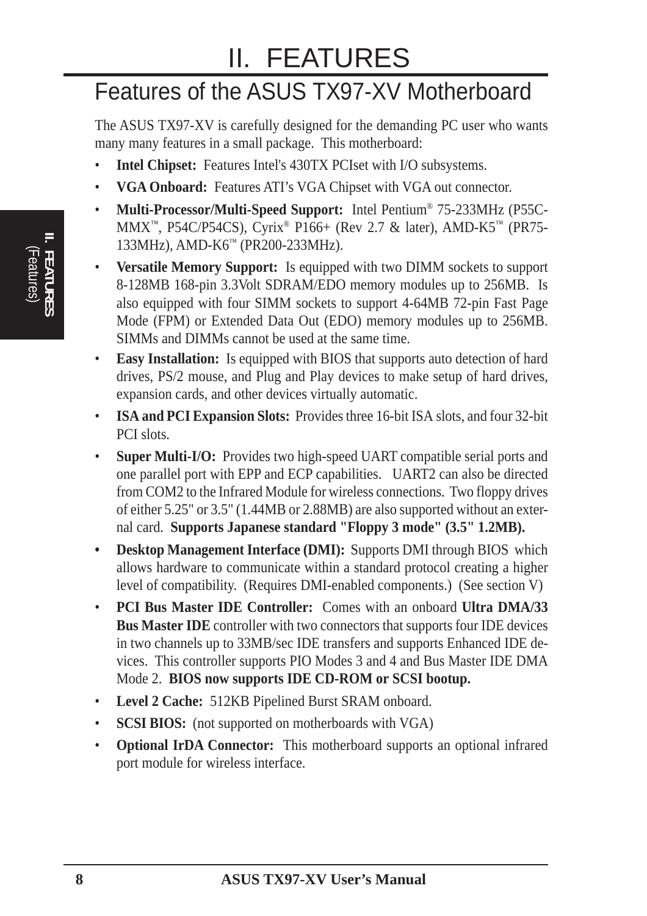# II. FEATURES

## Features of the ASUS TX97-XV Motherboard

The ASUS TX97-XV is carefully designed for the demanding PC user who wants many many features in a small package. This motherboard:

- **Intel Chipset:** Features Intel's 430TX PCIset with I/O subsystems.
- **VGA Onboard:** Features ATI's VGA Chipset with VGA out connector.
- **Multi-Processor/Multi-Speed Support:** Intel Pentium® 75-233MHz (P55C-MMX™, P54C/P54CS), Cyrix® P166+ (Rev 2.7 & later), AMD-K5™ (PR75-133MHz), AMD-K6™ (PR200-233MHz).
- **Versatile Memory Support:** Is equipped with two DIMM sockets to support 8-128MB 168-pin 3.3Volt SDRAM/EDO memory modules up to 256MB. Is also equipped with four SIMM sockets to support 4-64MB 72-pin Fast Page Mode (FPM) or Extended Data Out (EDO) memory modules up to 256MB. SIMMs and DIMMs cannot be used at the same time.
- **Easy Installation:** Is equipped with BIOS that supports auto detection of hard drives, PS/2 mouse, and Plug and Play devices to make setup of hard drives, expansion cards, and other devices virtually automatic.
- **ISA and PCI Expansion Slots:** Provides three 16-bit ISA slots, and four 32-bit PCI slots.
- **Super Multi-I/O:** Provides two high-speed UART compatible serial ports and one parallel port with EPP and ECP capabilities. UART2 can also be directed from COM2 to the Infrared Module for wireless connections. Two floppy drives of either 5.25" or 3.5" (1.44MB or 2.88MB) are also supported without an external card. **Supports Japanese standard "Floppy 3 mode" (3.5" 1.2MB).**
- **Desktop Management Interface (DMI):** Supports DMI through BIOS which allows hardware to communicate within a standard protocol creating a higher level of compatibility. (Requires DMI-enabled components.) (See section V)
- **PCI Bus Master IDE Controller:** Comes with an onboard **Ultra DMA/33 Bus Master IDE** controller with two connectors that supports four IDE devices in two channels up to 33MB/sec IDE transfers and supports Enhanced IDE devices. This controller supports PIO Modes 3 and 4 and Bus Master IDE DMA Mode 2. **BIOS now supports IDE CD-ROM or SCSI bootup.**
- **Level 2 Cache:** 512KB Pipelined Burst SRAM onboard.
- **SCSI BIOS:** (not supported on motherboards with VGA)
- **Optional IrDA Connector:** This motherboard supports an optional infrared port module for wireless interface.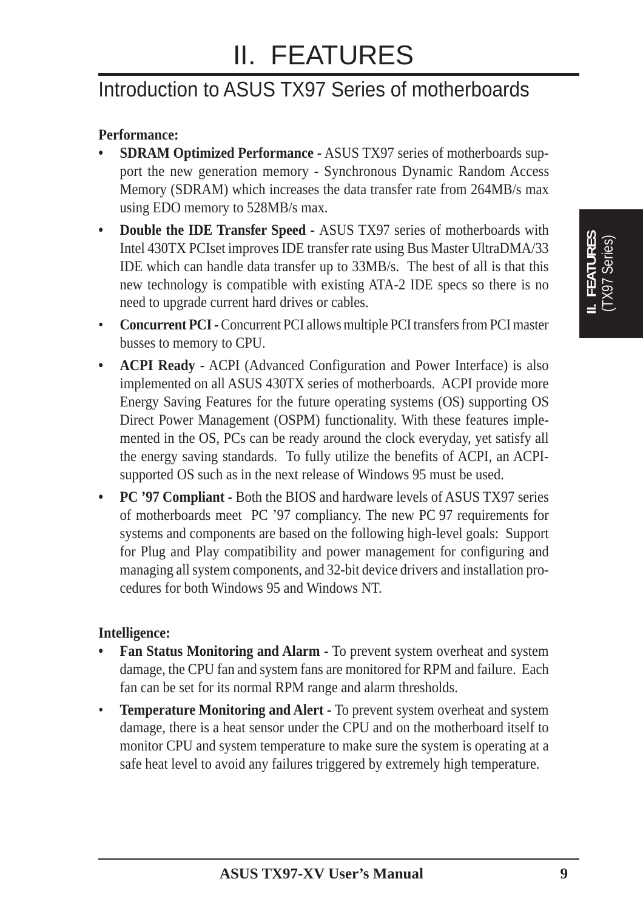# II. FEATURES

## Introduction to ASUS TX97 Series of motherboards

**Performance:**

- **SDRAM Optimized Performance -** ASUS TX97 series of motherboards support the new generation memory - Synchronous Dynamic Random Access Memory (SDRAM) which increases the data transfer rate from 264MB/s max using EDO memory to 528MB/s max.
- **Double the IDE Transfer Speed -** ASUS TX97 series of motherboards with Intel 430TX PCIset improves IDE transfer rate using Bus Master UltraDMA/33 IDE which can handle data transfer up to 33MB/s. The best of all is that this new technology is compatible with existing ATA-2 IDE specs so there is no need to upgrade current hard drives or cables.
- **Concurrent PCI -** Concurrent PCI allows multiple PCI transfers from PCI master busses to memory to CPU.
- **ACPI Ready -** ACPI (Advanced Configuration and Power Interface) is also implemented on all ASUS 430TX series of motherboards. ACPI provide more Energy Saving Features for the future operating systems (OS) supporting OS Direct Power Management (OSPM) functionality. With these features implemented in the OS, PCs can be ready around the clock everyday, yet satisfy all the energy saving standards. To fully utilize the benefits of ACPI, an ACPI-supported OS such as in the next release of Windows 95 must be used.
- **PC '97 Compliant -** Both the BIOS and hardware levels of ASUS TX97 series of motherboards meet PC '97 compliancy. The new PC 97 requirements for systems and components are based on the following high-level goals: Support for Plug and Play compatibility and power management for configuring and managing all system components, and 32-bit device drivers and installation procedures for both Windows 95 and Windows NT.

**Intelligence:**

- **Fan Status Monitoring and Alarm -** To prevent system overheat and system damage, the CPU fan and system fans are monitored for RPM and failure. Each fan can be set for its normal RPM range and alarm thresholds.
- **Temperature Monitoring and Alert -** To prevent system overheat and system damage, there is a heat sensor under the CPU and on the motherboard itself to monitor CPU and system temperature to make sure the system is operating at a safe heat level to avoid any failures triggered by extremely high temperature.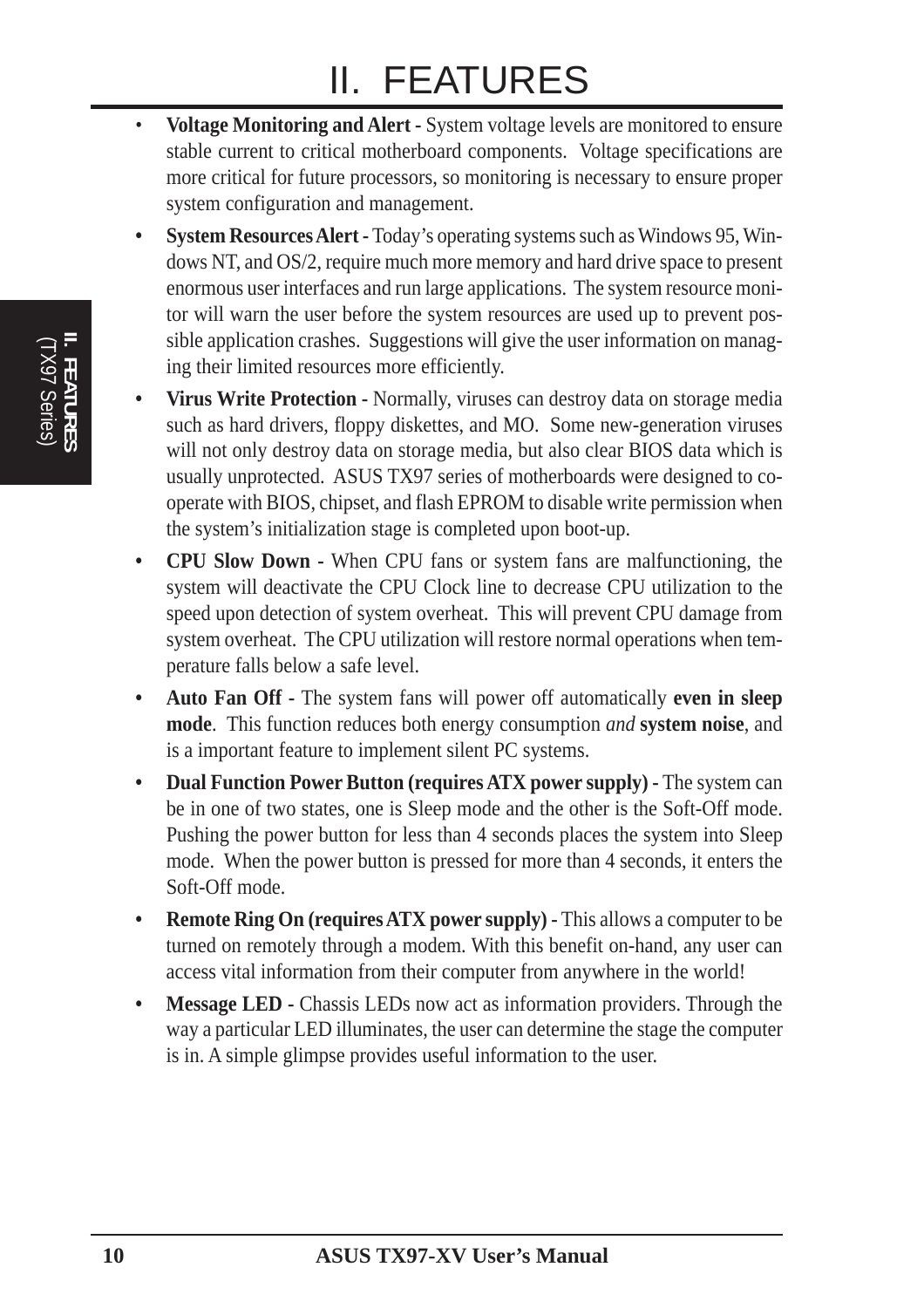# II. FEATURES

- **Voltage Monitoring and Alert -** System voltage levels are monitored to ensure stable current to critical motherboard components. Voltage specifications are more critical for future processors, so monitoring is necessary to ensure proper system configuration and management.
- **System Resources Alert -** Today's operating systems such as Windows 95, Windows NT, and OS/2, require much more memory and hard drive space to present enormous user interfaces and run large applications. The system resource monitor will warn the user before the system resources are used up to prevent possible application crashes. Suggestions will give the user information on managing their limited resources more efficiently.
- **Virus Write Protection -** Normally, viruses can destroy data on storage media such as hard drivers, floppy diskettes, and MO. Some new-generation viruses will not only destroy data on storage media, but also clear BIOS data which is usually unprotected. ASUS TX97 series of motherboards were designed to co-operate with BIOS, chipset, and flash EPROM to disable write permission when the system's initialization stage is completed upon boot-up.
- **CPU Slow Down -** When CPU fans or system fans are malfunctioning, the system will deactivate the CPU Clock line to decrease CPU utilization to the speed upon detection of system overheat. This will prevent CPU damage from system overheat. The CPU utilization will restore normal operations when temperature falls below a safe level.
- **Auto Fan Off -** The system fans will power off automatically **even in sleep mode**. This function reduces both energy consumption *and* **system noise**, and is a important feature to implement silent PC systems.
- **Dual Function Power Button (requires ATX power supply) -** The system can be in one of two states, one is Sleep mode and the other is the Soft-Off mode. Pushing the power button for less than 4 seconds places the system into Sleep mode. When the power button is pressed for more than 4 seconds, it enters the Soft-Off mode.
- **Remote Ring On (requires ATX power supply) -** This allows a computer to be turned on remotely through a modem. With this benefit on-hand, any user can access vital information from their computer from anywhere in the world!
- **Message LED -** Chassis LEDs now act as information providers. Through the way a particular LED illuminates, the user can determine the stage the computer is in. A simple glimpse provides useful information to the user.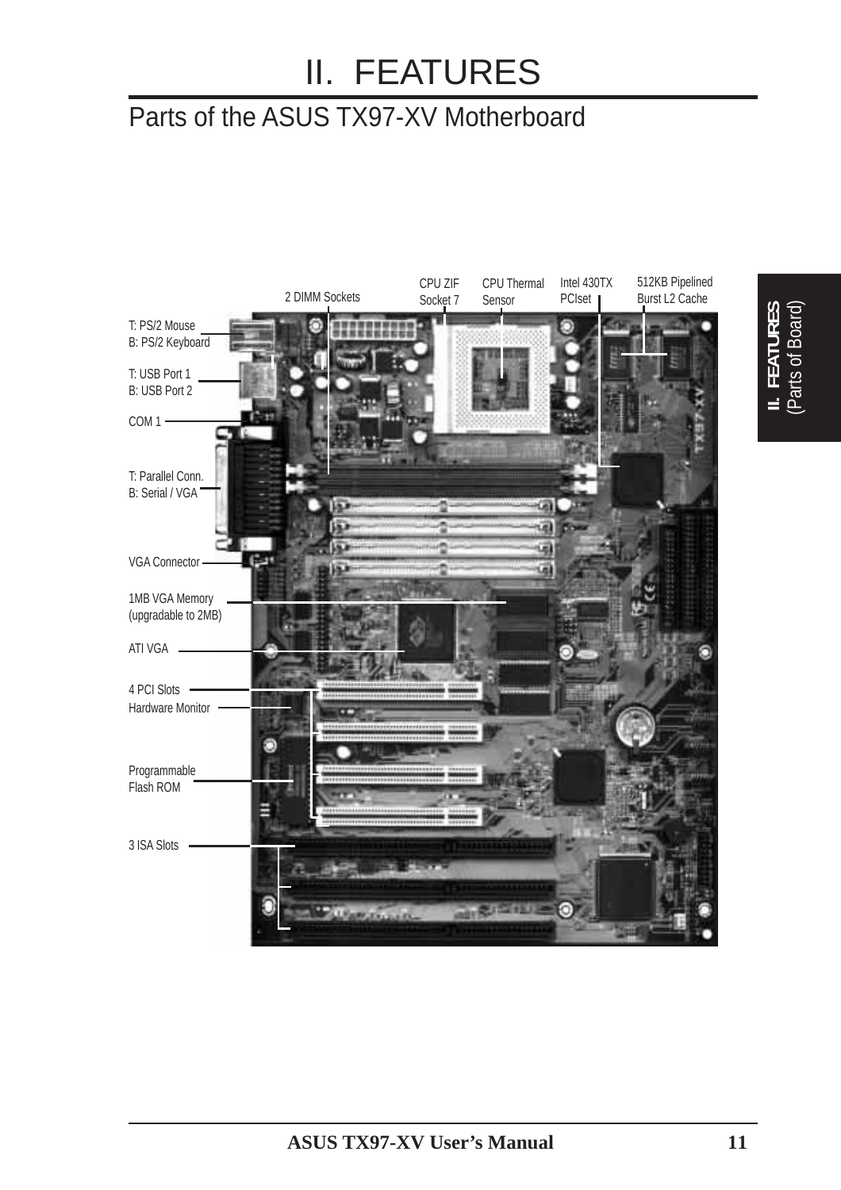# II. FEATURES

## Parts of the ASUS TX97-XV Motherboard

2 DIMM Sockets

CPU ZIF Socket 7

CPU Thermal Sensor

Intel 430TX PCIset

512KB Pipelined Burst L2 Cache

T: PS/2 Mouse
B: PS/2 Keyboard

T: USB Port 1
B: USB Port 2

COM 1

T: Parallel Conn.
B: Serial / VGA

VGA Connector

1MB VGA Memory (upgradable to 2MB)

ATI VGA

4 PCI Slots

Hardware Monitor

Programmable Flash ROM

3 ISA Slots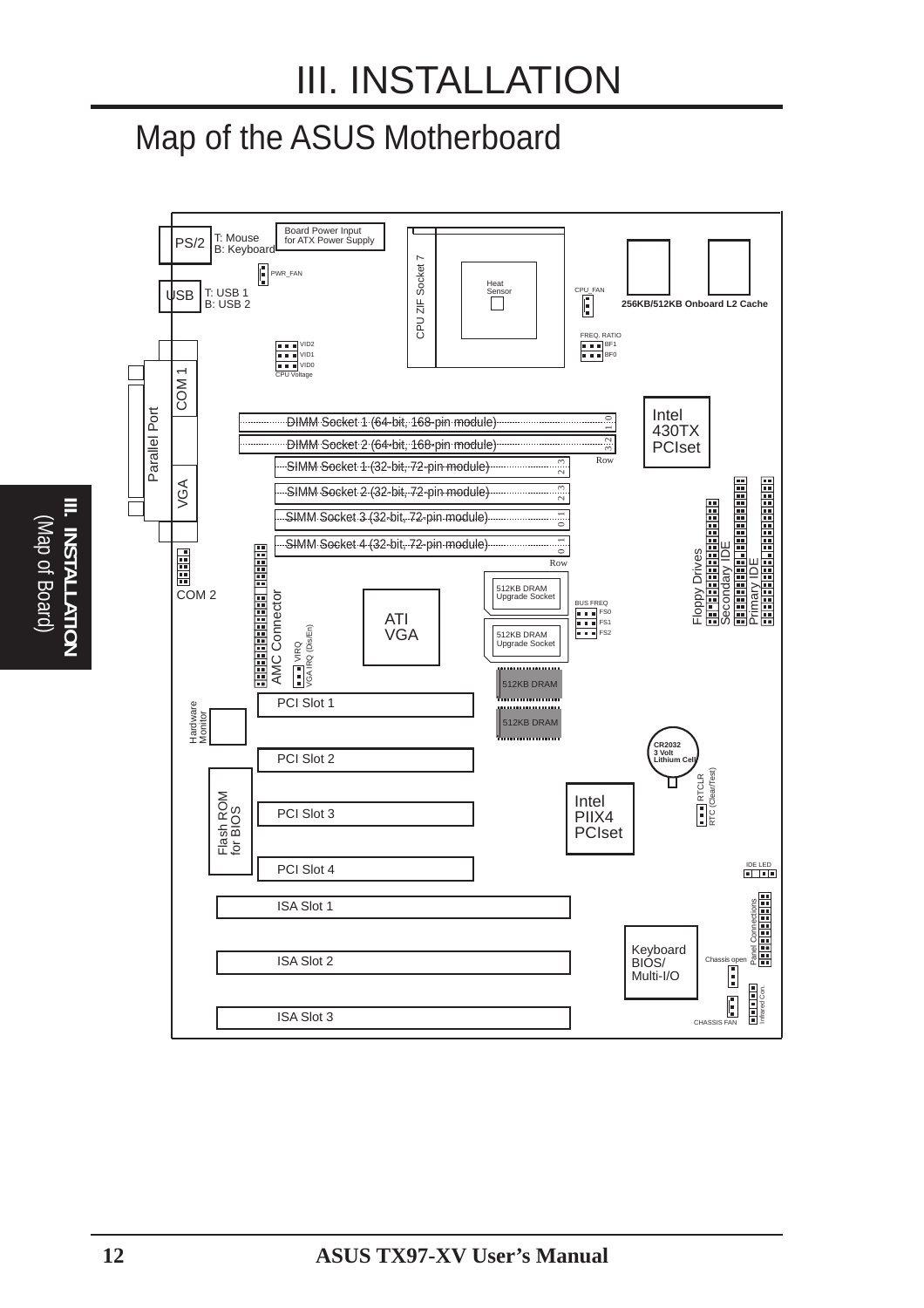# III. INSTALLATION

## Map of the ASUS Motherboard

PS/2 T: Mouse B: Keyboard

Board Power Input for ATX Power Supply

PWR_FAN

USB T: USB 1 B: USB 2

CPU ZIF Socket 7

Heat Sensor

CPU_FAN

256KB/512KB Onboard L2 Cache

FREQ. RATIO BF1 BF0

VID2 VID1 VID0 CPU Voltage

COM 1

Parallel Port

VGA

DIMM Socket 1 (64-bit, 168-pin module)

DIMM Socket 2 (64-bit, 168-pin module)

SIMM Socket 1 (32-bit, 72-pin module)

SIMM Socket 2 (32-bit, 72-pin module)

SIMM Socket 3 (32-bit, 72-pin module)

SIMM Socket 4 (32-bit, 72-pin module)

Row

Intel 430TX PCIset

Floppy Drives

Secondary IDE

Primary IDE

COM 2

AMC Connector

VIRQ VGA IRQ (Dis/En)

ATI VGA

512KB DRAM Upgrade Socket

512KB DRAM Upgrade Socket

BUS FREQ FS0 FS1 FS2

512KB DRAM

512KB DRAM

Hardware Monitor

PCI Slot 1

PCI Slot 2

PCI Slot 3

PCI Slot 4

CR2032 3 Volt Lithium Cell

RTCLR RTC (Clear/Test)

Flash ROM for BIOS

Intel PIIX4 PCIset

IDE LED

ISA Slot 1

ISA Slot 2

ISA Slot 3

Panel Connections

Keyboard BIOS/ Multi-I/O

Chassis open

Infrared Con.

CHASSIS FAN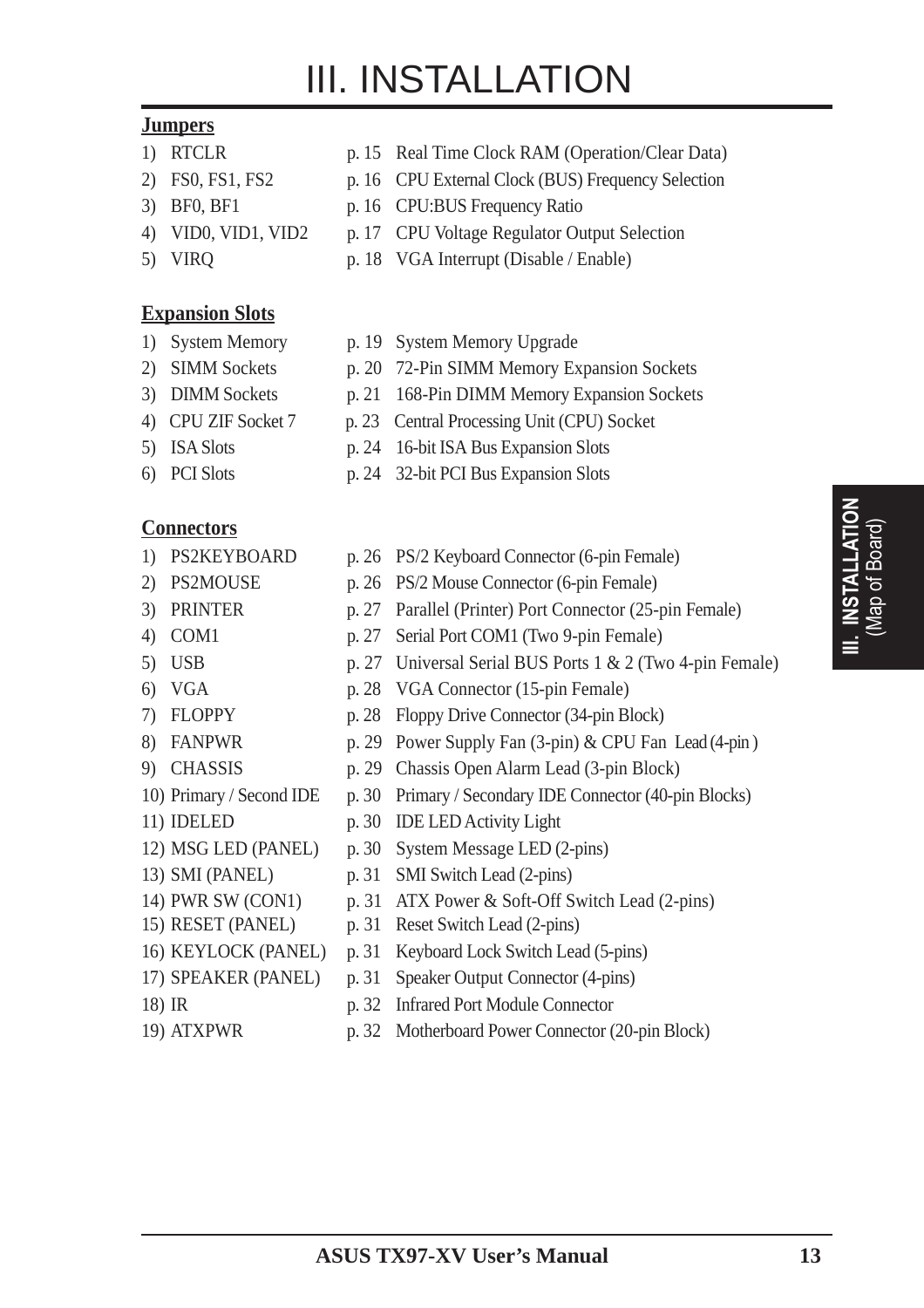# III. INSTALLATION

**Jumpers**

1) RTCLR p. 15 Real Time Clock RAM (Operation/Clear Data)
2) FS0, FS1, FS2 p. 16 CPU External Clock (BUS) Frequency Selection
3) BF0, BF1 p. 16 CPU:BUS Frequency Ratio
4) VID0, VID1, VID2 p. 17 CPU Voltage Regulator Output Selection
5) VIRQ p. 18 VGA Interrupt (Disable / Enable)

**Expansion Slots**

1) System Memory p. 19 System Memory Upgrade
2) SIMM Sockets p. 20 72-Pin SIMM Memory Expansion Sockets
3) DIMM Sockets p. 21 168-Pin DIMM Memory Expansion Sockets
4) CPU ZIF Socket 7 p. 23 Central Processing Unit (CPU) Socket
5) ISA Slots p. 24 16-bit ISA Bus Expansion Slots
6) PCI Slots p. 24 32-bit PCI Bus Expansion Slots

**Connectors**

1) PS2KEYBOARD p. 26 PS/2 Keyboard Connector (6-pin Female)
2) PS2MOUSE p. 26 PS/2 Mouse Connector (6-pin Female)
3) PRINTER p. 27 Parallel (Printer) Port Connector (25-pin Female)
4) COM1 p. 27 Serial Port COM1 (Two 9-pin Female)
5) USB p. 27 Universal Serial BUS Ports 1 & 2 (Two 4-pin Female)
6) VGA p. 28 VGA Connector (15-pin Female)
7) FLOPPY p. 28 Floppy Drive Connector (34-pin Block)
8) FANPWR p. 29 Power Supply Fan (3-pin) & CPU Fan Lead (4-pin )
9) CHASSIS p. 29 Chassis Open Alarm Lead (3-pin Block)
10) Primary / Second IDE p. 30 Primary / Secondary IDE Connector (40-pin Blocks)
11) IDELED p. 30 IDE LED Activity Light
12) MSG LED (PANEL) p. 30 System Message LED (2-pins)
13) SMI (PANEL) p. 31 SMI Switch Lead (2-pins)
14) PWR SW (CON1) p. 31 ATX Power & Soft-Off Switch Lead (2-pins)
15) RESET (PANEL) p. 31 Reset Switch Lead (2-pins)
16) KEYLOCK (PANEL) p. 31 Keyboard Lock Switch Lead (5-pins)
17) SPEAKER (PANEL) p. 31 Speaker Output Connector (4-pins)
18) IR p. 32 Infrared Port Module Connector
19) ATXPWR p. 32 Motherboard Power Connector (20-pin Block)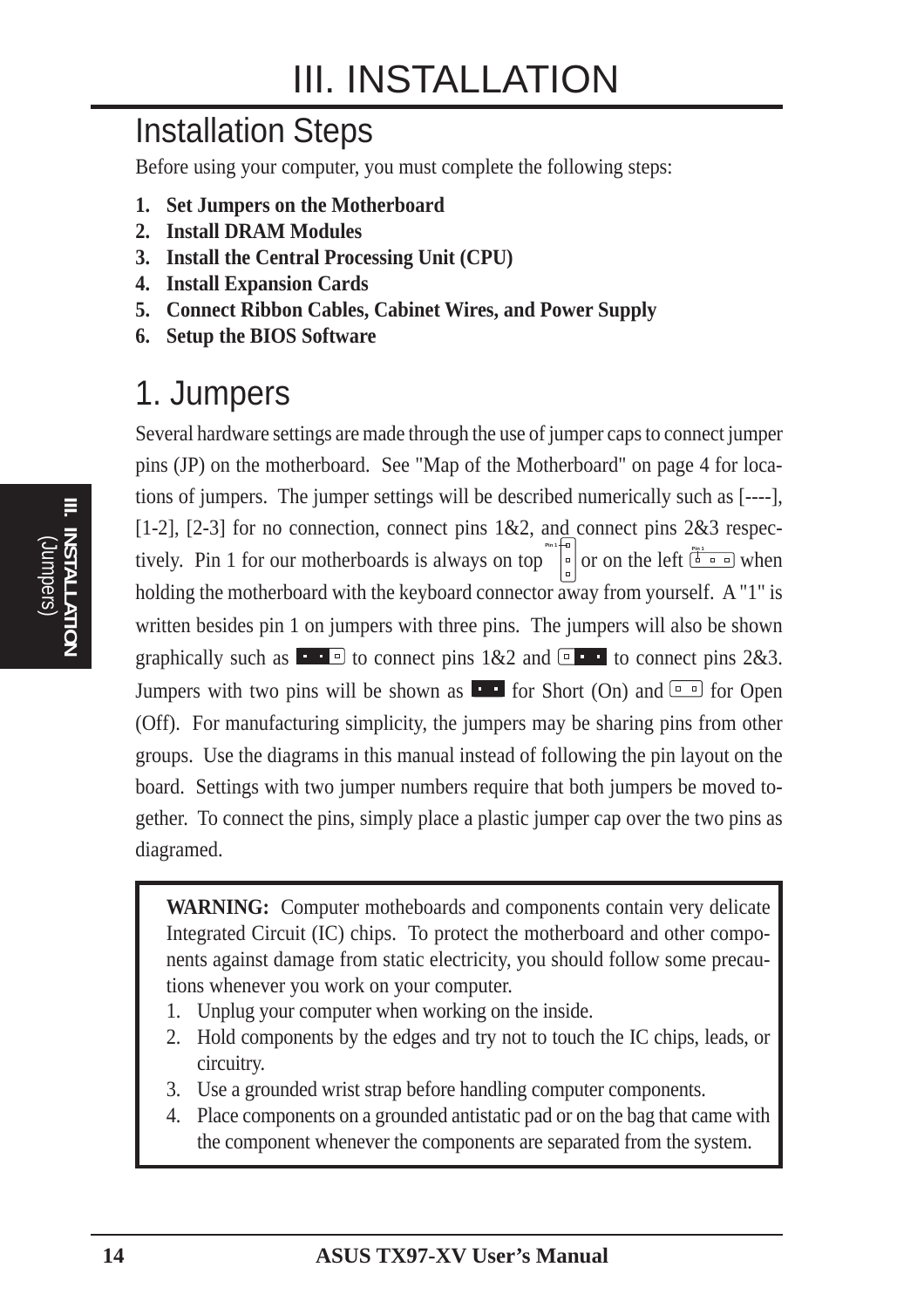# III. INSTALLATION

## Installation Steps

Before using your computer, you must complete the following steps:

1. **Set Jumpers on the Motherboard**
2. **Install DRAM Modules**
3. **Install the Central Processing Unit (CPU)**
4. **Install Expansion Cards**
5. **Connect Ribbon Cables, Cabinet Wires, and Power Supply**
6. **Setup the BIOS Software**

## 1. Jumpers

Several hardware settings are made through the use of jumper caps to connect jumper pins (JP) on the motherboard. See "Map of the Motherboard" on page 4 for locations of jumpers. The jumper settings will be described numerically such as [----], [1-2], [2-3] for no connection, connect pins 1&2, and connect pins 2&3 respectively. Pin 1 for our motherboards is always on top or on the left when holding the motherboard with the keyboard connector away from yourself. A "1" is written besides pin 1 on jumpers with three pins. The jumpers will also be shown graphically such as to connect pins 1&2 and to connect pins 2&3. Jumpers with two pins will be shown as for Short (On) and for Open (Off). For manufacturing simplicity, the jumpers may be sharing pins from other groups. Use the diagrams in this manual instead of following the pin layout on the board. Settings with two jumper numbers require that both jumpers be moved together. To connect the pins, simply place a plastic jumper cap over the two pins as diagramed.

**WARNING:** Computer motheboards and components contain very delicate Integrated Circuit (IC) chips. To protect the motherboard and other components against damage from static electricity, you should follow some precautions whenever you work on your computer.

1. Unplug your computer when working on the inside.
2. Hold components by the edges and try not to touch the IC chips, leads, or circuitry.
3. Use a grounded wrist strap before handling computer components.
4. Place components on a grounded antistatic pad or on the bag that came with the component whenever the components are separated from the system.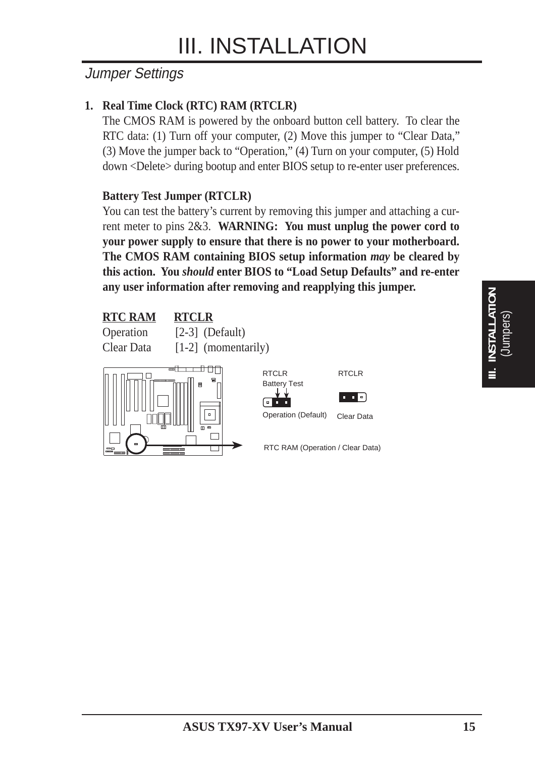# III. INSTALLATION

## Jumper Settings

**1. Real Time Clock (RTC) RAM (RTCLR)**

The CMOS RAM is powered by the onboard button cell battery. To clear the RTC data: (1) Turn off your computer, (2) Move this jumper to “Clear Data,” (3) Move the jumper back to “Operation,” (4) Turn on your computer, (5) Hold down <Delete> during bootup and enter BIOS setup to re-enter user preferences.

**Battery Test Jumper (RTCLR)**

You can test the battery’s current by removing this jumper and attaching a current meter to pins 2&3. **WARNING: You must unplug the power cord to your power supply to ensure that there is no power to your motherboard. The CMOS RAM containing BIOS setup information *may* be cleared by this action. You *should* enter BIOS to “Load Setup Defaults” and re-enter any user information after removing and reapplying this jumper.**

| RTC RAM | RTCLR |
|---|---|
| Operation | [2-3] (Default) |
| Clear Data | [1-2] (momentarily) |

RTCLR Battery Test

Operation (Default)

RTCLR

Clear Data

RTC RAM (Operation / Clear Data)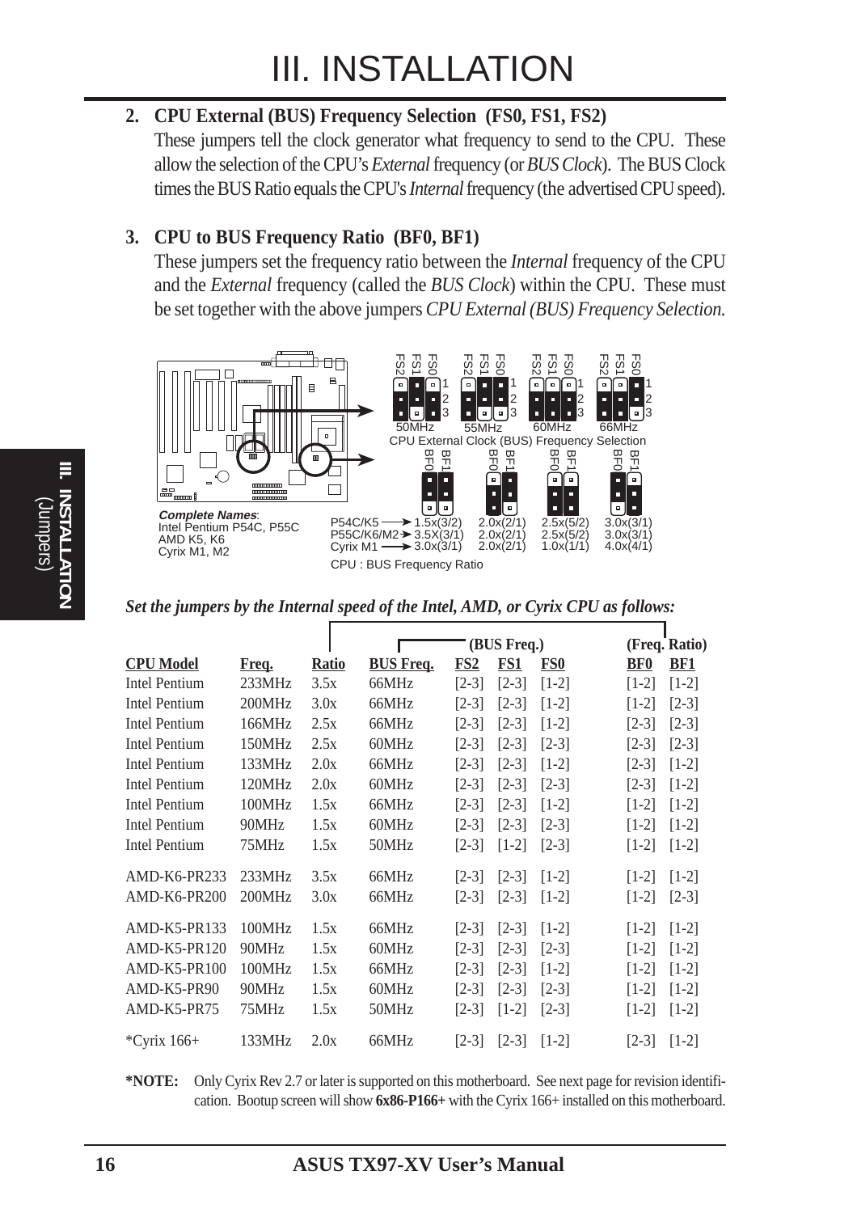# III. INSTALLATION

**2. CPU External (BUS) Frequency Selection (FS0, FS1, FS2)**

These jumpers tell the clock generator what frequency to send to the CPU. These allow the selection of the CPU's *External* frequency (or *BUS Clock*). The BUS Clock times the BUS Ratio equals the CPU's *Internal* frequency (the advertised CPU speed).

**3. CPU to BUS Frequency Ratio (BF0, BF1)**

These jumpers set the frequency ratio between the *Internal* frequency of the CPU and the *External* frequency (called the *BUS Clock*) within the CPU. These must be set together with the above jumpers *CPU External (BUS) Frequency Selection.*

CPU External Clock (BUS) Frequency Selection: 50MHz, 55MHz, 60MHz, 66MHz

***Complete Names***:
Intel Pentium P54C, P55C
AMD K5, K6
Cyrix M1, M2

| | | | | |
|---|---|---|---|---|
| P54C/K5 | 1.5x(3/2) | 2.0x(2/1) | 2.5x(5/2) | 3.0x(3/1) |
| P55C/K6/M2 | 3.5X(3/1) | 2.0x(2/1) | 2.5x(5/2) | 3.0x(3/1) |
| Cyrix M1 | 3.0x(3/1) | 2.0x(2/1) | 1.0x(1/1) | 4.0x(4/1) |

CPU : BUS Frequency Ratio

***Set the jumpers by the Internal speed of the Intel, AMD, or Cyrix CPU as follows:***

| | | | | (BUS Freq.) | | | (Freq. Ratio) | |
|---|---|---|---|---|---|---|---|---|
| **CPU Model** | **Freq.** | **Ratio** | **BUS Freq.** | **FS2** | **FS1** | **FS0** | **BF0** | **BF1** |
| Intel Pentium | 233MHz | 3.5x | 66MHz | [2-3] | [2-3] | [1-2] | [1-2] | [1-2] |
| Intel Pentium | 200MHz | 3.0x | 66MHz | [2-3] | [2-3] | [1-2] | [1-2] | [2-3] |
| Intel Pentium | 166MHz | 2.5x | 66MHz | [2-3] | [2-3] | [1-2] | [2-3] | [2-3] |
| Intel Pentium | 150MHz | 2.5x | 60MHz | [2-3] | [2-3] | [2-3] | [2-3] | [2-3] |
| Intel Pentium | 133MHz | 2.0x | 66MHz | [2-3] | [2-3] | [1-2] | [2-3] | [1-2] |
| Intel Pentium | 120MHz | 2.0x | 60MHz | [2-3] | [2-3] | [2-3] | [2-3] | [1-2] |
| Intel Pentium | 100MHz | 1.5x | 66MHz | [2-3] | [2-3] | [1-2] | [1-2] | [1-2] |
| Intel Pentium | 90MHz | 1.5x | 60MHz | [2-3] | [2-3] | [2-3] | [1-2] | [1-2] |
| Intel Pentium | 75MHz | 1.5x | 50MHz | [2-3] | [1-2] | [2-3] | [1-2] | [1-2] |
| AMD-K6-PR233 | 233MHz | 3.5x | 66MHz | [2-3] | [2-3] | [1-2] | [1-2] | [1-2] |
| AMD-K6-PR200 | 200MHz | 3.0x | 66MHz | [2-3] | [2-3] | [1-2] | [1-2] | [2-3] |
| AMD-K5-PR133 | 100MHz | 1.5x | 66MHz | [2-3] | [2-3] | [1-2] | [1-2] | [1-2] |
| AMD-K5-PR120 | 90MHz | 1.5x | 60MHz | [2-3] | [2-3] | [2-3] | [1-2] | [1-2] |
| AMD-K5-PR100 | 100MHz | 1.5x | 66MHz | [2-3] | [2-3] | [1-2] | [1-2] | [1-2] |
| AMD-K5-PR90 | 90MHz | 1.5x | 60MHz | [2-3] | [2-3] | [2-3] | [1-2] | [1-2] |
| AMD-K5-PR75 | 75MHz | 1.5x | 50MHz | [2-3] | [1-2] | [2-3] | [1-2] | [1-2] |
| *Cyrix 166+ | 133MHz | 2.0x | 66MHz | [2-3] | [2-3] | [1-2] | [2-3] | [1-2] |

**\*NOTE:** Only Cyrix Rev 2.7 or later is supported on this motherboard. See next page for revision identification. Bootup screen will show **6x86-P166+** with the Cyrix 166+ installed on this motherboard.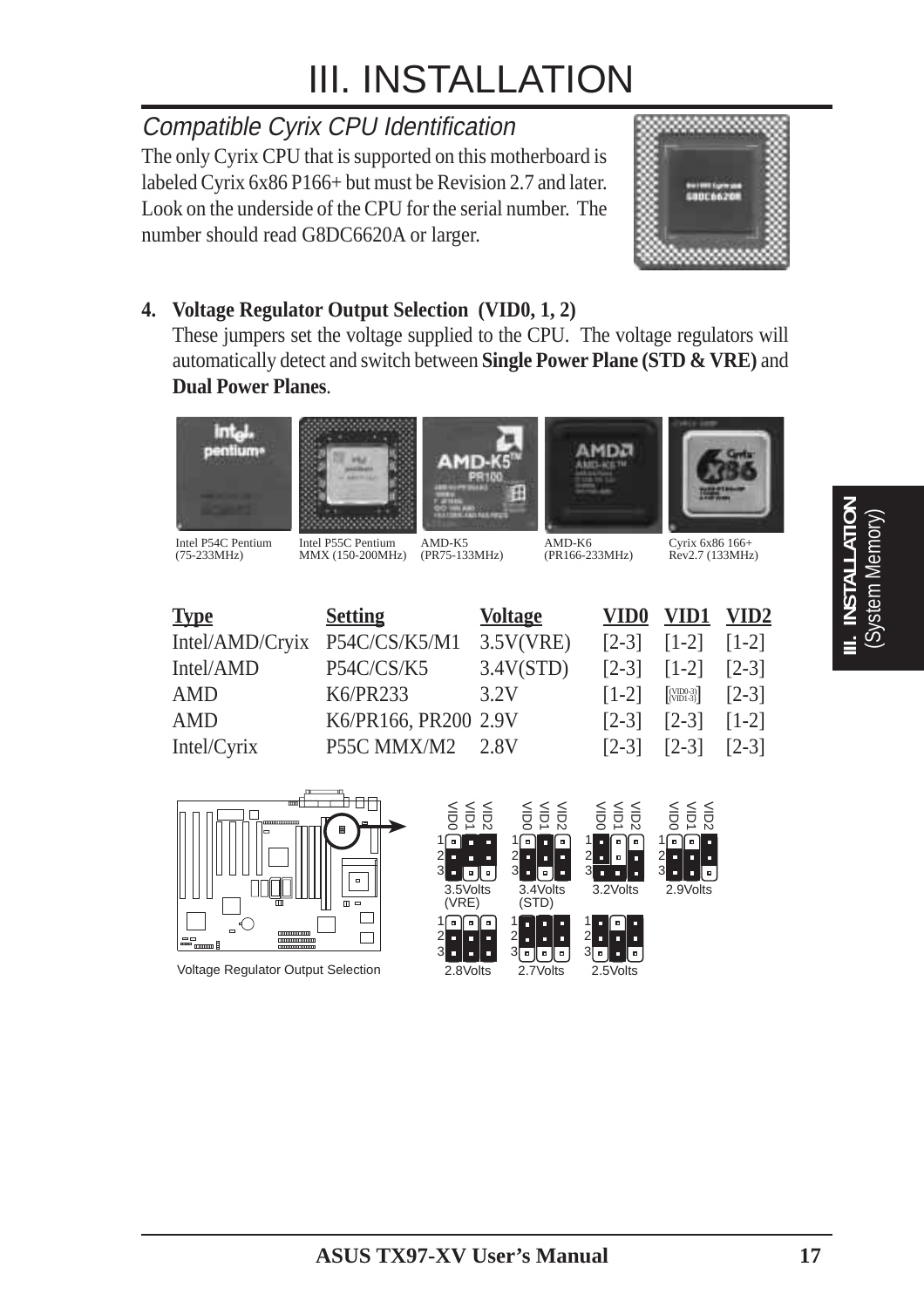# III. INSTALLATION

## *Compatible Cyrix CPU Identification*

The only Cyrix CPU that is supported on this motherboard is labeled Cyrix 6x86 P166+ but must be Revision 2.7 and later. Look on the underside of the CPU for the serial number. The number should read G8DC6620A or larger.

**4. Voltage Regulator Output Selection (VID0, 1, 2)**

These jumpers set the voltage supplied to the CPU. The voltage regulators will automatically detect and switch between **Single Power Plane (STD & VRE)** and **Dual Power Planes**.

Intel P54C Pentium (75-233MHz)

Intel P55C Pentium MMX (150-200MHz)

AMD-K5 (PR75-133MHz)

AMD-K6 (PR166-233MHz)

Cyrix 6x86 166+ Rev2.7 (133MHz)

| Type | Setting | Voltage | VID0 | VID1 | VID2 |
|---|---|---|---|---|---|
| Intel/AMD/Cryix | P54C/CS/K5/M1 | 3.5V(VRE) | [2-3] | [1-2] | [1-2] |
| Intel/AMD | P54C/CS/K5 | 3.4V(STD) | [2-3] | [1-2] | [2-3] |
| AMD | K6/PR233 | 3.2V | [1-2] | [VID0-3] [VID1-3] | [2-3] |
| AMD | K6/PR166, PR200 | 2.9V | [2-3] | [2-3] | [1-2] |
| Intel/Cyrix | P55C MMX/M2 | 2.8V | [2-3] | [2-3] | [2-3] |

Voltage Regulator Output Selection

3.5Volts (VRE), 3.4Volts (STD), 3.2Volts, 2.9Volts, 2.8Volts, 2.7Volts, 2.5Volts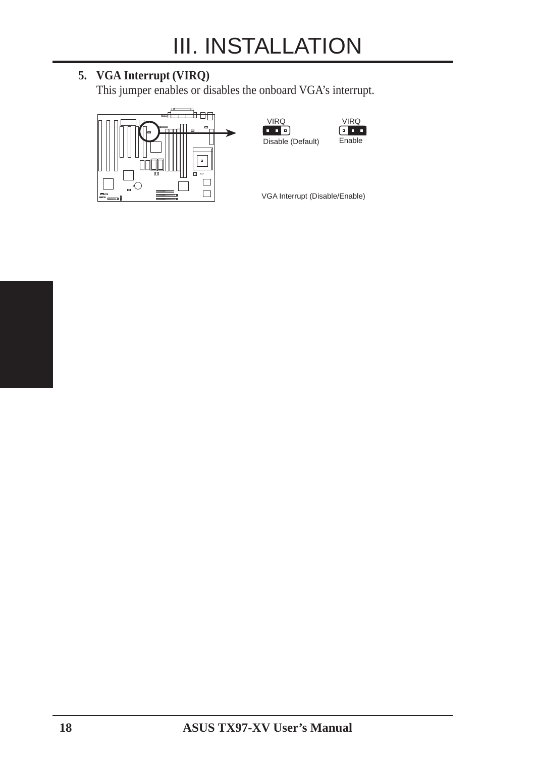5. **VGA Interrupt (VIRQ)**
   This jumper enables or disables the onboard VGA's interrupt.

VIRQ
Disable (Default)

VIRQ
Enable

VGA Interrupt (Disable/Enable)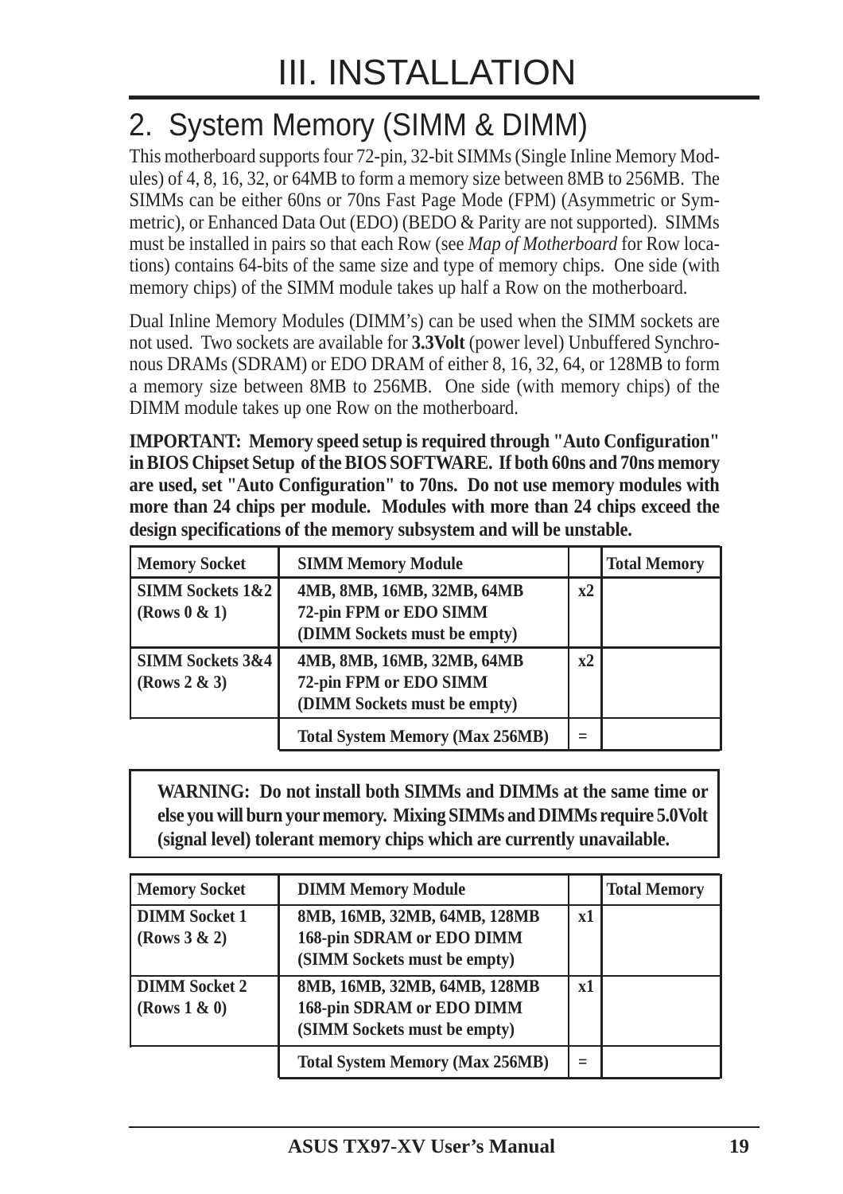# III. INSTALLATION

## 2. System Memory (SIMM & DIMM)

This motherboard supports four 72-pin, 32-bit SIMMs (Single Inline Memory Modules) of 4, 8, 16, 32, or 64MB to form a memory size between 8MB to 256MB. The SIMMs can be either 60ns or 70ns Fast Page Mode (FPM) (Asymmetric or Symmetric), or Enhanced Data Out (EDO) (BEDO & Parity are not supported). SIMMs must be installed in pairs so that each Row (see *Map of Motherboard* for Row locations) contains 64-bits of the same size and type of memory chips. One side (with memory chips) of the SIMM module takes up half a Row on the motherboard.

Dual Inline Memory Modules (DIMM's) can be used when the SIMM sockets are not used. Two sockets are available for **3.3Volt** (power level) Unbuffered Synchronous DRAMs (SDRAM) or EDO DRAM of either 8, 16, 32, 64, or 128MB to form a memory size between 8MB to 256MB. One side (with memory chips) of the DIMM module takes up one Row on the motherboard.

**IMPORTANT: Memory speed setup is required through "Auto Configuration" in BIOS Chipset Setup of the BIOS SOFTWARE. If both 60ns and 70ns memory are used, set "Auto Configuration" to 70ns. Do not use memory modules with more than 24 chips per module. Modules with more than 24 chips exceed the design specifications of the memory subsystem and will be unstable.**

| Memory Socket | SIMM Memory Module | | Total Memory |
|---|---|---|---|
| SIMM Sockets 1&2 (Rows 0 & 1) | 4MB, 8MB, 16MB, 32MB, 64MB 72-pin FPM or EDO SIMM (DIMM Sockets must be empty) | x2 | |
| SIMM Sockets 3&4 (Rows 2 & 3) | 4MB, 8MB, 16MB, 32MB, 64MB 72-pin FPM or EDO SIMM (DIMM Sockets must be empty) | x2 | |
| | Total System Memory (Max 256MB) | = | |

**WARNING: Do not install both SIMMs and DIMMs at the same time or else you will burn your memory. Mixing SIMMs and DIMMs require 5.0Volt (signal level) tolerant memory chips which are currently unavailable.**

| Memory Socket | DIMM Memory Module | | Total Memory |
|---|---|---|---|
| DIMM Socket 1 (Rows 3 & 2) | 8MB, 16MB, 32MB, 64MB, 128MB 168-pin SDRAM or EDO DIMM (SIMM Sockets must be empty) | x1 | |
| DIMM Socket 2 (Rows 1 & 0) | 8MB, 16MB, 32MB, 64MB, 128MB 168-pin SDRAM or EDO DIMM (SIMM Sockets must be empty) | x1 | |
| | Total System Memory (Max 256MB) | = | |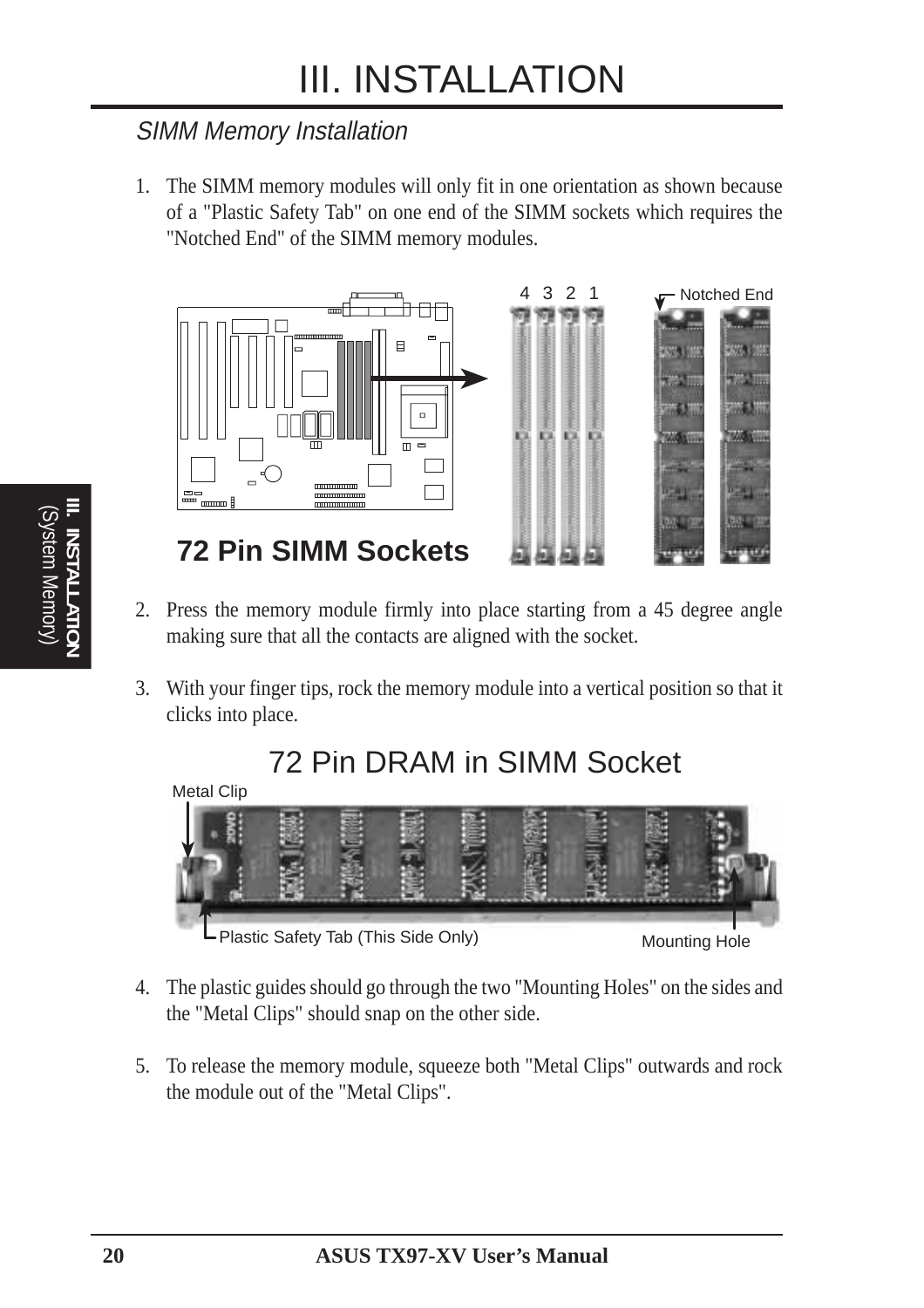## SIMM Memory Installation

1. The SIMM memory modules will only fit in one orientation as shown because of a "Plastic Safety Tab" on one end of the SIMM sockets which requires the "Notched End" of the SIMM memory modules.

4 3 2 1 Notched End

**72 Pin SIMM Sockets**

2. Press the memory module firmly into place starting from a 45 degree angle making sure that all the contacts are aligned with the socket.

3. With your finger tips, rock the memory module into a vertical position so that it clicks into place.

72 Pin DRAM in SIMM Socket

Metal Clip

Plastic Safety Tab (This Side Only)

Mounting Hole

4. The plastic guides should go through the two "Mounting Holes" on the sides and the "Metal Clips" should snap on the other side.

5. To release the memory module, squeeze both "Metal Clips" outwards and rock the module out of the "Metal Clips".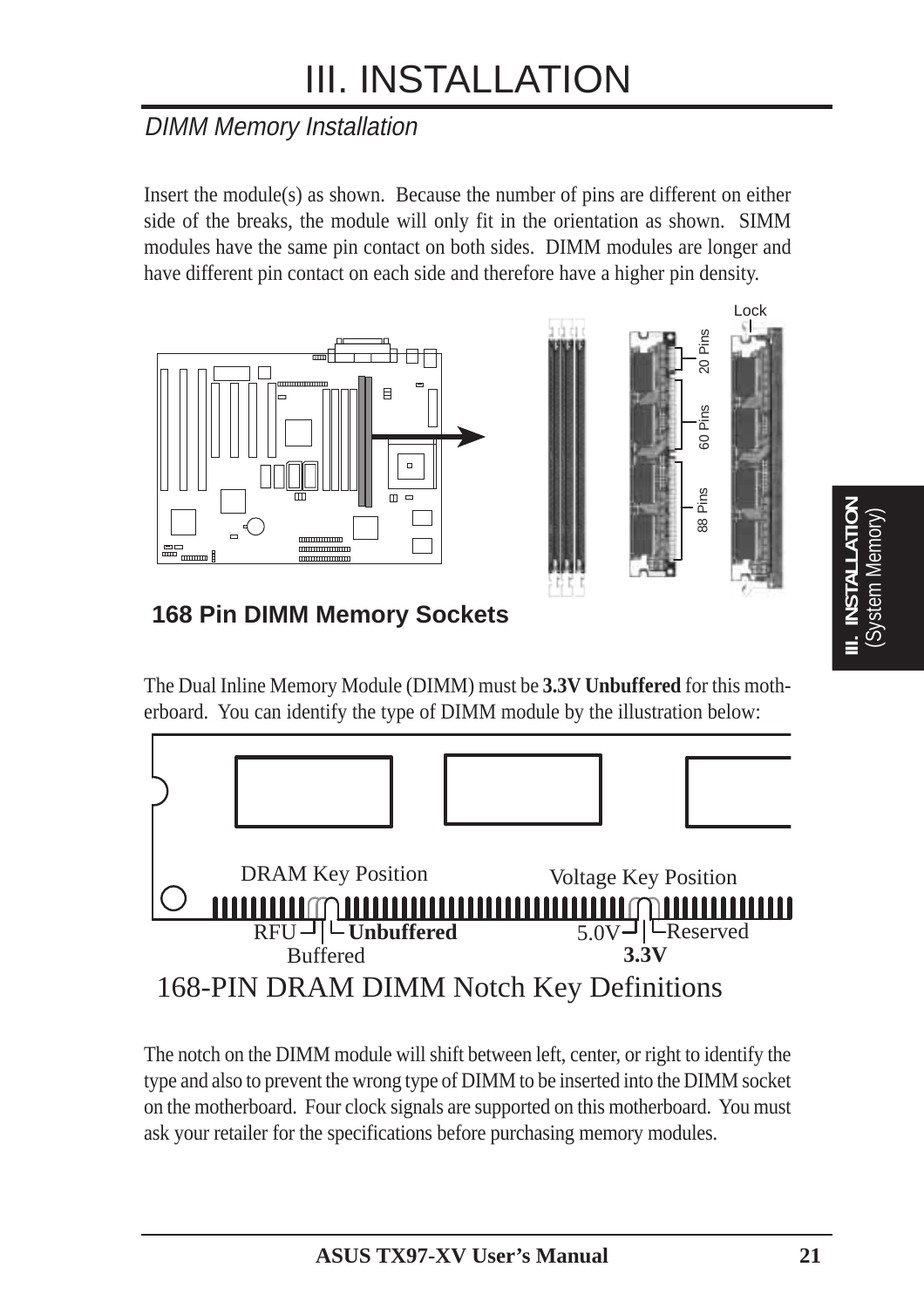# III. INSTALLATION

## DIMM Memory Installation

Insert the module(s) as shown. Because the number of pins are different on either side of the breaks, the module will only fit in the orientation as shown. SIMM modules have the same pin contact on both sides. DIMM modules are longer and have different pin contact on each side and therefore have a higher pin density.

**168 Pin DIMM Memory Sockets**

The Dual Inline Memory Module (DIMM) must be **3.3V Unbuffered** for this motherboard. You can identify the type of DIMM module by the illustration below:

168-PIN DRAM DIMM Notch Key Definitions

The notch on the DIMM module will shift between left, center, or right to identify the type and also to prevent the wrong type of DIMM to be inserted into the DIMM socket on the motherboard. Four clock signals are supported on this motherboard. You must ask your retailer for the specifications before purchasing memory modules.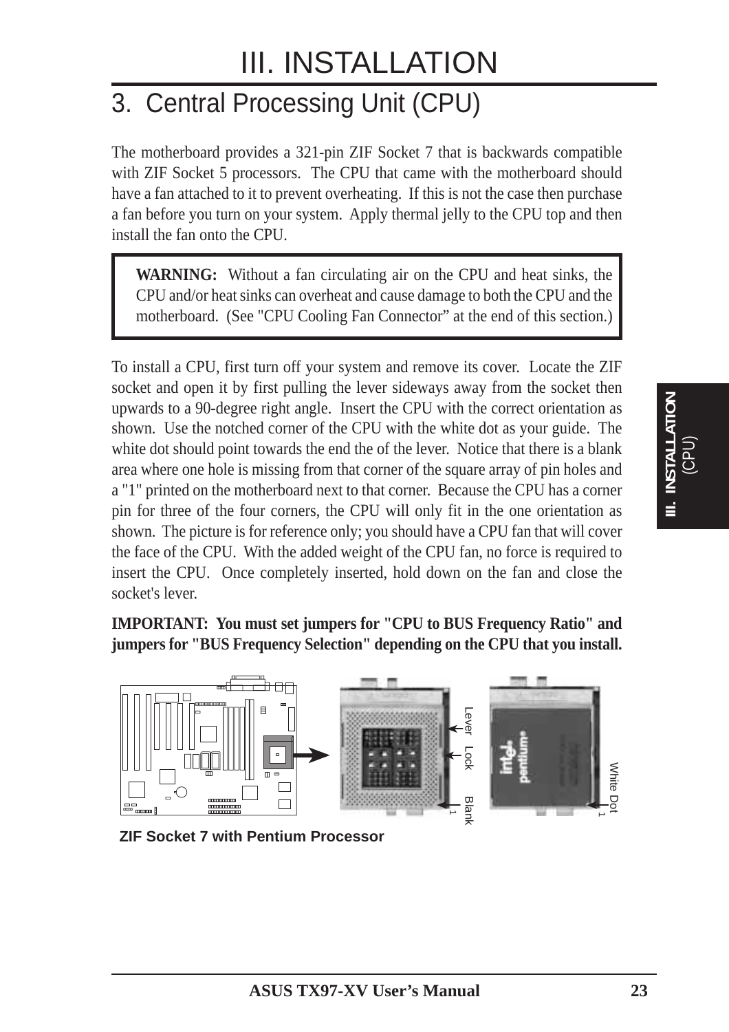# III. INSTALLATION

## 3. Central Processing Unit (CPU)

The motherboard provides a 321-pin ZIF Socket 7 that is backwards compatible with ZIF Socket 5 processors. The CPU that came with the motherboard should have a fan attached to it to prevent overheating. If this is not the case then purchase a fan before you turn on your system. Apply thermal jelly to the CPU top and then install the fan onto the CPU.

> **WARNING:** Without a fan circulating air on the CPU and heat sinks, the CPU and/or heat sinks can overheat and cause damage to both the CPU and the motherboard. (See "CPU Cooling Fan Connector" at the end of this section.)

To install a CPU, first turn off your system and remove its cover. Locate the ZIF socket and open it by first pulling the lever sideways away from the socket then upwards to a 90-degree right angle. Insert the CPU with the correct orientation as shown. Use the notched corner of the CPU with the white dot as your guide. The white dot should point towards the end the of the lever. Notice that there is a blank area where one hole is missing from that corner of the square array of pin holes and a "1" printed on the motherboard next to that corner. Because the CPU has a corner pin for three of the four corners, the CPU will only fit in the one orientation as shown. The picture is for reference only; you should have a CPU fan that will cover the face of the CPU. With the added weight of the CPU fan, no force is required to insert the CPU. Once completely inserted, hold down on the fan and close the socket's lever.

**IMPORTANT: You must set jumpers for "CPU to BUS Frequency Ratio" and jumpers for "BUS Frequency Selection" depending on the CPU that you install.**

Lever Lock Blank 1

White Dot 1

**ZIF Socket 7 with Pentium Processor**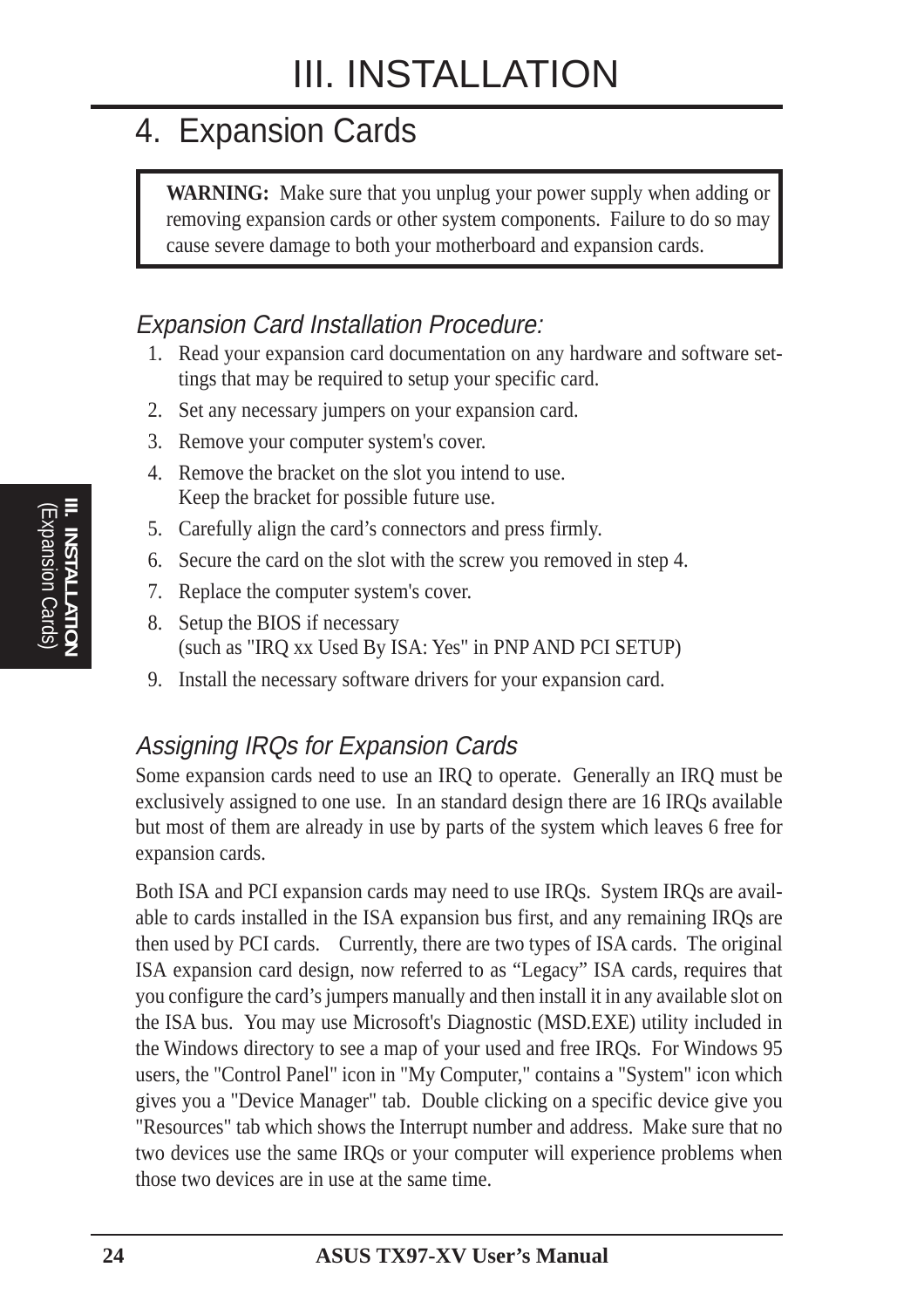# III. INSTALLATION

## 4. Expansion Cards

**WARNING:** Make sure that you unplug your power supply when adding or removing expansion cards or other system components. Failure to do so may cause severe damage to both your motherboard and expansion cards.

### *Expansion Card Installation Procedure:*

1. Read your expansion card documentation on any hardware and software settings that may be required to setup your specific card.
2. Set any necessary jumpers on your expansion card.
3. Remove your computer system's cover.
4. Remove the bracket on the slot you intend to use.
   Keep the bracket for possible future use.
5. Carefully align the card's connectors and press firmly.
6. Secure the card on the slot with the screw you removed in step 4.
7. Replace the computer system's cover.
8. Setup the BIOS if necessary
   (such as "IRQ xx Used By ISA: Yes" in PNP AND PCI SETUP)
9. Install the necessary software drivers for your expansion card.

### *Assigning IRQs for Expansion Cards*

Some expansion cards need to use an IRQ to operate. Generally an IRQ must be exclusively assigned to one use. In an standard design there are 16 IRQs available but most of them are already in use by parts of the system which leaves 6 free for expansion cards.

Both ISA and PCI expansion cards may need to use IRQs. System IRQs are available to cards installed in the ISA expansion bus first, and any remaining IRQs are then used by PCI cards. Currently, there are two types of ISA cards. The original ISA expansion card design, now referred to as "Legacy" ISA cards, requires that you configure the card's jumpers manually and then install it in any available slot on the ISA bus. You may use Microsoft's Diagnostic (MSD.EXE) utility included in the Windows directory to see a map of your used and free IRQs. For Windows 95 users, the "Control Panel" icon in "My Computer," contains a "System" icon which gives you a "Device Manager" tab. Double clicking on a specific device give you "Resources" tab which shows the Interrupt number and address. Make sure that no two devices use the same IRQs or your computer will experience problems when those two devices are in use at the same time.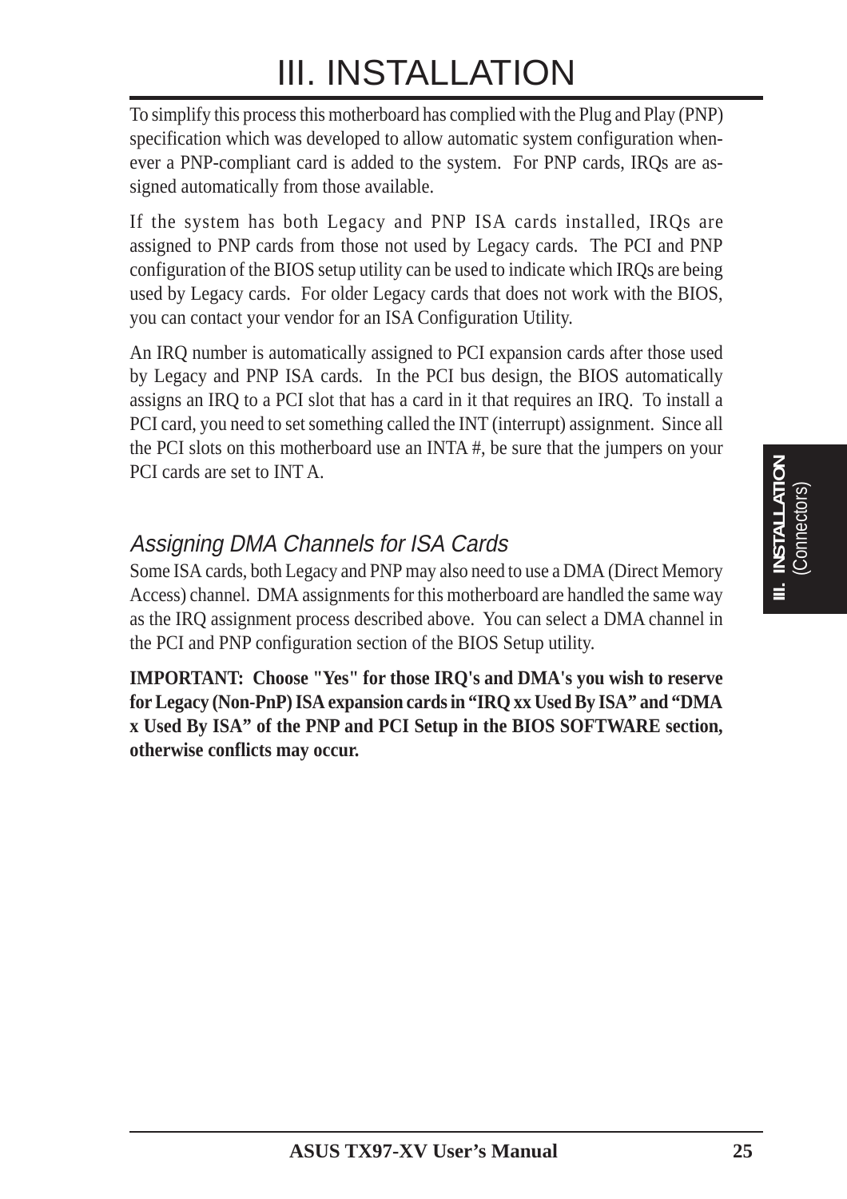To simplify this process this motherboard has complied with the Plug and Play (PNP) specification which was developed to allow automatic system configuration whenever a PNP-compliant card is added to the system. For PNP cards, IRQs are assigned automatically from those available.

If the system has both Legacy and PNP ISA cards installed, IRQs are assigned to PNP cards from those not used by Legacy cards. The PCI and PNP configuration of the BIOS setup utility can be used to indicate which IRQs are being used by Legacy cards. For older Legacy cards that does not work with the BIOS, you can contact your vendor for an ISA Configuration Utility.

An IRQ number is automatically assigned to PCI expansion cards after those used by Legacy and PNP ISA cards. In the PCI bus design, the BIOS automatically assigns an IRQ to a PCI slot that has a card in it that requires an IRQ. To install a PCI card, you need to set something called the INT (interrupt) assignment. Since all the PCI slots on this motherboard use an INTA #, be sure that the jumpers on your PCI cards are set to INT A.

### *Assigning DMA Channels for ISA Cards*

Some ISA cards, both Legacy and PNP may also need to use a DMA (Direct Memory Access) channel. DMA assignments for this motherboard are handled the same way as the IRQ assignment process described above. You can select a DMA channel in the PCI and PNP configuration section of the BIOS Setup utility.

**IMPORTANT: Choose "Yes" for those IRQ's and DMA's you wish to reserve for Legacy (Non-PnP) ISA expansion cards in "IRQ xx Used By ISA" and "DMA x Used By ISA" of the PNP and PCI Setup in the BIOS SOFTWARE section, otherwise conflicts may occur.**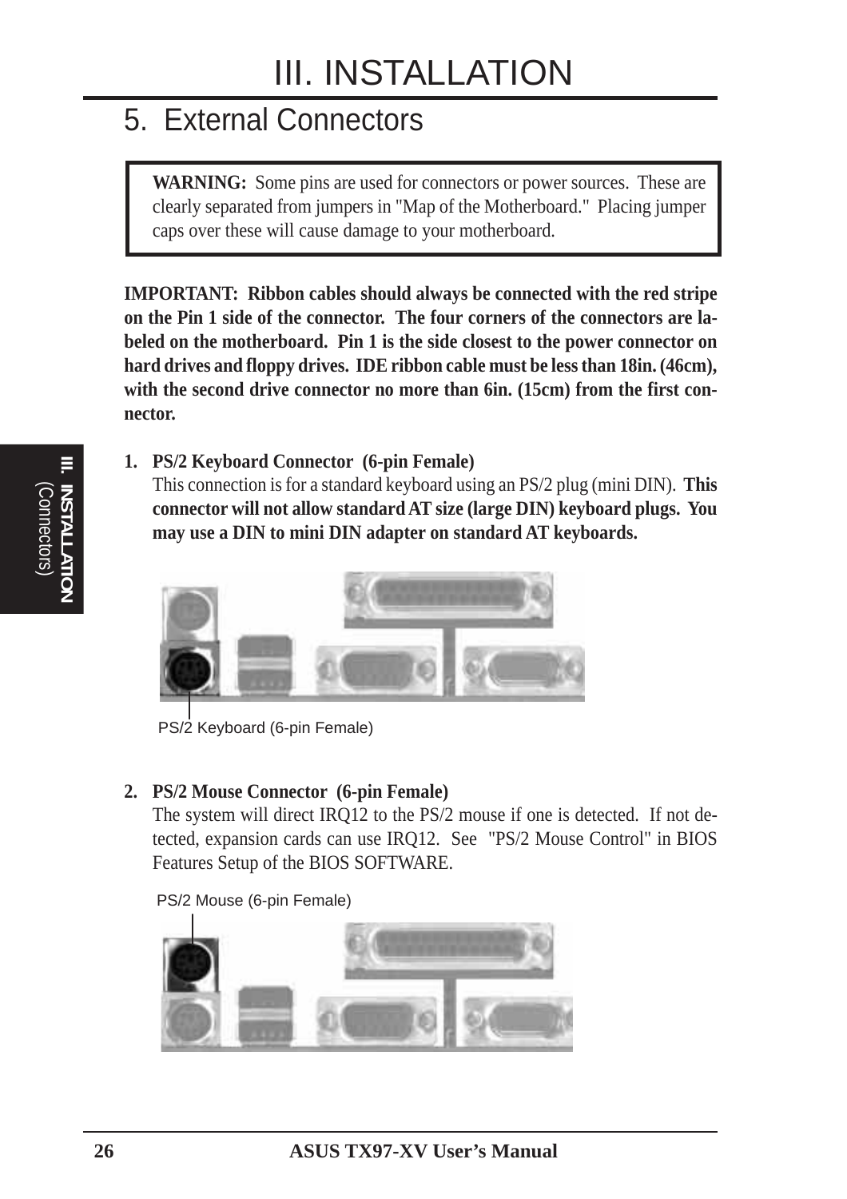# III. INSTALLATION

## 5. External Connectors

> **WARNING:** Some pins are used for connectors or power sources. These are clearly separated from jumpers in "Map of the Motherboard." Placing jumper caps over these will cause damage to your motherboard.

**IMPORTANT: Ribbon cables should always be connected with the red stripe on the Pin 1 side of the connector. The four corners of the connectors are labeled on the motherboard. Pin 1 is the side closest to the power connector on hard drives and floppy drives. IDE ribbon cable must be less than 18in. (46cm), with the second drive connector no more than 6in. (15cm) from the first connector.**

1. **PS/2 Keyboard Connector (6-pin Female)**
   This connection is for a standard keyboard using an PS/2 plug (mini DIN). **This connector will not allow standard AT size (large DIN) keyboard plugs. You may use a DIN to mini DIN adapter on standard AT keyboards.**

   PS/2 Keyboard (6-pin Female)

2. **PS/2 Mouse Connector (6-pin Female)**
   The system will direct IRQ12 to the PS/2 mouse if one is detected. If not detected, expansion cards can use IRQ12. See "PS/2 Mouse Control" in BIOS Features Setup of the BIOS SOFTWARE.

   PS/2 Mouse (6-pin Female)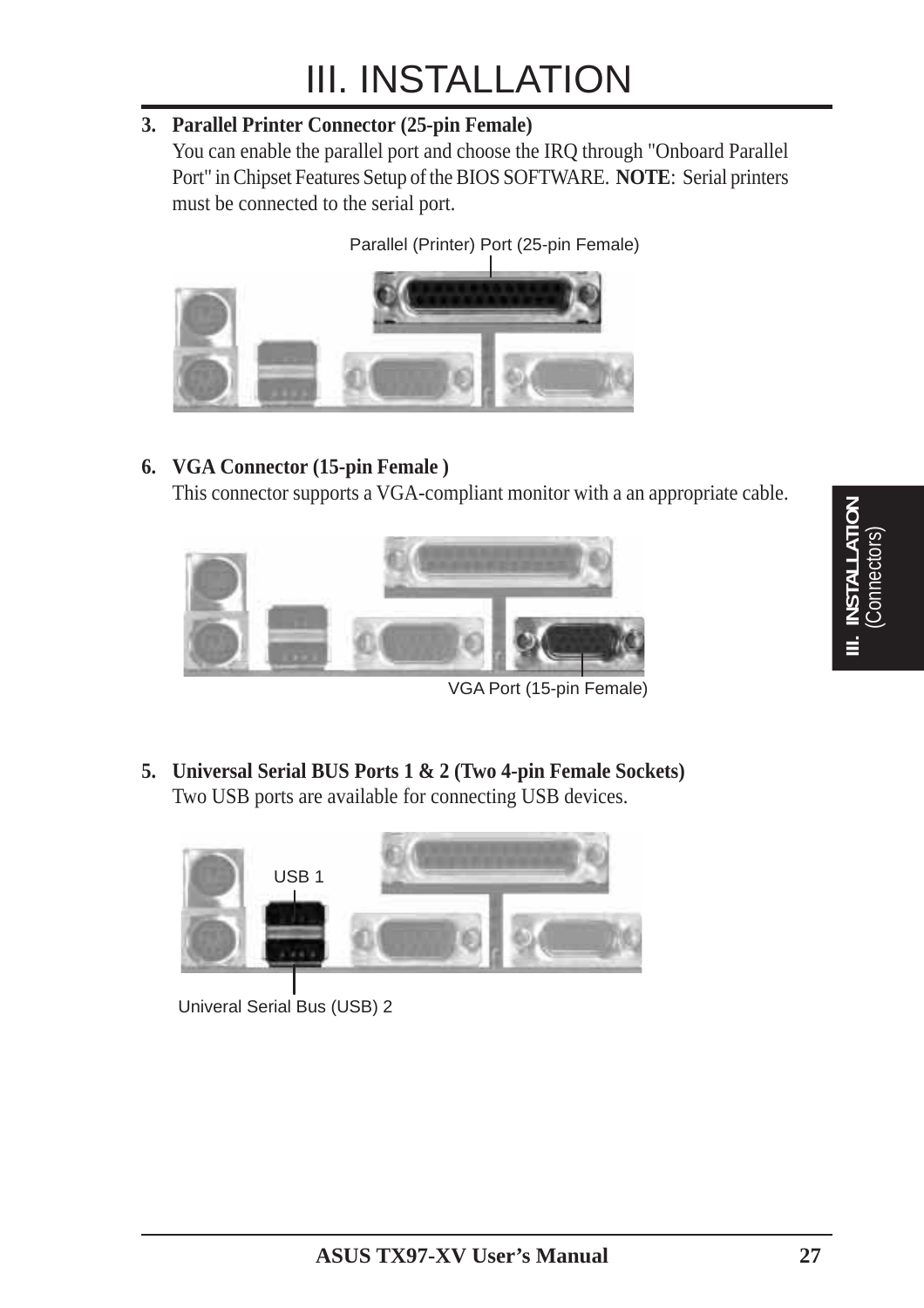# III. INSTALLATION

**3. Parallel Printer Connector (25-pin Female)**
You can enable the parallel port and choose the IRQ through "Onboard Parallel Port" in Chipset Features Setup of the BIOS SOFTWARE. **NOTE**: Serial printers must be connected to the serial port.

Parallel (Printer) Port (25-pin Female)

**6. VGA Connector (15-pin Female )**
This connector supports a VGA-compliant monitor with a an appropriate cable.

VGA Port (15-pin Female)

**5. Universal Serial BUS Ports 1 & 2 (Two 4-pin Female Sockets)**
Two USB ports are available for connecting USB devices.

USB 1

Univeral Serial Bus (USB) 2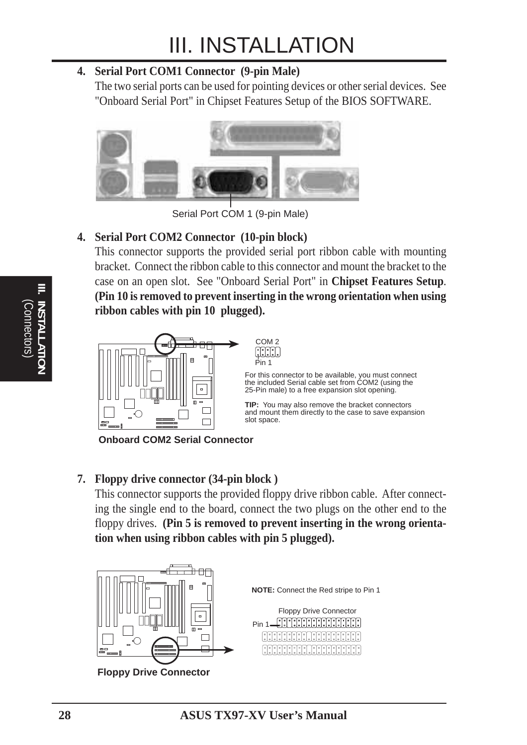**4. Serial Port COM1 Connector (9-pin Male)**

The two serial ports can be used for pointing devices or other serial devices. See "Onboard Serial Port" in Chipset Features Setup of the BIOS SOFTWARE.

Serial Port COM 1 (9-pin Male)

**4. Serial Port COM2 Connector (10-pin block)**

This connector supports the provided serial port ribbon cable with mounting bracket. Connect the ribbon cable to this connector and mount the bracket to the case on an open slot. See "Onboard Serial Port" in **Chipset Features Setup**. **(Pin 10 is removed to prevent inserting in the wrong orientation when using ribbon cables with pin 10 plugged).**

COM 2

Pin 1

For this connector to be available, you must connect the included Serial cable set from COM2 (using the 25-Pin male) to a free expansion slot opening.

**TIP:** You may also remove the bracket connectors and mount them directly to the case to save expansion slot space.

**Onboard COM2 Serial Connector**

**7. Floppy drive connector (34-pin block )**

This connector supports the provided floppy drive ribbon cable. After connecting the single end to the board, connect the two plugs on the other end to the floppy drives. **(Pin 5 is removed to prevent inserting in the wrong orientation when using ribbon cables with pin 5 plugged).**

**NOTE:** Connect the Red stripe to Pin 1

Floppy Drive Connector

Pin 1

**Floppy Drive Connector**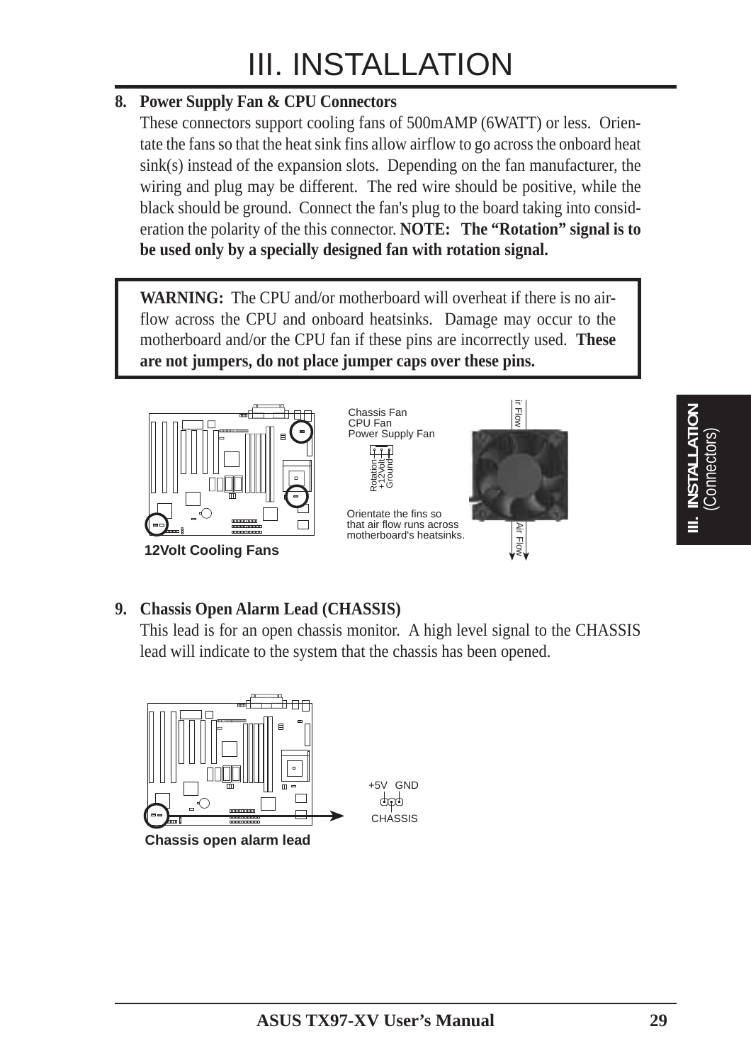# III. INSTALLATION

**8. Power Supply Fan & CPU Connectors**

These connectors support cooling fans of 500mAMP (6WATT) or less. Orientate the fans so that the heat sink fins allow airflow to go across the onboard heat sink(s) instead of the expansion slots. Depending on the fan manufacturer, the wiring and plug may be different. The red wire should be positive, while the black should be ground. Connect the fan's plug to the board taking into consideration the polarity of the this connector. **NOTE: The "Rotation" signal is to be used only by a specially designed fan with rotation signal.**

> **WARNING:** The CPU and/or motherboard will overheat if there is no airflow across the CPU and onboard heatsinks. Damage may occur to the motherboard and/or the CPU fan if these pins are incorrectly used. **These are not jumpers, do not place jumper caps over these pins.**

Chassis Fan
CPU Fan
Power Supply Fan

Rotation
+12Volt
Ground

Orientate the fins so that air flow runs across motherboard's heatsinks.

Air Flow

**12Volt Cooling Fans**

**9. Chassis Open Alarm Lead (CHASSIS)**

This lead is for an open chassis monitor. A high level signal to the CHASSIS lead will indicate to the system that the chassis has been opened.

+5V GND

CHASSIS

**Chassis open alarm lead**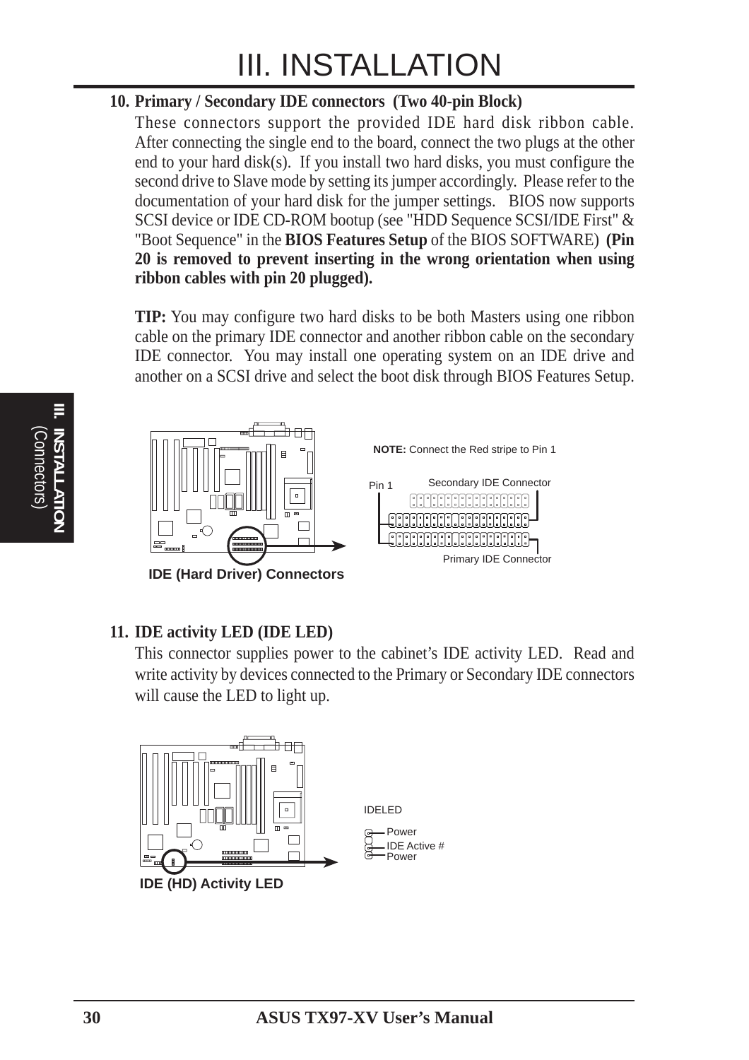# III. INSTALLATION

**10. Primary / Secondary IDE connectors (Two 40-pin Block)**

These connectors support the provided IDE hard disk ribbon cable. After connecting the single end to the board, connect the two plugs at the other end to your hard disk(s). If you install two hard disks, you must configure the second drive to Slave mode by setting its jumper accordingly. Please refer to the documentation of your hard disk for the jumper settings. BIOS now supports SCSI device or IDE CD-ROM bootup (see "HDD Sequence SCSI/IDE First" & "Boot Sequence" in the **BIOS Features Setup** of the BIOS SOFTWARE) **(Pin 20 is removed to prevent inserting in the wrong orientation when using ribbon cables with pin 20 plugged).**

**TIP:** You may configure two hard disks to be both Masters using one ribbon cable on the primary IDE connector and another ribbon cable on the secondary IDE connector. You may install one operating system on an IDE drive and another on a SCSI drive and select the boot disk through BIOS Features Setup.

**NOTE:** Connect the Red stripe to Pin 1

Pin 1 | Secondary IDE Connector | Primary IDE Connector

**IDE (Hard Driver) Connectors**

**11. IDE activity LED (IDE LED)**

This connector supplies power to the cabinet's IDE activity LED. Read and write activity by devices connected to the Primary or Secondary IDE connectors will cause the LED to light up.

IDELED: Power, IDE Active #, Power

**IDE (HD) Activity LED**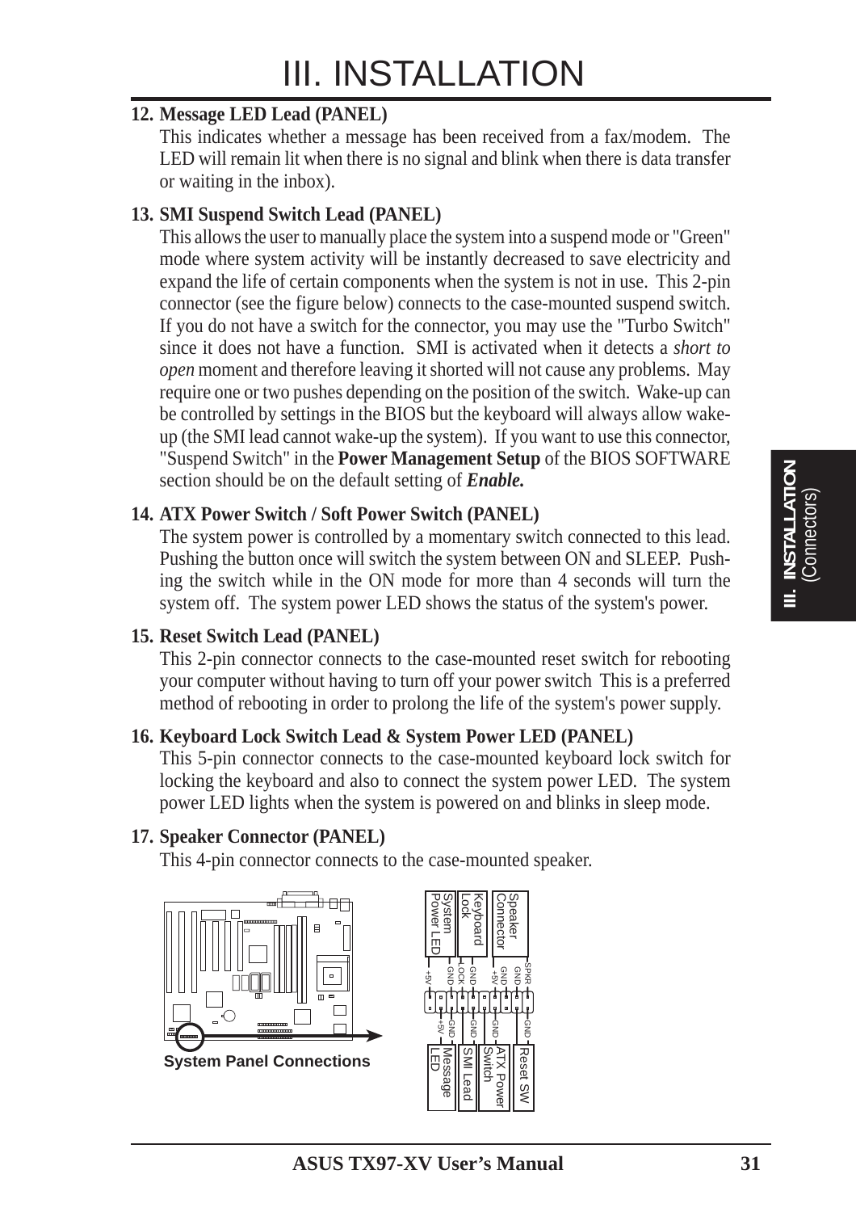# III. INSTALLATION

**12. Message LED Lead (PANEL)**

This indicates whether a message has been received from a fax/modem. The LED will remain lit when there is no signal and blink when there is data transfer or waiting in the inbox).

**13. SMI Suspend Switch Lead (PANEL)**

This allows the user to manually place the system into a suspend mode or "Green" mode where system activity will be instantly decreased to save electricity and expand the life of certain components when the system is not in use. This 2-pin connector (see the figure below) connects to the case-mounted suspend switch. If you do not have a switch for the connector, you may use the "Turbo Switch" since it does not have a function. SMI is activated when it detects a *short to open* moment and therefore leaving it shorted will not cause any problems. May require one or two pushes depending on the position of the switch. Wake-up can be controlled by settings in the BIOS but the keyboard will always allow wake-up (the SMI lead cannot wake-up the system). If you want to use this connector, "Suspend Switch" in the **Power Management Setup** of the BIOS SOFTWARE section should be on the default setting of ***Enable.***

**14. ATX Power Switch / Soft Power Switch (PANEL)**

The system power is controlled by a momentary switch connected to this lead. Pushing the button once will switch the system between ON and SLEEP. Pushing the switch while in the ON mode for more than 4 seconds will turn the system off. The system power LED shows the status of the system's power.

**15. Reset Switch Lead (PANEL)**

This 2-pin connector connects to the case-mounted reset switch for rebooting your computer without having to turn off your power switch This is a preferred method of rebooting in order to prolong the life of the system's power supply.

**16. Keyboard Lock Switch Lead & System Power LED (PANEL)**

This 5-pin connector connects to the case-mounted keyboard lock switch for locking the keyboard and also to connect the system power LED. The system power LED lights when the system is powered on and blinks in sleep mode.

**17. Speaker Connector (PANEL)**

This 4-pin connector connects to the case-mounted speaker.

System Power LED: +5V, GND; Keyboard Lock: LOCK, GND; Speaker Connector: +5V, GND, GND, SPKR

Message LED: +5V, GND; SMI Lead: GND; ATX Power Switch: GND; Reset SW: GND

**System Panel Connections**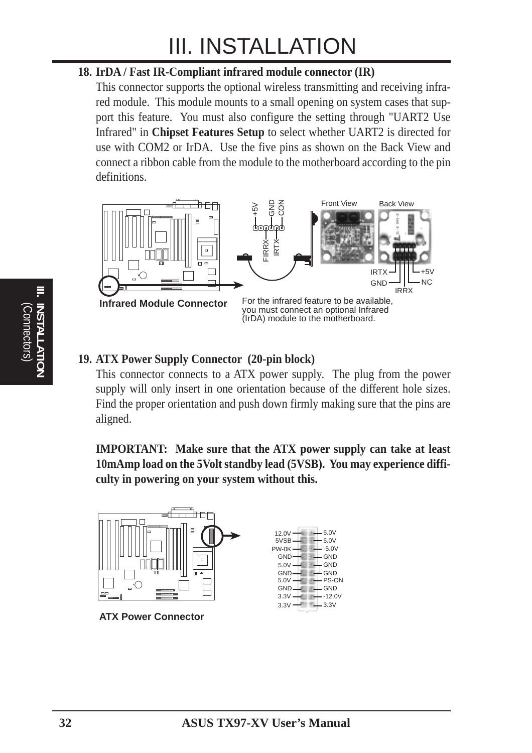## 18. IrDA / Fast IR-Compliant infrared module connector (IR)

This connector supports the optional wireless transmitting and receiving infrared module. This module mounts to a small opening on system cases that support this feature. You must also configure the setting through "UART2 Use Infrared" in **Chipset Features Setup** to select whether UART2 is directed for use with COM2 or IrDA. Use the five pins as shown on the Back View and connect a ribbon cable from the module to the motherboard according to the pin definitions.

+5V GND CON
FIRRX IRTX

Front View Back View

IRTX GND IRRX NC +5V

**Infrared Module Connector**

For the infrared feature to be available, you must connect an optional Infrared (IrDA) module to the motherboard.

## 19. ATX Power Supply Connector (20-pin block)

This connector connects to a ATX power supply. The plug from the power supply will only insert in one orientation because of the different hole sizes. Find the proper orientation and push down firmly making sure that the pins are aligned.

**IMPORTANT: Make sure that the ATX power supply can take at least 10mAmp load on the 5Volt standby lead (5VSB). You may experience difficulty in powering on your system without this.**

| | |
|---|---|
| 12.0V | 5.0V |
| 5VSB | 5.0V |
| PW-OK | -5.0V |
| GND | GND |
| 5.0V | GND |
| GND | GND |
| 5.0V | PS-ON |
| GND | GND |
| 3.3V | -12.0V |
| 3.3V | 3.3V |

**ATX Power Connector**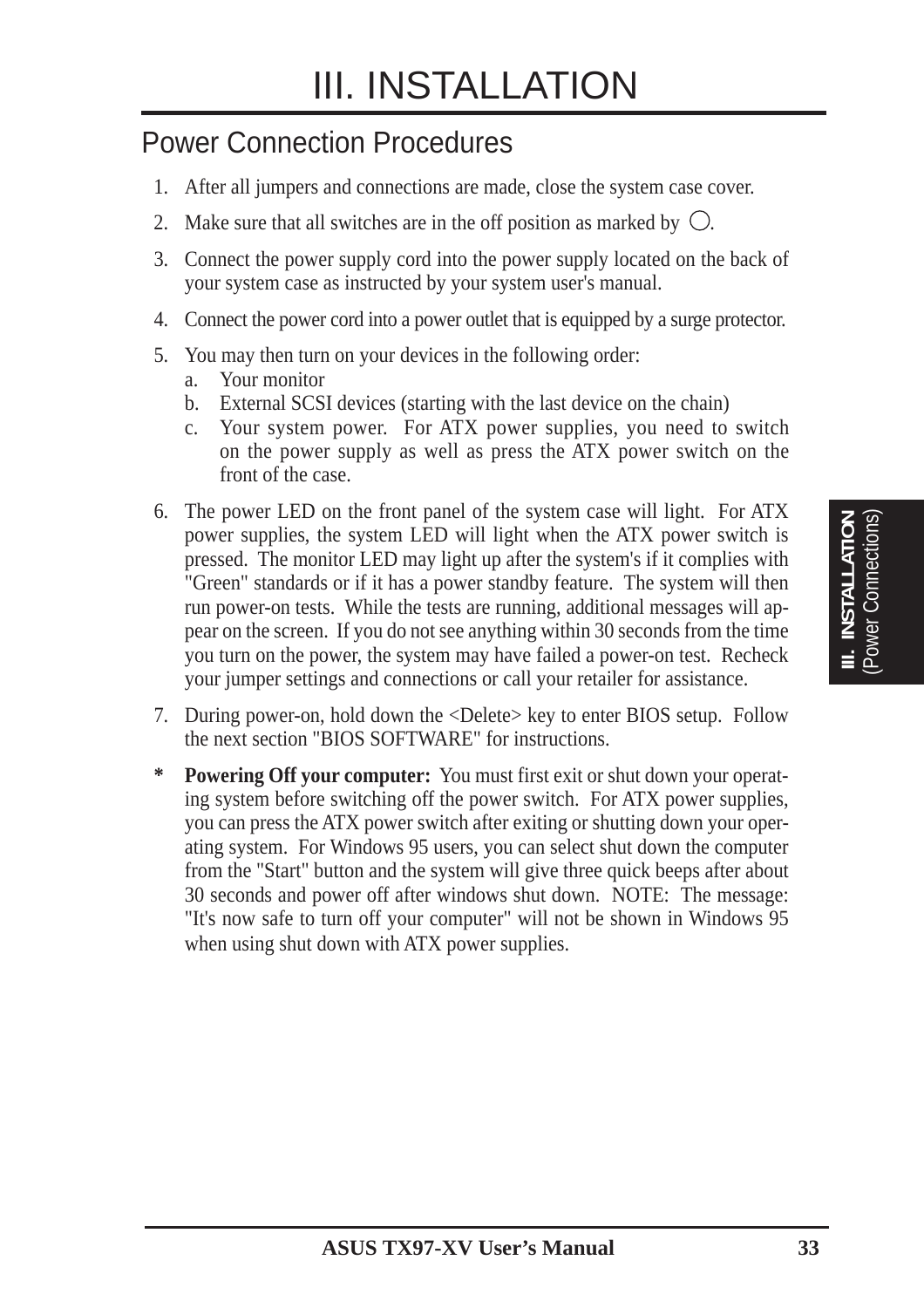# III. INSTALLATION

## Power Connection Procedures

1. After all jumpers and connections are made, close the system case cover.
2. Make sure that all switches are in the off position as marked by ○.
3. Connect the power supply cord into the power supply located on the back of your system case as instructed by your system user's manual.
4. Connect the power cord into a power outlet that is equipped by a surge protector.
5. You may then turn on your devices in the following order:
   a. Your monitor
   b. External SCSI devices (starting with the last device on the chain)
   c. Your system power. For ATX power supplies, you need to switch on the power supply as well as press the ATX power switch on the front of the case.
6. The power LED on the front panel of the system case will light. For ATX power supplies, the system LED will light when the ATX power switch is pressed. The monitor LED may light up after the system's if it complies with "Green" standards or if it has a power standby feature. The system will then run power-on tests. While the tests are running, additional messages will appear on the screen. If you do not see anything within 30 seconds from the time you turn on the power, the system may have failed a power-on test. Recheck your jumper settings and connections or call your retailer for assistance.
7. During power-on, hold down the <Delete> key to enter BIOS setup. Follow the next section "BIOS SOFTWARE" for instructions.

\* **Powering Off your computer:** You must first exit or shut down your operating system before switching off the power switch. For ATX power supplies, you can press the ATX power switch after exiting or shutting down your operating system. For Windows 95 users, you can select shut down the computer from the "Start" button and the system will give three quick beeps after about 30 seconds and power off after windows shut down. NOTE: The message: "It's now safe to turn off your computer" will not be shown in Windows 95 when using shut down with ATX power supplies.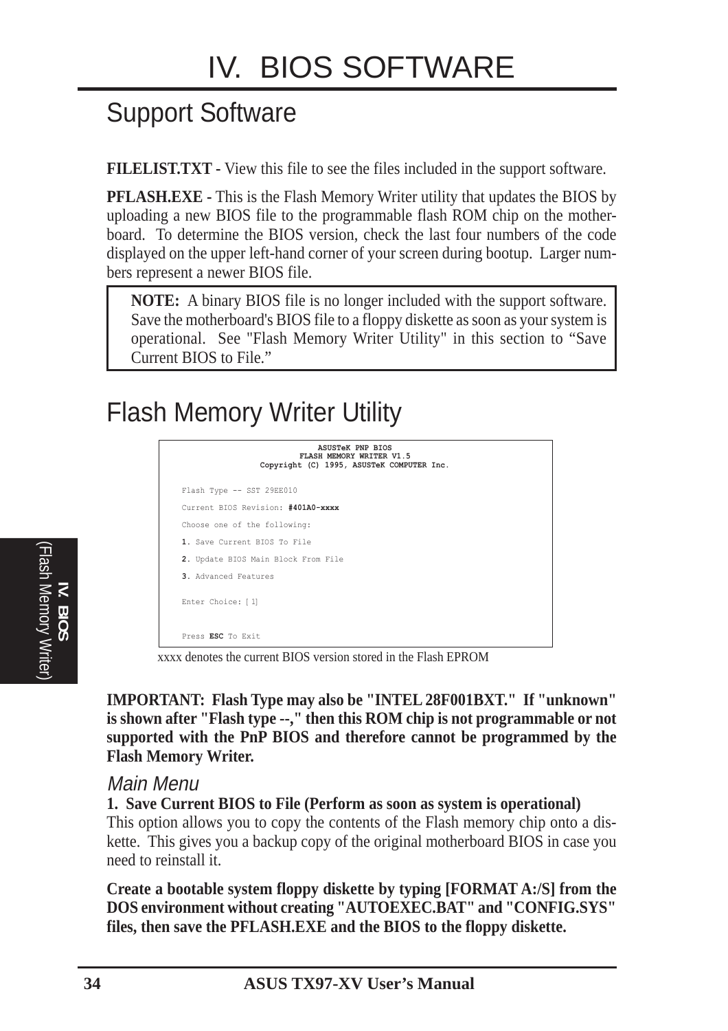# IV. BIOS SOFTWARE

## Support Software

**FILELIST.TXT -** View this file to see the files included in the support software.

**PFLASH.EXE -** This is the Flash Memory Writer utility that updates the BIOS by uploading a new BIOS file to the programmable flash ROM chip on the motherboard. To determine the BIOS version, check the last four numbers of the code displayed on the upper left-hand corner of your screen during bootup. Larger numbers represent a newer BIOS file.

> **NOTE:** A binary BIOS file is no longer included with the support software. Save the motherboard's BIOS file to a floppy diskette as soon as your system is operational. See "Flash Memory Writer Utility" in this section to "Save Current BIOS to File."

## Flash Memory Writer Utility

```
                    ASUSTeK PNP BIOS
                FLASH MEMORY WRITER V1.5
         Copyright (C) 1995, ASUSTeK COMPUTER Inc.

Flash Type -- SST 29EE010

Current BIOS Revision: #401A0-xxxx

Choose one of the following:

1. Save Current BIOS To File

2. Update BIOS Main Block From File

3. Advanced Features

Enter Choice: [ 1]


Press ESC To Exit
```

xxxx denotes the current BIOS version stored in the Flash EPROM

**IMPORTANT: Flash Type may also be "INTEL 28F001BXT." If "unknown" is shown after "Flash type --," then this ROM chip is not programmable or not supported with the PnP BIOS and therefore cannot be programmed by the Flash Memory Writer.**

### *Main Menu*

**1. Save Current BIOS to File (Perform as soon as system is operational)**

This option allows you to copy the contents of the Flash memory chip onto a diskette. This gives you a backup copy of the original motherboard BIOS in case you need to reinstall it.

**Create a bootable system floppy diskette by typing [FORMAT A:/S] from the DOS environment without creating "AUTOEXEC.BAT" and "CONFIG.SYS" files, then save the PFLASH.EXE and the BIOS to the floppy diskette.**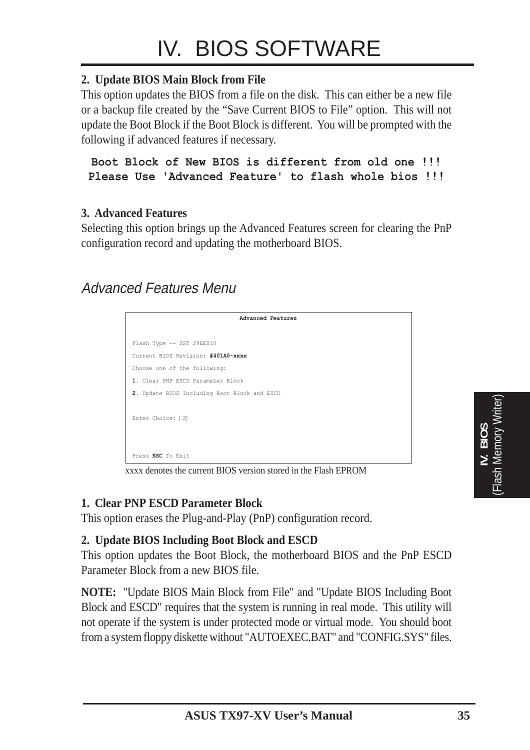# IV. BIOS SOFTWARE

**2. Update BIOS Main Block from File**

This option updates the BIOS from a file on the disk. This can either be a new file or a backup file created by the "Save Current BIOS to File" option. This will not update the Boot Block if the Boot Block is different. You will be prompted with the following if advanced features if necessary.

```
Boot Block of New BIOS is different from old one !!!
Please Use 'Advanced Feature' to flash whole bios !!!
```

**3. Advanced Features**

Selecting this option brings up the Advanced Features screen for clearing the PnP configuration record and updating the motherboard BIOS.

## *Advanced Features Menu*

```
                         Advanced Features


Flash Type -- SST 29EE010
Current BIOS Revision: #401A0-xxxx
Choose one of the following:
1. Clear PNP ESCD Parameter Block
2. Update BIOS Including Boot Block and ESCD


Enter Choice: [ 2]



Press ESC To Exit
```

xxxx denotes the current BIOS version stored in the Flash EPROM

**1. Clear PNP ESCD Parameter Block**

This option erases the Plug-and-Play (PnP) configuration record.

**2. Update BIOS Including Boot Block and ESCD**

This option updates the Boot Block, the motherboard BIOS and the PnP ESCD Parameter Block from a new BIOS file.

**NOTE:** "Update BIOS Main Block from File" and "Update BIOS Including Boot Block and ESCD" requires that the system is running in real mode. This utility will not operate if the system is under protected mode or virtual mode. You should boot from a system floppy diskette without "AUTOEXEC.BAT" and "CONFIG.SYS" files.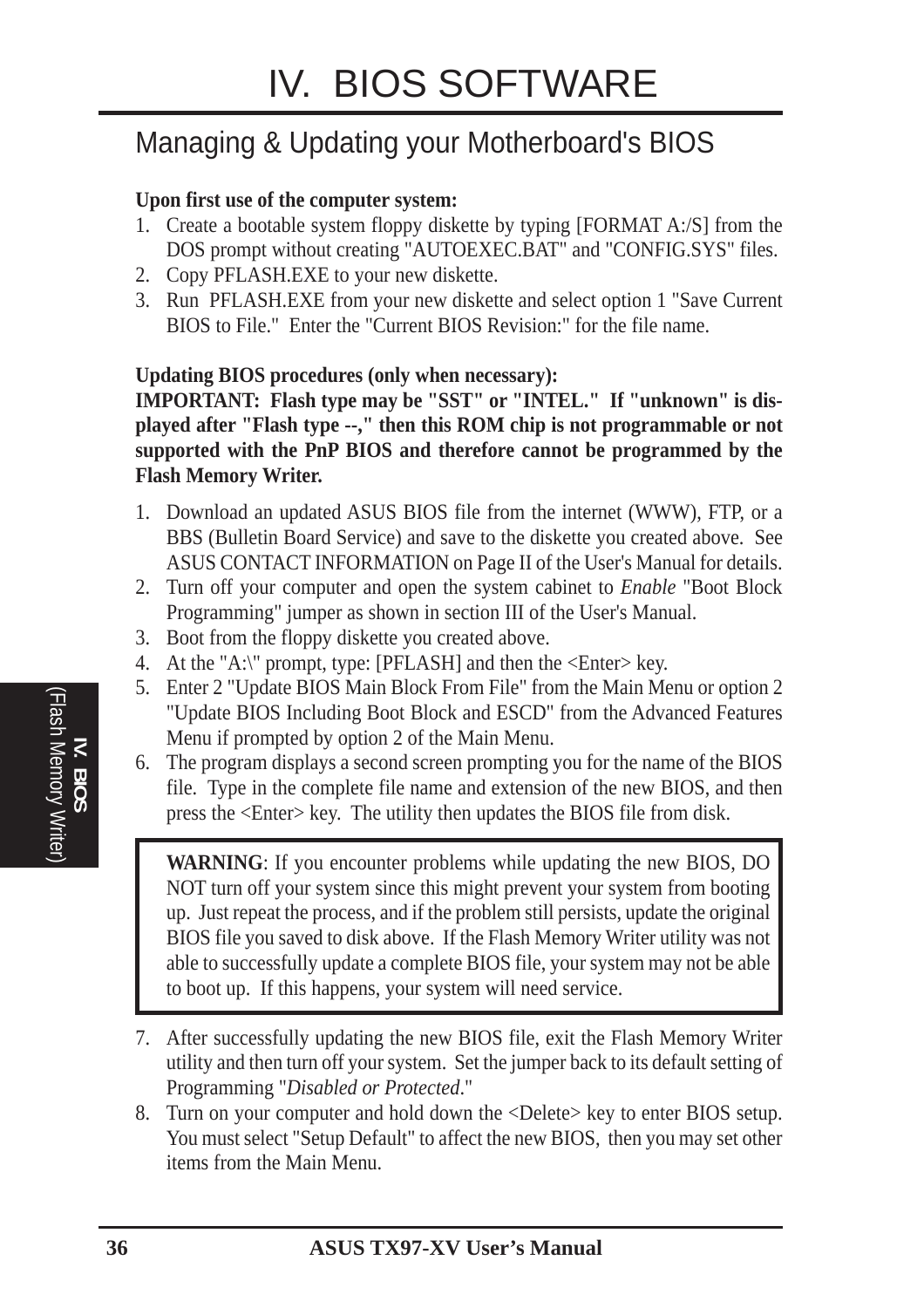# IV. BIOS SOFTWARE

## Managing & Updating your Motherboard's BIOS

**Upon first use of the computer system:**

1. Create a bootable system floppy diskette by typing [FORMAT A:/S] from the DOS prompt without creating "AUTOEXEC.BAT" and "CONFIG.SYS" files.
2. Copy PFLASH.EXE to your new diskette.
3. Run PFLASH.EXE from your new diskette and select option 1 "Save Current BIOS to File." Enter the "Current BIOS Revision:" for the file name.

**Updating BIOS procedures (only when necessary):**

**IMPORTANT: Flash type may be "SST" or "INTEL." If "unknown" is displayed after "Flash type --," then this ROM chip is not programmable or not supported with the PnP BIOS and therefore cannot be programmed by the Flash Memory Writer.**

1. Download an updated ASUS BIOS file from the internet (WWW), FTP, or a BBS (Bulletin Board Service) and save to the diskette you created above. See ASUS CONTACT INFORMATION on Page II of the User's Manual for details.
2. Turn off your computer and open the system cabinet to *Enable* "Boot Block Programming" jumper as shown in section III of the User's Manual.
3. Boot from the floppy diskette you created above.
4. At the "A:\" prompt, type: [PFLASH] and then the <Enter> key.
5. Enter 2 "Update BIOS Main Block From File" from the Main Menu or option 2 "Update BIOS Including Boot Block and ESCD" from the Advanced Features Menu if prompted by option 2 of the Main Menu.
6. The program displays a second screen prompting you for the name of the BIOS file. Type in the complete file name and extension of the new BIOS, and then press the <Enter> key. The utility then updates the BIOS file from disk.

> **WARNING**: If you encounter problems while updating the new BIOS, DO NOT turn off your system since this might prevent your system from booting up. Just repeat the process, and if the problem still persists, update the original BIOS file you saved to disk above. If the Flash Memory Writer utility was not able to successfully update a complete BIOS file, your system may not be able to boot up. If this happens, your system will need service.

7. After successfully updating the new BIOS file, exit the Flash Memory Writer utility and then turn off your system. Set the jumper back to its default setting of Programming "*Disabled or Protected*."
8. Turn on your computer and hold down the <Delete> key to enter BIOS setup. You must select "Setup Default" to affect the new BIOS, then you may set other items from the Main Menu.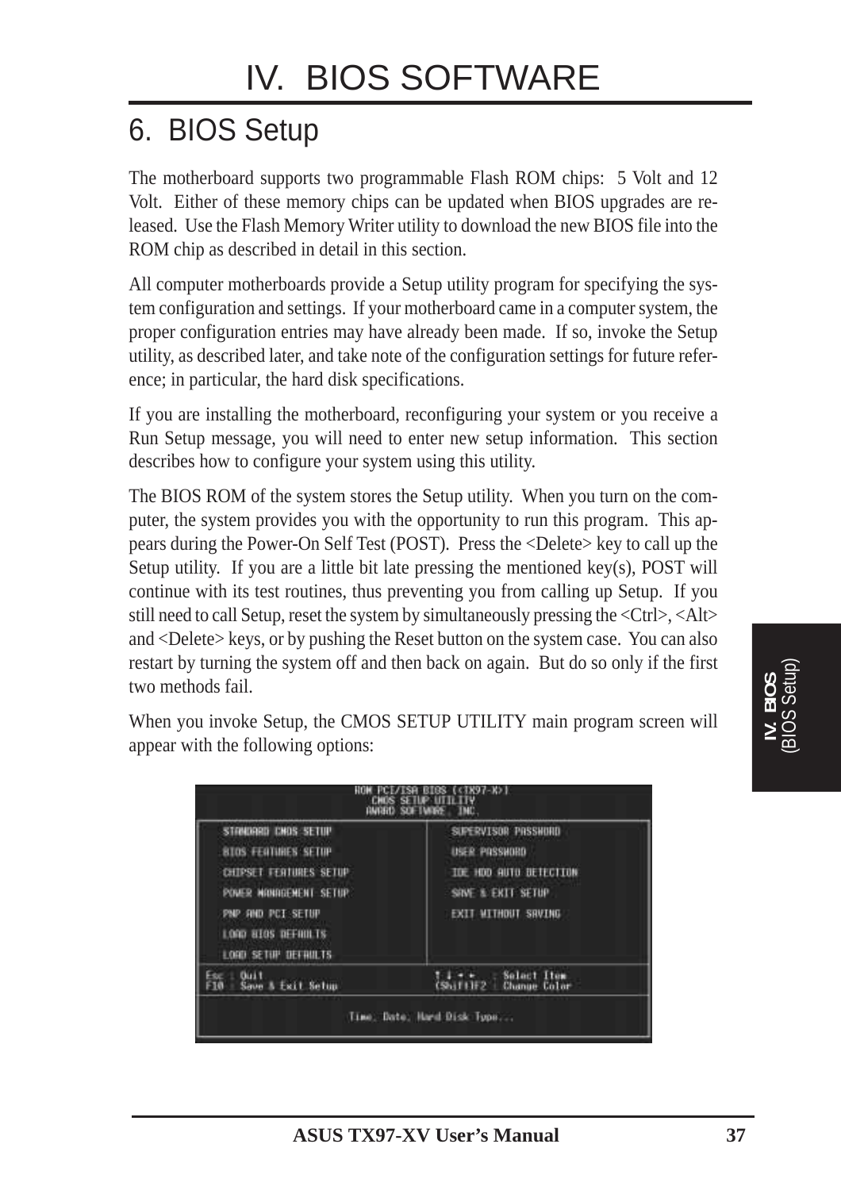# IV. BIOS SOFTWARE

## 6. BIOS Setup

The motherboard supports two programmable Flash ROM chips: 5 Volt and 12 Volt. Either of these memory chips can be updated when BIOS upgrades are released. Use the Flash Memory Writer utility to download the new BIOS file into the ROM chip as described in detail in this section.

All computer motherboards provide a Setup utility program for specifying the system configuration and settings. If your motherboard came in a computer system, the proper configuration entries may have already been made. If so, invoke the Setup utility, as described later, and take note of the configuration settings for future reference; in particular, the hard disk specifications.

If you are installing the motherboard, reconfiguring your system or you receive a Run Setup message, you will need to enter new setup information. This section describes how to configure your system using this utility.

The BIOS ROM of the system stores the Setup utility. When you turn on the computer, the system provides you with the opportunity to run this program. This appears during the Power-On Self Test (POST). Press the <Delete> key to call up the Setup utility. If you are a little bit late pressing the mentioned key(s), POST will continue with its test routines, thus preventing you from calling up Setup. If you still need to call Setup, reset the system by simultaneously pressing the <Ctrl>, <Alt> and <Delete> keys, or by pushing the Reset button on the system case. You can also restart by turning the system off and then back on again. But do so only if the first two methods fail.

When you invoke Setup, the CMOS SETUP UTILITY main program screen will appear with the following options:

```
                    ROM PCI/ISA BIOS (<TX97-X>)
                        CMOS SETUP UTILITY
                        AWARD SOFTWARE, INC.

 STANDARD CMOS SETUP                 SUPERVISOR PASSWORD
 BIOS FEATURES SETUP                 USER PASSWORD
 CHIPSET FEATURES SETUP              IDE HDD AUTO DETECTION
 POWER MANAGEMENT SETUP              SAVE & EXIT SETUP
 PNP AND PCI SETUP                   EXIT WITHOUT SAVING
 LOAD BIOS DEFAULTS
 LOAD SETUP DEFAULTS

 Esc : Quit                          ↑ ↓ → ←   : Select Item
 F10 : Save & Exit Setup             (Shift)F2 : Change Color

                     Time, Date, Hard Disk Type...
```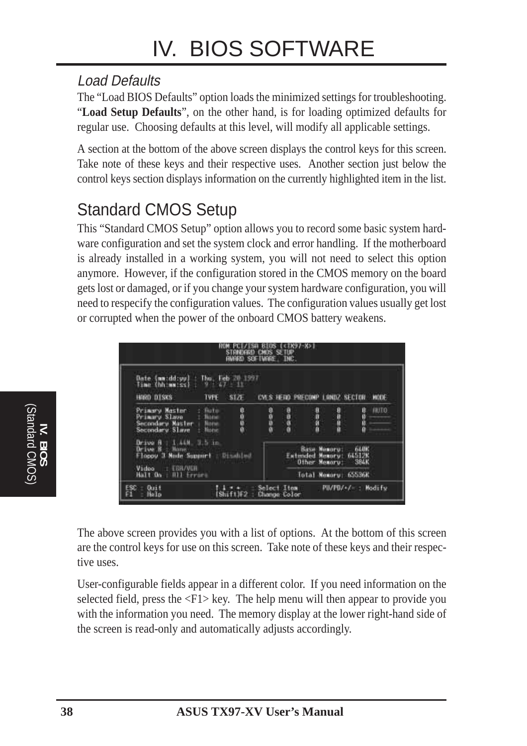### *Load Defaults*

The "Load BIOS Defaults" option loads the minimized settings for troubleshooting. "**Load Setup Defaults**", on the other hand, is for loading optimized defaults for regular use. Choosing defaults at this level, will modify all applicable settings.

A section at the bottom of the above screen displays the control keys for this screen. Take note of these keys and their respective uses. Another section just below the control keys section displays information on the currently highlighted item in the list.

## Standard CMOS Setup

This "Standard CMOS Setup" option allows you to record some basic system hardware configuration and set the system clock and error handling. If the motherboard is already installed in a working system, you will not need to select this option anymore. However, if the configuration stored in the CMOS memory on the board gets lost or damaged, or if you change your system hardware configuration, you will need to respecify the configuration values. The configuration values usually get lost or corrupted when the power of the onboard CMOS battery weakens.

```
                      ROM PCI/ISA BIOS (<TX97-X>)
                         STANDARD CMOS SETUP
                         AWARD SOFTWARE, INC.

 Date (mm:dd:yy) : Thu, Feb 20 1997
 Time (hh:mm:ss) :  9 : 47 : 11

 HARD DISKS        TYPE   SIZE   CYLS HEAD PRECOMP LANDZ SECTOR  MODE

 Primary Master   : Auto    0      0    0     0      0      0    AUTO
 Primary Slave    : None    0      0    0     0      0      0    ------
 Secondary Master : None    0      0    0     0      0      0    ------
 Secondary Slave  : None    0      0    0     0      0      0    ------

 Drive A : 1.44M, 3.5 in.
 Drive B : None                               Base Memory:    640K
 Floppy 3 Mode Support : Disabled         Extended Memory:  64512K
                                             Other Memory:    384K
 Video   : EGA/VGA
 Halt On : All Errors                        Total Memory:  65536K

 ESC : Quit          ↑ ↓ → ←   : Select Item      PU/PD/+/- : Modify
 F1  : Help          (Shift)F2 : Change Color
```

The above screen provides you with a list of options. At the bottom of this screen are the control keys for use on this screen. Take note of these keys and their respective uses.

User-configurable fields appear in a different color. If you need information on the selected field, press the <F1> key. The help menu will then appear to provide you with the information you need. The memory display at the lower right-hand side of the screen is read-only and automatically adjusts accordingly.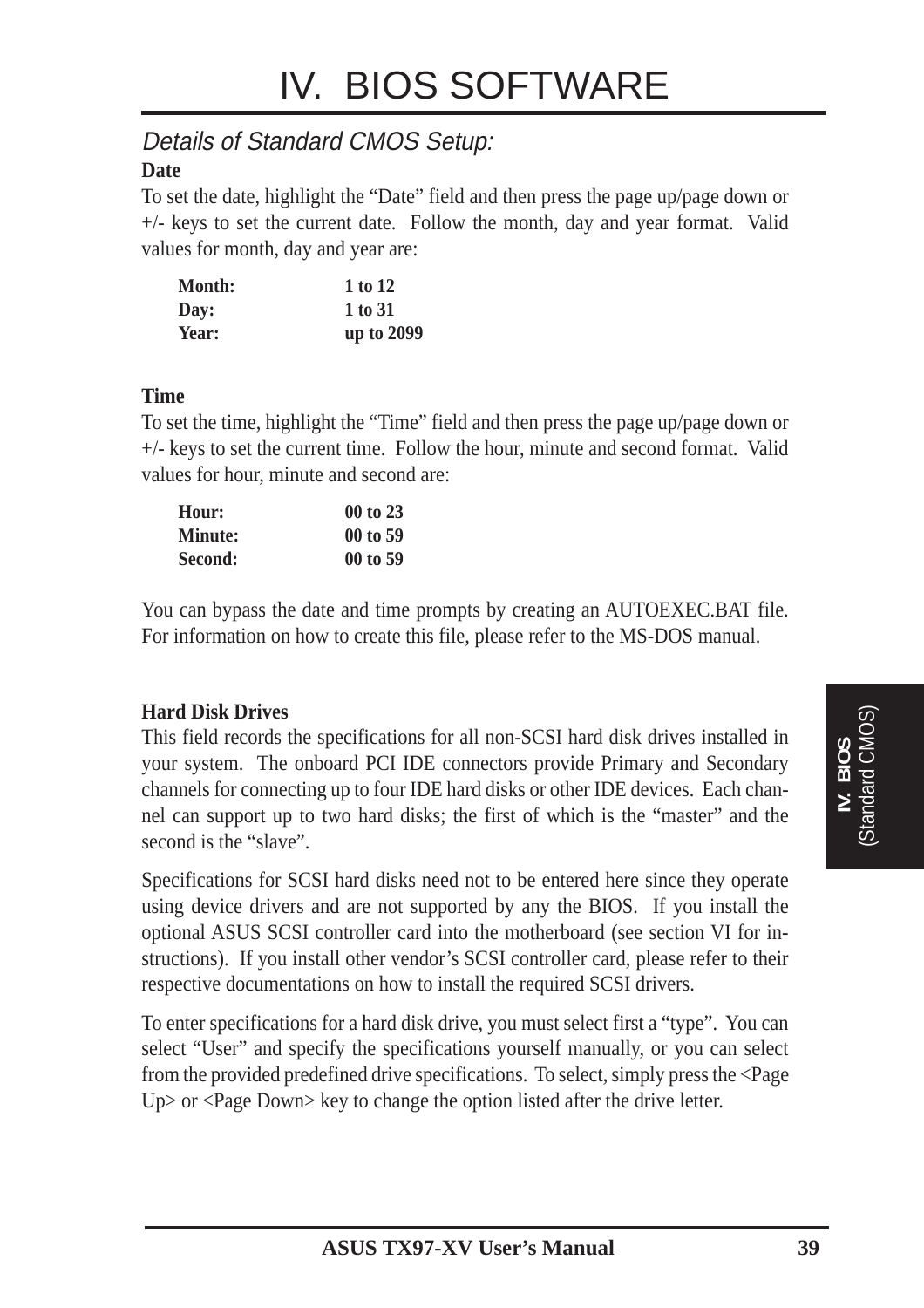# IV. BIOS SOFTWARE

## *Details of Standard CMOS Setup:*

**Date**

To set the date, highlight the "Date" field and then press the page up/page down or +/- keys to set the current date. Follow the month, day and year format. Valid values for month, day and year are:

| | |
|---|---|
| **Month:** | **1 to 12** |
| **Day:** | **1 to 31** |
| **Year:** | **up to 2099** |

**Time**

To set the time, highlight the "Time" field and then press the page up/page down or +/- keys to set the current time. Follow the hour, minute and second format. Valid values for hour, minute and second are:

| | |
|---|---|
| **Hour:** | **00 to 23** |
| **Minute:** | **00 to 59** |
| **Second:** | **00 to 59** |

You can bypass the date and time prompts by creating an AUTOEXEC.BAT file. For information on how to create this file, please refer to the MS-DOS manual.

**Hard Disk Drives**

This field records the specifications for all non-SCSI hard disk drives installed in your system. The onboard PCI IDE connectors provide Primary and Secondary channels for connecting up to four IDE hard disks or other IDE devices. Each channel can support up to two hard disks; the first of which is the "master" and the second is the "slave".

Specifications for SCSI hard disks need not to be entered here since they operate using device drivers and are not supported by any the BIOS. If you install the optional ASUS SCSI controller card into the motherboard (see section VI for instructions). If you install other vendor's SCSI controller card, please refer to their respective documentations on how to install the required SCSI drivers.

To enter specifications for a hard disk drive, you must select first a "type". You can select "User" and specify the specifications yourself manually, or you can select from the provided predefined drive specifications. To select, simply press the <Page Up> or <Page Down> key to change the option listed after the drive letter.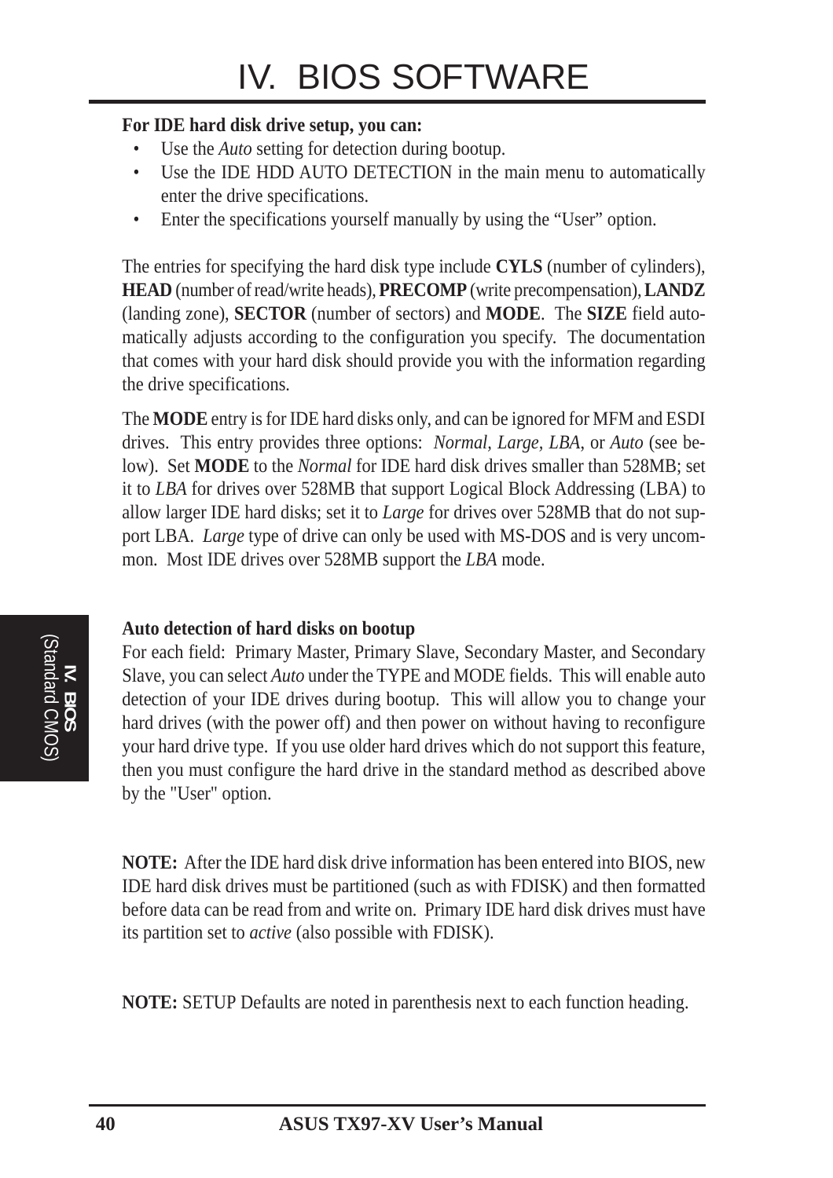**For IDE hard disk drive setup, you can:**

- Use the *Auto* setting for detection during bootup.
- Use the IDE HDD AUTO DETECTION in the main menu to automatically enter the drive specifications.
- Enter the specifications yourself manually by using the "User" option.

The entries for specifying the hard disk type include **CYLS** (number of cylinders), **HEAD** (number of read/write heads), **PRECOMP** (write precompensation), **LANDZ** (landing zone), **SECTOR** (number of sectors) and **MODE**. The **SIZE** field automatically adjusts according to the configuration you specify. The documentation that comes with your hard disk should provide you with the information regarding the drive specifications.

The **MODE** entry is for IDE hard disks only, and can be ignored for MFM and ESDI drives. This entry provides three options: *Normal, Large, LBA*, or *Auto* (see below). Set **MODE** to the *Normal* for IDE hard disk drives smaller than 528MB; set it to *LBA* for drives over 528MB that support Logical Block Addressing (LBA) to allow larger IDE hard disks; set it to *Large* for drives over 528MB that do not support LBA. *Large* type of drive can only be used with MS-DOS and is very uncommon. Most IDE drives over 528MB support the *LBA* mode.

**Auto detection of hard disks on bootup**

For each field: Primary Master, Primary Slave, Secondary Master, and Secondary Slave, you can select *Auto* under the TYPE and MODE fields. This will enable auto detection of your IDE drives during bootup. This will allow you to change your hard drives (with the power off) and then power on without having to reconfigure your hard drive type. If you use older hard drives which do not support this feature, then you must configure the hard drive in the standard method as described above by the "User" option.

**NOTE:** After the IDE hard disk drive information has been entered into BIOS, new IDE hard disk drives must be partitioned (such as with FDISK) and then formatted before data can be read from and write on. Primary IDE hard disk drives must have its partition set to *active* (also possible with FDISK).

**NOTE:** SETUP Defaults are noted in parenthesis next to each function heading.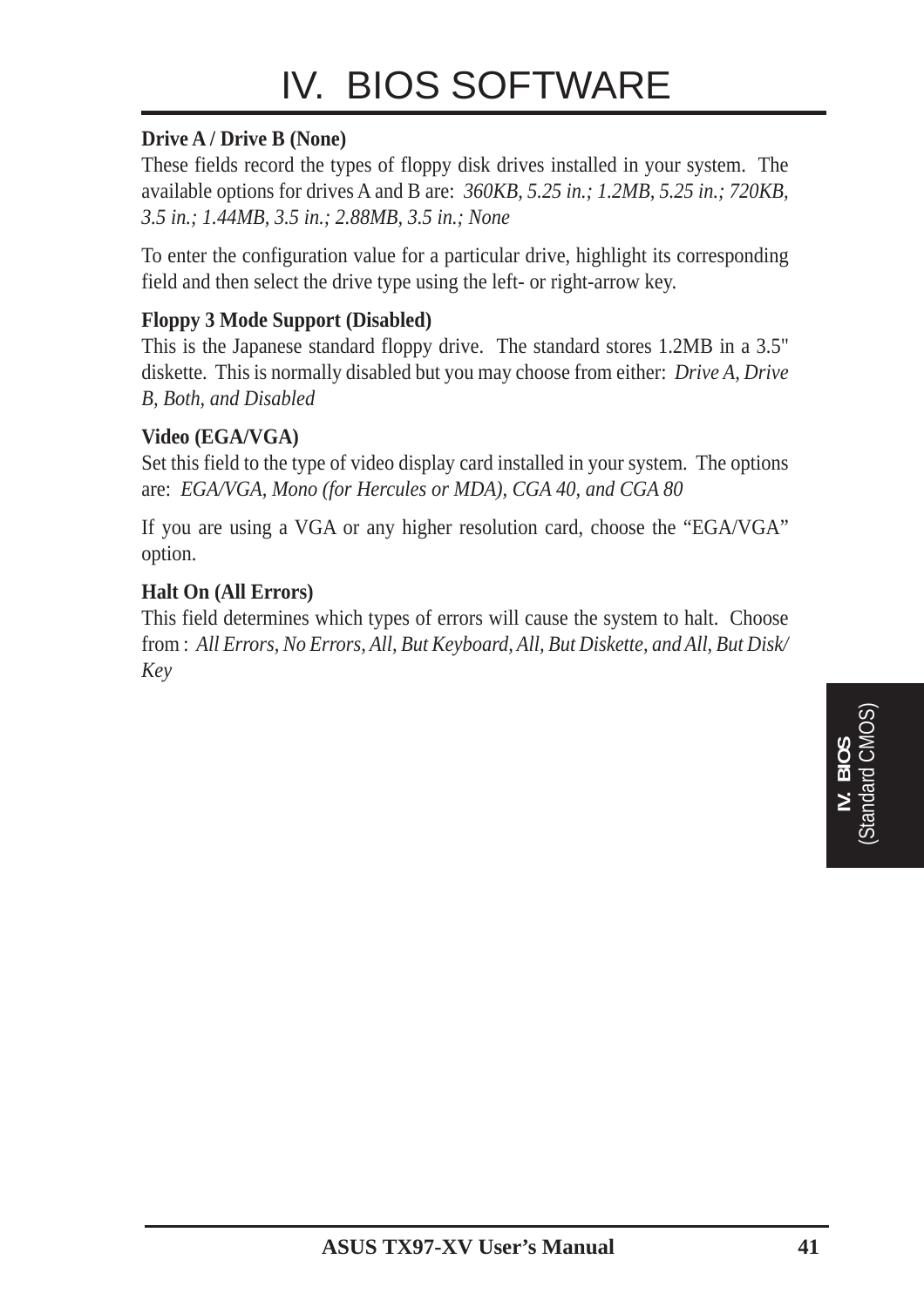**Drive A / Drive B (None)**
These fields record the types of floppy disk drives installed in your system. The available options for drives A and B are: *360KB, 5.25 in.; 1.2MB, 5.25 in.; 720KB, 3.5 in.; 1.44MB, 3.5 in.; 2.88MB, 3.5 in.; None*

To enter the configuration value for a particular drive, highlight its corresponding field and then select the drive type using the left- or right-arrow key.

**Floppy 3 Mode Support (Disabled)**
This is the Japanese standard floppy drive. The standard stores 1.2MB in a 3.5" diskette. This is normally disabled but you may choose from either: *Drive A, Drive B, Both, and Disabled*

**Video (EGA/VGA)**
Set this field to the type of video display card installed in your system. The options are: *EGA/VGA, Mono (for Hercules or MDA), CGA 40, and CGA 80*

If you are using a VGA or any higher resolution card, choose the "EGA/VGA" option.

**Halt On (All Errors)**
This field determines which types of errors will cause the system to halt. Choose from : *All Errors, No Errors, All, But Keyboard, All, But Diskette, and All, But Disk/Key*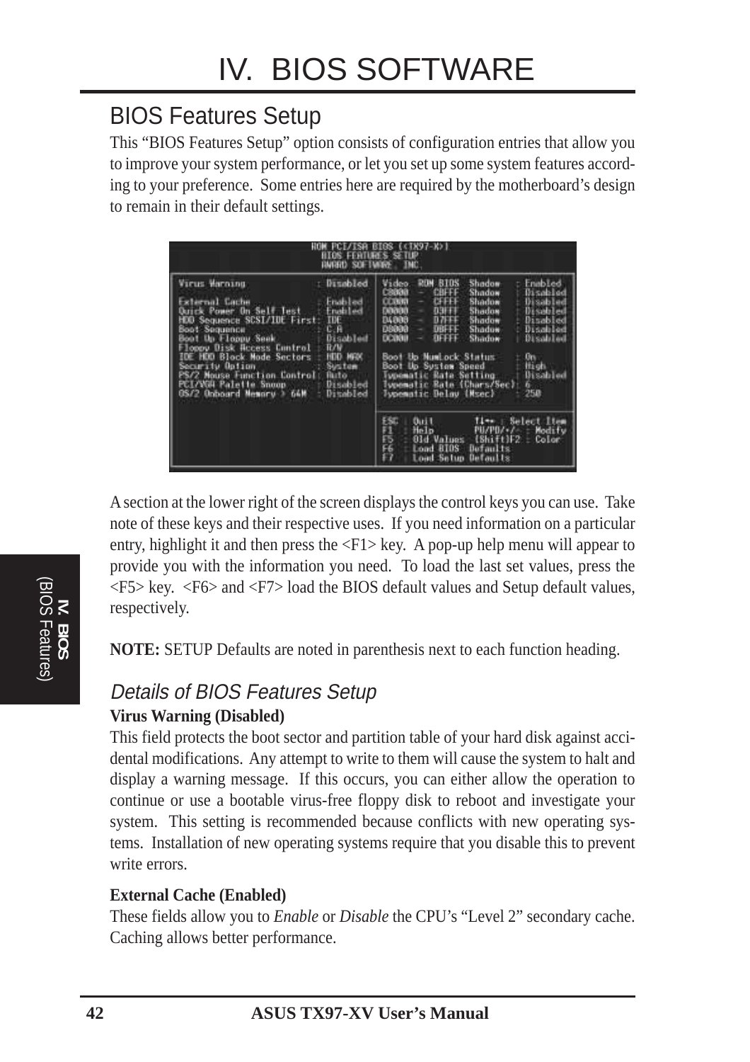## BIOS Features Setup

This "BIOS Features Setup" option consists of configuration entries that allow you to improve your system performance, or let you set up some system features according to your preference. Some entries here are required by the motherboard's design to remain in their default settings.

```
                    ROM PCI/ISA BIOS (<TX97-X>)
                       BIOS FEATURES SETUP
                       AWARD SOFTWARE, INC.

Virus Warning              : Disabled   Video   ROM BIOS  Shadow  : Enabled
                                        C8000 - CBFFF     Shadow  : Disabled
External Cache             : Enabled    CC000 - CFFFF     Shadow  : Disabled
Quick Power On Self Test   : Enabled    D0000 - D3FFF     Shadow  : Disabled
HDD Sequence SCSI/IDE First: IDE        D4000 - D7FFF     Shadow  : Disabled
Boot Sequence              : C,A        D8000 - DBFFF     Shadow  : Disabled
Boot Up Floppy Seek        : Disabled   DC000 - DFFFF     Shadow  : Disabled
Floppy Disk Access Control : R/W
IDE HDD Block Mode Sectors : HDD MAX    Boot Up NumLock Status     : On
Security Option            : System     Boot Up System Speed       : High
PS/2 Mouse Function Control: Auto       Typematic Rate Setting     : Disabled
PCI/VGA Palette Snoop      : Disabled   Typematic Rate (Chars/Sec) : 6
OS/2 Onboard Memory > 64M  : Disabled   Typematic Delay (Msec)     : 250

                                        ESC : Quit        ↑↓→← : Select Item
                                        F1  : Help        PU/PD/+/- : Modify
                                        F5  : Old Values  (Shift)F2 : Color
                                        F6  : Load BIOS  Defaults
                                        F7  : Load Setup Defaults
```

A section at the lower right of the screen displays the control keys you can use. Take note of these keys and their respective uses. If you need information on a particular entry, highlight it and then press the <F1> key. A pop-up help menu will appear to provide you with the information you need. To load the last set values, press the <F5> key. <F6> and <F7> load the BIOS default values and Setup default values, respectively.

**NOTE:** SETUP Defaults are noted in parenthesis next to each function heading.

### *Details of BIOS Features Setup*

**Virus Warning (Disabled)**

This field protects the boot sector and partition table of your hard disk against accidental modifications. Any attempt to write to them will cause the system to halt and display a warning message. If this occurs, you can either allow the operation to continue or use a bootable virus-free floppy disk to reboot and investigate your system. This setting is recommended because conflicts with new operating systems. Installation of new operating systems require that you disable this to prevent write errors.

**External Cache (Enabled)**

These fields allow you to *Enable* or *Disable* the CPU's "Level 2" secondary cache. Caching allows better performance.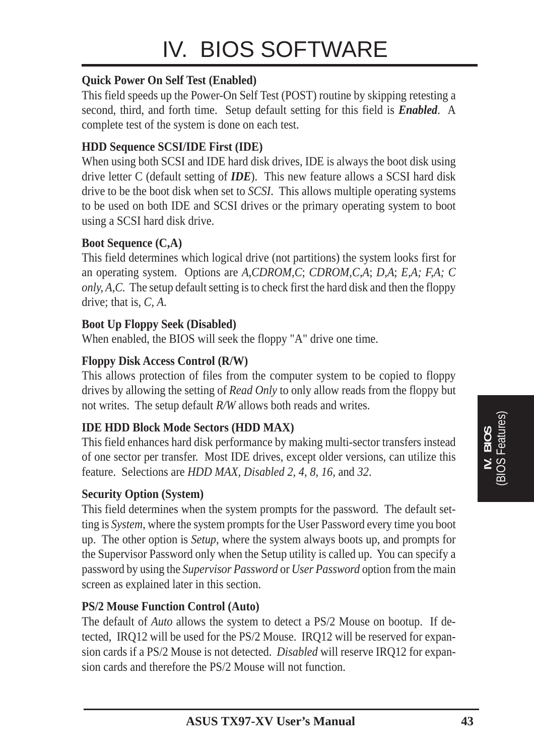**Quick Power On Self Test (Enabled)**

This field speeds up the Power-On Self Test (POST) routine by skipping retesting a second, third, and forth time. Setup default setting for this field is ***Enabled***. A complete test of the system is done on each test.

**HDD Sequence SCSI/IDE First (IDE)**

When using both SCSI and IDE hard disk drives, IDE is always the boot disk using drive letter C (default setting of ***IDE***). This new feature allows a SCSI hard disk drive to be the boot disk when set to *SCSI*. This allows multiple operating systems to be used on both IDE and SCSI drives or the primary operating system to boot using a SCSI hard disk drive.

**Boot Sequence (C,A)**

This field determines which logical drive (not partitions) the system looks first for an operating system. Options are *A,CDROM,C*; *CDROM,C,A*; *D,A*; *E,A; F,A; C only, A,C.* The setup default setting is to check first the hard disk and then the floppy drive; that is, *C, A.*

**Boot Up Floppy Seek (Disabled)**

When enabled, the BIOS will seek the floppy "A" drive one time.

**Floppy Disk Access Control (R/W)**

This allows protection of files from the computer system to be copied to floppy drives by allowing the setting of *Read Only* to only allow reads from the floppy but not writes. The setup default *R/W* allows both reads and writes.

**IDE HDD Block Mode Sectors (HDD MAX)**

This field enhances hard disk performance by making multi-sector transfers instead of one sector per transfer. Most IDE drives, except older versions, can utilize this feature. Selections are *HDD MAX, Disabled 2, 4, 8, 16,* and *32*.

**Security Option (System)**

This field determines when the system prompts for the password. The default setting is *System*, where the system prompts for the User Password every time you boot up. The other option is *Setup*, where the system always boots up, and prompts for the Supervisor Password only when the Setup utility is called up. You can specify a password by using the *Supervisor Password* or *User Password* option from the main screen as explained later in this section.

**PS/2 Mouse Function Control (Auto)**

The default of *Auto* allows the system to detect a PS/2 Mouse on bootup. If detected, IRQ12 will be used for the PS/2 Mouse. IRQ12 will be reserved for expansion cards if a PS/2 Mouse is not detected. *Disabled* will reserve IRQ12 for expansion cards and therefore the PS/2 Mouse will not function.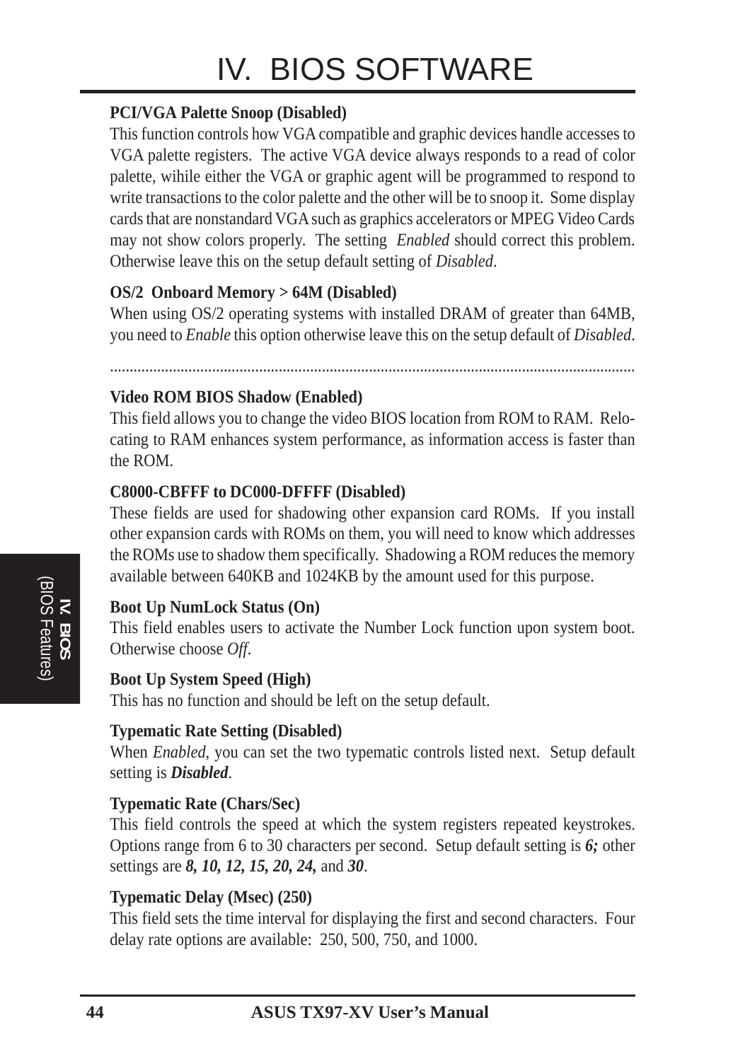**PCI/VGA Palette Snoop (Disabled)**

This function controls how VGA compatible and graphic devices handle accesses to VGA palette registers. The active VGA device always responds to a read of color palette, wihile either the VGA or graphic agent will be programmed to respond to write transactions to the color palette and the other will be to snoop it. Some display cards that are nonstandard VGA such as graphics accelerators or MPEG Video Cards may not show colors properly. The setting *Enabled* should correct this problem. Otherwise leave this on the setup default setting of *Disabled*.

**OS/2 Onboard Memory > 64M (Disabled)**

When using OS/2 operating systems with installed DRAM of greater than 64MB, you need to *Enable* this option otherwise leave this on the setup default of *Disabled*.

..................................................................................................................................

**Video ROM BIOS Shadow (Enabled)**

This field allows you to change the video BIOS location from ROM to RAM. Relocating to RAM enhances system performance, as information access is faster than the ROM.

**C8000-CBFFF to DC000-DFFFF (Disabled)**

These fields are used for shadowing other expansion card ROMs. If you install other expansion cards with ROMs on them, you will need to know which addresses the ROMs use to shadow them specifically. Shadowing a ROM reduces the memory available between 640KB and 1024KB by the amount used for this purpose.

**Boot Up NumLock Status (On)**

This field enables users to activate the Number Lock function upon system boot. Otherwise choose *Off*.

**Boot Up System Speed (High)**

This has no function and should be left on the setup default.

**Typematic Rate Setting (Disabled)**

When *Enabled*, you can set the two typematic controls listed next. Setup default setting is ***Disabled***.

**Typematic Rate (Chars/Sec)**

This field controls the speed at which the system registers repeated keystrokes. Options range from 6 to 30 characters per second. Setup default setting is ***6;*** other settings are ***8, 10, 12, 15, 20, 24,*** and ***30***.

**Typematic Delay (Msec) (250)**

This field sets the time interval for displaying the first and second characters. Four delay rate options are available: 250, 500, 750, and 1000.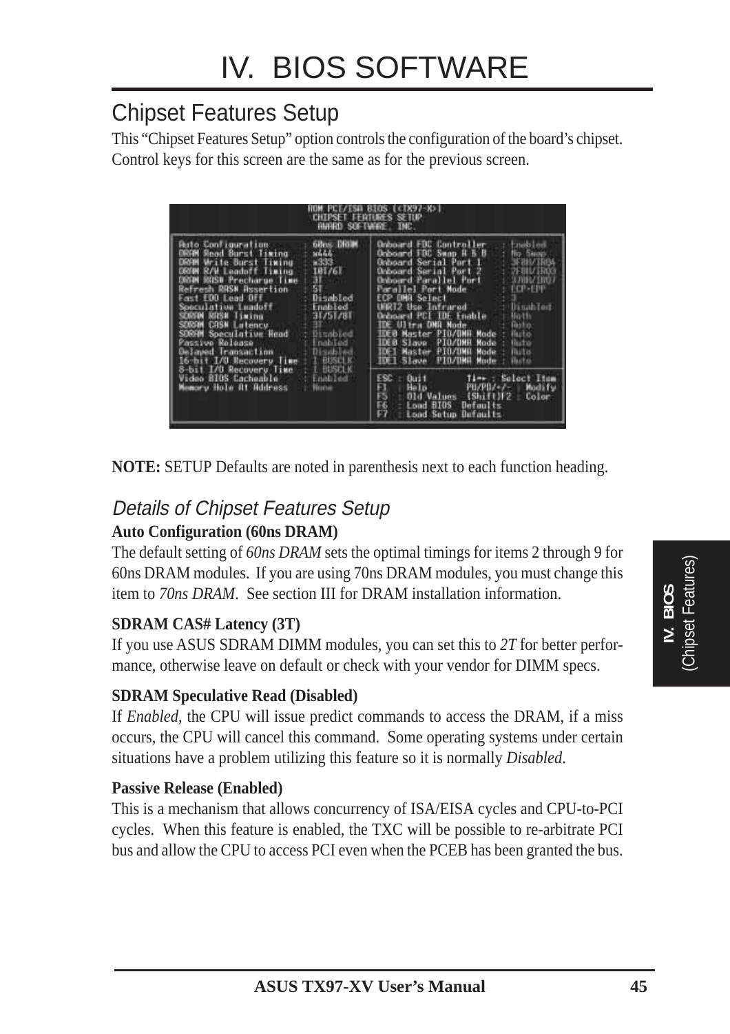# IV. BIOS SOFTWARE

## Chipset Features Setup

This "Chipset Features Setup" option controls the configuration of the board's chipset. Control keys for this screen are the same as for the previous screen.

```
                    ROM PCI/ISA BIOS (<TX97-X>)
                      CHIPSET FEATURES SETUP
                       AWARD SOFTWARE, INC.

Auto Configuration          : 60ns DRAM    | Onboard FDC Controller    : Enabled
DRAM Read Burst Timing      : x444         | Onboard FDC Swap A & B    : No Swap
DRAM Write Burst Timing     : x333         | Onboard Serial Port 1     : 3F8H/IRQ4
DRAM R/W Leadoff Timing     : 10T/6T       | Onboard Serial Port 2     : 2F8H/IRQ3
DRAM RAS# Precharge Time    : 3T           | Onboard Parallel Port     : 378H/IRQ7
Refresh RAS# Assertion      : 5T           | Parallel Port Mode        : ECP+EPP
Fast EDO Lead Off           : Disabled     | ECP DMA Select            : 3
Speculative Leadoff         : Enabled      | UART2 Use Infrared        : Disabled
SDRAM RAS# Timing           : 3T/5T/8T     | Onboard PCI IDE Enable    : Both
SDRAM CAS# Latency          : 3T           | IDE Ultra DMA Mode        : Auto
SDRAM Speculative Read      : Disabled     | IDE0 Master PIO/DMA Mode  : Auto
Passive Release             : Enabled      | IDE0 Slave  PIO/DMA Mode  : Auto
Delayed Transaction         : Disabled     | IDE1 Master PIO/DMA Mode  : Auto
16-bit I/O Recovery Time    : 1 BUSCLK     | IDE1 Slave  PIO/DMA Mode  : Auto
8-bit I/O Recovery Time     : 1 BUSCLK     |
Video BIOS Cacheable        : Enabled      | ESC : Quit        ↑↓→← : Select Item
Memory Hole At Address      : None         | F1  : Help        PU/PD/+/- : Modify
                                           | F5  : Old Values  (Shift)F2 : Color
                                           | F6  : Load BIOS  Defaults
                                           | F7  : Load Setup Defaults
```

**NOTE:** SETUP Defaults are noted in parenthesis next to each function heading.

### *Details of Chipset Features Setup*

**Auto Configuration (60ns DRAM)**

The default setting of *60ns DRAM* sets the optimal timings for items 2 through 9 for 60ns DRAM modules. If you are using 70ns DRAM modules, you must change this item to *70ns DRAM*. See section III for DRAM installation information.

**SDRAM CAS# Latency (3T)**

If you use ASUS SDRAM DIMM modules, you can set this to *2T* for better performance, otherwise leave on default or check with your vendor for DIMM specs.

**SDRAM Speculative Read (Disabled)**

If *Enabled*, the CPU will issue predict commands to access the DRAM, if a miss occurs, the CPU will cancel this command. Some operating systems under certain situations have a problem utilizing this feature so it is normally *Disabled*.

**Passive Release (Enabled)**

This is a mechanism that allows concurrency of ISA/EISA cycles and CPU-to-PCI cycles. When this feature is enabled, the TXC will be possible to re-arbitrate PCI bus and allow the CPU to access PCI even when the PCEB has been granted the bus.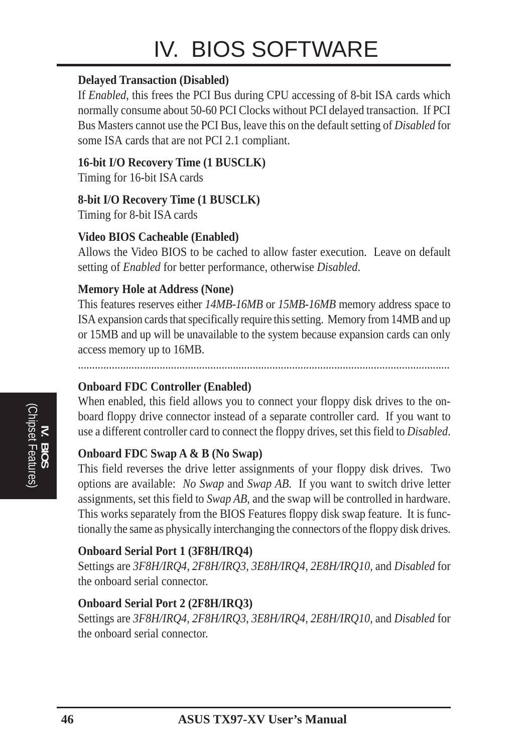**Delayed Transaction (Disabled)**
If *Enabled*, this frees the PCI Bus during CPU accessing of 8-bit ISA cards which normally consume about 50-60 PCI Clocks without PCI delayed transaction. If PCI Bus Masters cannot use the PCI Bus, leave this on the default setting of *Disabled* for some ISA cards that are not PCI 2.1 compliant.

**16-bit I/O Recovery Time (1 BUSCLK)**
Timing for 16-bit ISA cards

**8-bit I/O Recovery Time (1 BUSCLK)**
Timing for 8-bit ISA cards

**Video BIOS Cacheable (Enabled)**
Allows the Video BIOS to be cached to allow faster execution. Leave on default setting of *Enabled* for better performance, otherwise *Disabled*.

**Memory Hole at Address (None)**
This features reserves either *14MB-16MB* or *15MB-16MB* memory address space to ISA expansion cards that specifically require this setting. Memory from 14MB and up or 15MB and up will be unavailable to the system because expansion cards can only access memory up to 16MB.

.................................................................................................................................

**Onboard FDC Controller (Enabled)**
When enabled, this field allows you to connect your floppy disk drives to the on-board floppy drive connector instead of a separate controller card. If you want to use a different controller card to connect the floppy drives, set this field to *Disabled*.

**Onboard FDC Swap A & B (No Swap)**
This field reverses the drive letter assignments of your floppy disk drives. Two options are available: *No Swap* and *Swap AB*. If you want to switch drive letter assignments, set this field to *Swap AB*, and the swap will be controlled in hardware. This works separately from the BIOS Features floppy disk swap feature. It is functionally the same as physically interchanging the connectors of the floppy disk drives.

**Onboard Serial Port 1 (3F8H/IRQ4)**
Settings are *3F8H/IRQ4*, *2F8H/IRQ3*, *3E8H/IRQ4*, *2E8H/IRQ10*, and *Disabled* for the onboard serial connector.

**Onboard Serial Port 2 (2F8H/IRQ3)**
Settings are *3F8H/IRQ4*, *2F8H/IRQ3*, *3E8H/IRQ4*, *2E8H/IRQ10*, and *Disabled* for the onboard serial connector.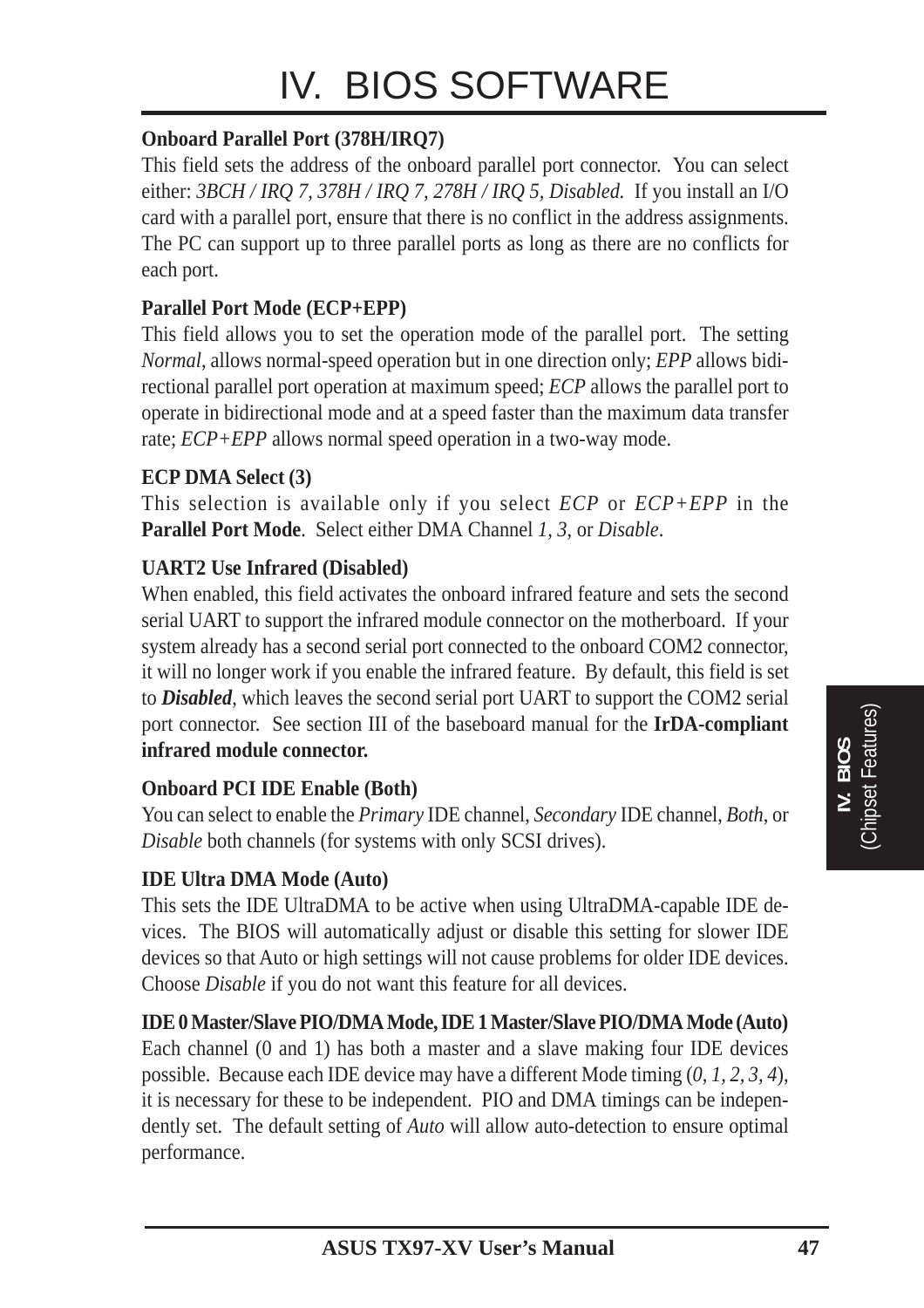**Onboard Parallel Port (378H/IRQ7)**

This field sets the address of the onboard parallel port connector. You can select either: *3BCH / IRQ 7, 378H / IRQ 7, 278H / IRQ 5, Disabled.* If you install an I/O card with a parallel port, ensure that there is no conflict in the address assignments. The PC can support up to three parallel ports as long as there are no conflicts for each port.

**Parallel Port Mode (ECP+EPP)**

This field allows you to set the operation mode of the parallel port. The setting *Normal*, allows normal-speed operation but in one direction only; *EPP* allows bidirectional parallel port operation at maximum speed; *ECP* allows the parallel port to operate in bidirectional mode and at a speed faster than the maximum data transfer rate; *ECP+EPP* allows normal speed operation in a two-way mode.

**ECP DMA Select (3)**

This selection is available only if you select *ECP* or *ECP+EPP* in the **Parallel Port Mode**. Select either DMA Channel *1, 3*, or *Disable*.

**UART2 Use Infrared (Disabled)**

When enabled, this field activates the onboard infrared feature and sets the second serial UART to support the infrared module connector on the motherboard. If your system already has a second serial port connected to the onboard COM2 connector, it will no longer work if you enable the infrared feature. By default, this field is set to ***Disabled***, which leaves the second serial port UART to support the COM2 serial port connector. See section III of the baseboard manual for the **IrDA-compliant infrared module connector.**

**Onboard PCI IDE Enable (Both)**

You can select to enable the *Primary* IDE channel, *Secondary* IDE channel, *Both*, or *Disable* both channels (for systems with only SCSI drives).

**IDE Ultra DMA Mode (Auto)**

This sets the IDE UltraDMA to be active when using UltraDMA-capable IDE devices. The BIOS will automatically adjust or disable this setting for slower IDE devices so that Auto or high settings will not cause problems for older IDE devices. Choose *Disable* if you do not want this feature for all devices.

**IDE 0 Master/Slave PIO/DMA Mode, IDE 1 Master/Slave PIO/DMA Mode (Auto)**

Each channel (0 and 1) has both a master and a slave making four IDE devices possible. Because each IDE device may have a different Mode timing (*0, 1, 2, 3, 4*), it is necessary for these to be independent. PIO and DMA timings can be independently set. The default setting of *Auto* will allow auto-detection to ensure optimal performance.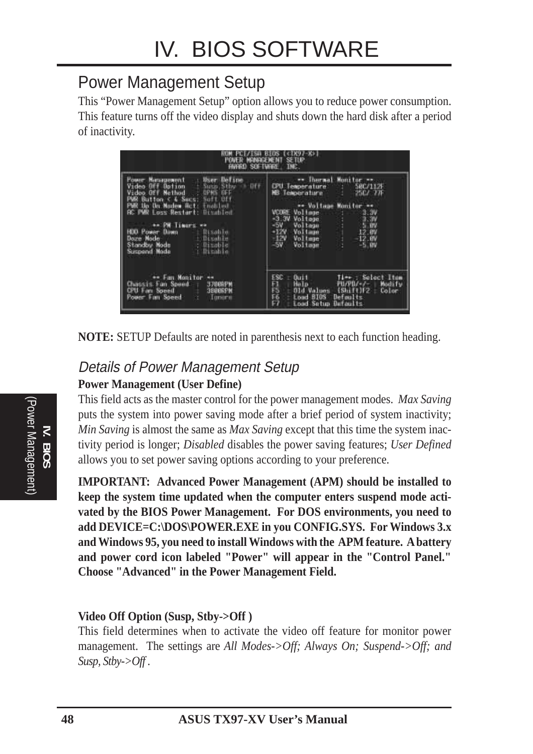# IV. BIOS SOFTWARE

## Power Management Setup

This "Power Management Setup" option allows you to reduce power consumption. This feature turns off the video display and shuts down the hard disk after a period of inactivity.

```
                    ROM PCI/ISA BIOS (<TX97-X>)
                      POWER MANAGEMENT SETUP
                       AWARD SOFTWARE, INC.

Power Management     : User Define      |     ** Thermal Monitor **
Video Off Option     : Susp,Stby -> Off | CPU Temperature   :  50C/112F
Video Off Method     : DPMS OFF         | MB Temperature    :  25C/ 77F
PWR Button < 4 Secs: Soft Off           |
PWR Up On Modem Act: Enabled            |     ** Voltage Monitor **
AC PWR Loss Restart: Disabled           | VCORE Voltage     :    3.3V
                                        | -3.3V Voltage     :    3.3V
        ** PM Timers **                 | -5V   Voltage     :    5.0V
HDD Power Down       : Disable          | +12V  Voltage     :   12.0V
Doze Mode            : Disable          | -12V  Voltage     :  -12.0V
Standby Mode         : Disable          | -5V   Voltage     :   -5.0V
Suspend Mode         : Disable          |

        ** Fan Monitor **               | ESC : Quit       ↑↓→← : Select Item
Chassis Fan Speed  :  3700RPM           | F1  : Help       PU/PD/+/- : Modify
CPU Fan Speed      :  3800RPM           | F5  : Old Values  (Shift)F2 : Color
Power Fan Speed    :   Ignore           | F6  : Load BIOS  Defaults
                                        | F7  : Load Setup Defaults
```

**NOTE:** SETUP Defaults are noted in parenthesis next to each function heading.

### *Details of Power Management Setup*

**Power Management (User Define)**

This field acts as the master control for the power management modes. *Max Saving* puts the system into power saving mode after a brief period of system inactivity; *Min Saving* is almost the same as *Max Saving* except that this time the system inactivity period is longer; *Disabled* disables the power saving features; *User Defined* allows you to set power saving options according to your preference.

**IMPORTANT: Advanced Power Management (APM) should be installed to keep the system time updated when the computer enters suspend mode activated by the BIOS Power Management. For DOS environments, you need to add DEVICE=C:\DOS\POWER.EXE in you CONFIG.SYS. For Windows 3.x and Windows 95, you need to install Windows with the APM feature. A battery and power cord icon labeled "Power" will appear in the "Control Panel." Choose "Advanced" in the Power Management Field.**

**Video Off Option (Susp, Stby->Off )**

This field determines when to activate the video off feature for monitor power management. The settings are *All Modes->Off; Always On; Suspend->Off; and Susp, Stby->Off* .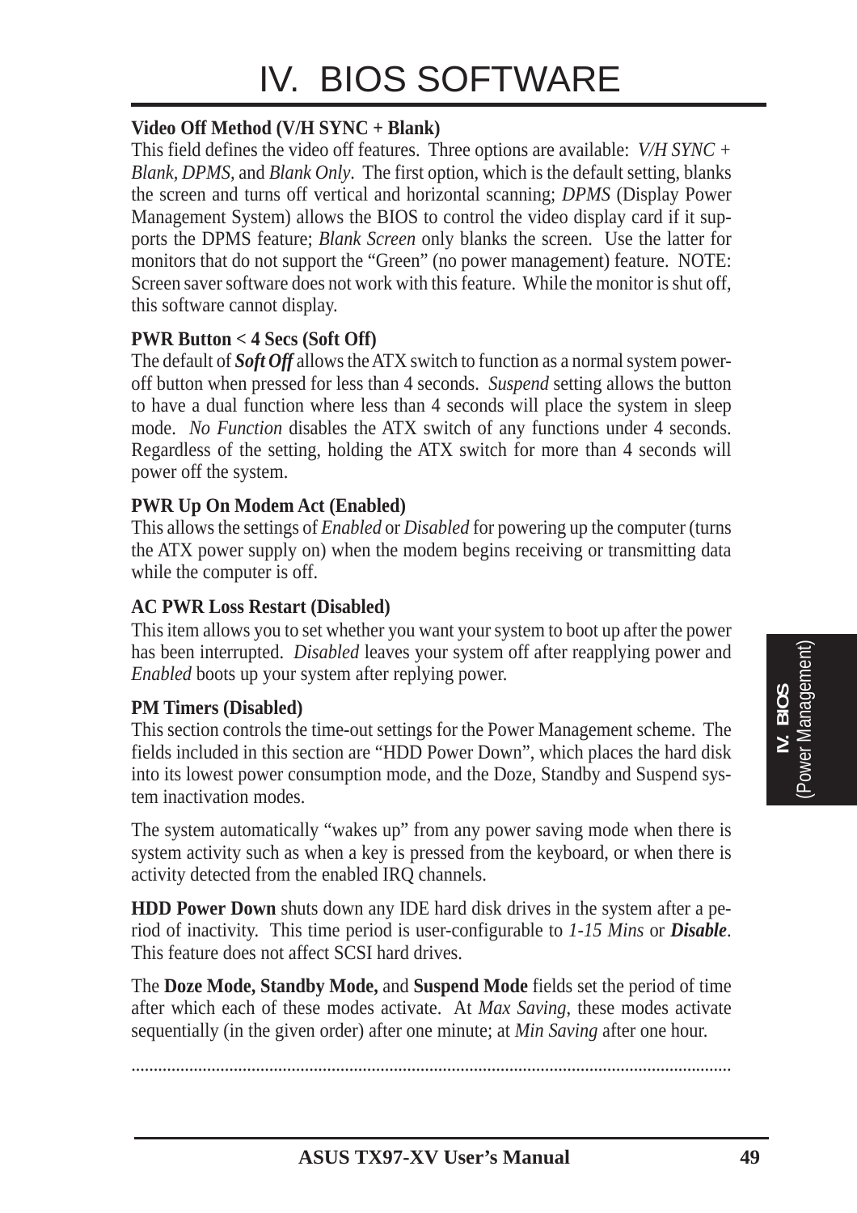**Video Off Method (V/H SYNC + Blank)**

This field defines the video off features. Three options are available: *V/H SYNC + Blank, DPMS,* and *Blank Only*. The first option, which is the default setting, blanks the screen and turns off vertical and horizontal scanning; *DPMS* (Display Power Management System) allows the BIOS to control the video display card if it supports the DPMS feature; *Blank Screen* only blanks the screen. Use the latter for monitors that do not support the "Green" (no power management) feature. NOTE: Screen saver software does not work with this feature. While the monitor is shut off, this software cannot display.

**PWR Button < 4 Secs (Soft Off)**

The default of ***Soft Off*** allows the ATX switch to function as a normal system power-off button when pressed for less than 4 seconds. *Suspend* setting allows the button to have a dual function where less than 4 seconds will place the system in sleep mode. *No Function* disables the ATX switch of any functions under 4 seconds. Regardless of the setting, holding the ATX switch for more than 4 seconds will power off the system.

**PWR Up On Modem Act (Enabled)**

This allows the settings of *Enabled* or *Disabled* for powering up the computer (turns the ATX power supply on) when the modem begins receiving or transmitting data while the computer is off.

**AC PWR Loss Restart (Disabled)**

This item allows you to set whether you want your system to boot up after the power has been interrupted. *Disabled* leaves your system off after reapplying power and *Enabled* boots up your system after replying power.

**PM Timers (Disabled)**

This section controls the time-out settings for the Power Management scheme. The fields included in this section are "HDD Power Down", which places the hard disk into its lowest power consumption mode, and the Doze, Standby and Suspend system inactivation modes.

The system automatically "wakes up" from any power saving mode when there is system activity such as when a key is pressed from the keyboard, or when there is activity detected from the enabled IRQ channels.

**HDD Power Down** shuts down any IDE hard disk drives in the system after a period of inactivity. This time period is user-configurable to *1-15 Mins* or ***Disable***. This feature does not affect SCSI hard drives.

The **Doze Mode, Standby Mode,** and **Suspend Mode** fields set the period of time after which each of these modes activate. At *Max Saving*, these modes activate sequentially (in the given order) after one minute; at *Min Saving* after one hour.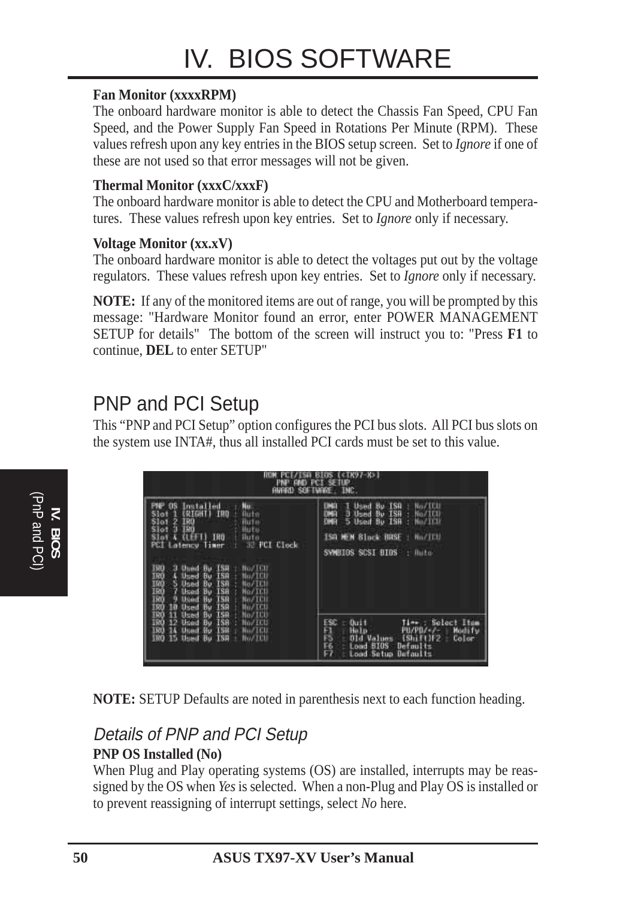**Fan Monitor (xxxxRPM)**
The onboard hardware monitor is able to detect the Chassis Fan Speed, CPU Fan Speed, and the Power Supply Fan Speed in Rotations Per Minute (RPM). These values refresh upon any key entries in the BIOS setup screen. Set to *Ignore* if one of these are not used so that error messages will not be given.

**Thermal Monitor (xxxC/xxxF)**
The onboard hardware monitor is able to detect the CPU and Motherboard temperatures. These values refresh upon key entries. Set to *Ignore* only if necessary.

**Voltage Monitor (xx.xV)**
The onboard hardware monitor is able to detect the voltages put out by the voltage regulators. These values refresh upon key entries. Set to *Ignore* only if necessary.

**NOTE:** If any of the monitored items are out of range, you will be prompted by this message: "Hardware Monitor found an error, enter POWER MANAGEMENT SETUP for details" The bottom of the screen will instruct you to: "Press **F1** to continue, **DEL** to enter SETUP"

## PNP and PCI Setup

This “PNP and PCI Setup” option configures the PCI bus slots. All PCI bus slots on the system use INTA#, thus all installed PCI cards must be set to this value.

```
                     ROM PCI/ISA BIOS (<TX97-X>)
                         PNP AND PCI SETUP
                        AWARD SOFTWARE, INC.

PNP OS Installed      : No           DMA  1 Used By ISA : No/ICU
Slot 1 (RIGHT) IRQ    : Auto         DMA  3 Used By ISA : No/ICU
Slot 2 IRQ            : Auto         DMA  5 Used By ISA : No/ICU
Slot 3 IRQ            : Auto
Slot 4 (LEFT) IRQ     : Auto         ISA MEM Block BASE : No/ICU
PCI Latency Timer     :  32 PCI Clock
                                     SYMBIOS SCSI BIOS  : Auto
IRQ  3 Used By ISA : No/ICU
IRQ  4 Used By ISA : No/ICU
IRQ  5 Used By ISA : No/ICU
IRQ  7 Used By ISA : No/ICU
IRQ  9 Used By ISA : No/ICU
IRQ 10 Used By ISA : No/ICU
IRQ 11 Used By ISA : No/ICU          ESC : Quit       ↑↓→← : Select Item
IRQ 12 Used By ISA : No/ICU          F1  : Help       PU/PD/+/- : Modify
IRQ 14 Used By ISA : No/ICU          F5  : Old Values  (Shift)F2 : Color
IRQ 15 Used By ISA : No/ICU          F6  : Load BIOS  Defaults
                                     F7  : Load Setup Defaults
```

**NOTE:** SETUP Defaults are noted in parenthesis next to each function heading.

### *Details of PNP and PCI Setup*

**PNP OS Installed (No)**
When Plug and Play operating systems (OS) are installed, interrupts may be reassigned by the OS when *Yes* is selected. When a non-Plug and Play OS is installed or to prevent reassigning of interrupt settings, select *No* here.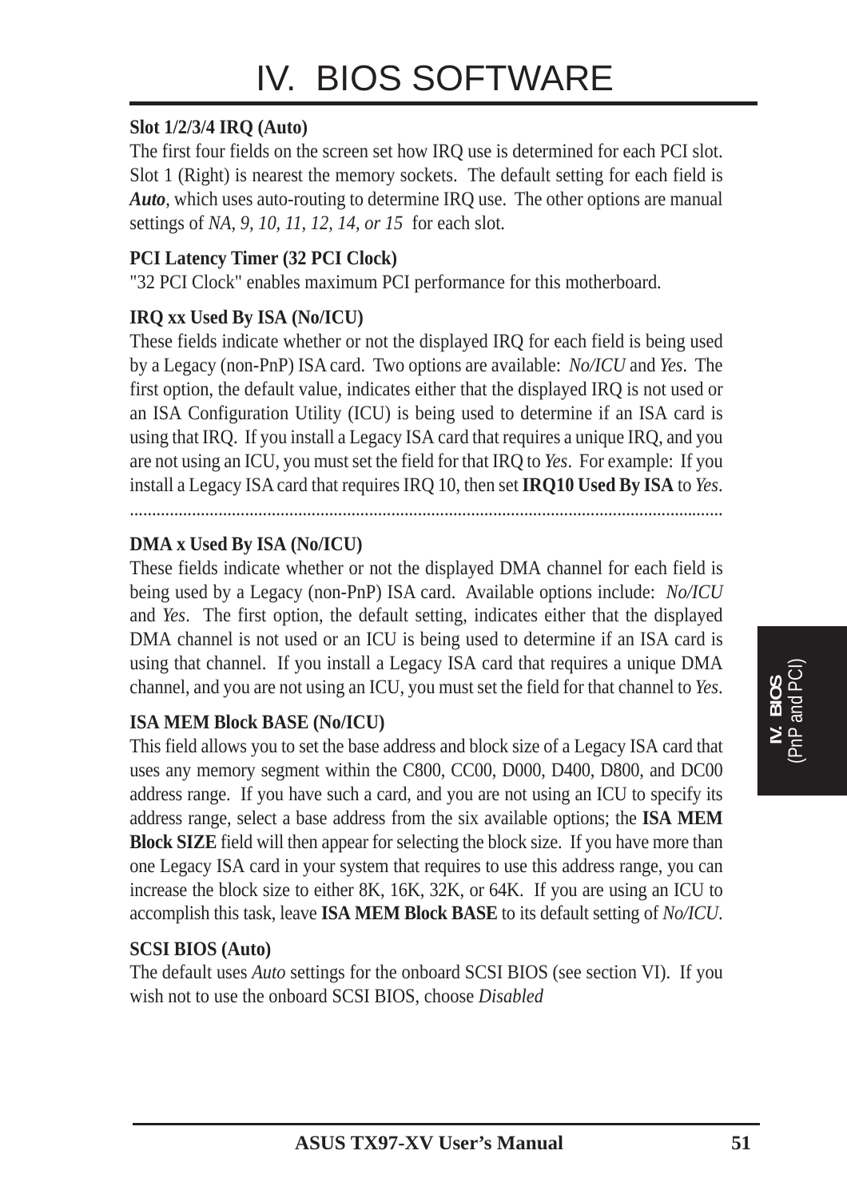**Slot 1/2/3/4 IRQ (Auto)**

The first four fields on the screen set how IRQ use is determined for each PCI slot. Slot 1 (Right) is nearest the memory sockets. The default setting for each field is ***Auto***, which uses auto-routing to determine IRQ use. The other options are manual settings of *NA, 9, 10, 11, 12, 14, or 15* for each slot.

**PCI Latency Timer (32 PCI Clock)**

"32 PCI Clock" enables maximum PCI performance for this motherboard.

**IRQ xx Used By ISA (No/ICU)**

These fields indicate whether or not the displayed IRQ for each field is being used by a Legacy (non-PnP) ISA card. Two options are available: *No/ICU* and *Yes*. The first option, the default value, indicates either that the displayed IRQ is not used or an ISA Configuration Utility (ICU) is being used to determine if an ISA card is using that IRQ. If you install a Legacy ISA card that requires a unique IRQ, and you are not using an ICU, you must set the field for that IRQ to *Yes*. For example: If you install a Legacy ISA card that requires IRQ 10, then set **IRQ10 Used By ISA** to *Yes*.

........................................................................................................................................

**DMA x Used By ISA (No/ICU)**

These fields indicate whether or not the displayed DMA channel for each field is being used by a Legacy (non-PnP) ISA card. Available options include: *No/ICU* and *Yes*. The first option, the default setting, indicates either that the displayed DMA channel is not used or an ICU is being used to determine if an ISA card is using that channel. If you install a Legacy ISA card that requires a unique DMA channel, and you are not using an ICU, you must set the field for that channel to *Yes*.

**ISA MEM Block BASE (No/ICU)**

This field allows you to set the base address and block size of a Legacy ISA card that uses any memory segment within the C800, CC00, D000, D400, D800, and DC00 address range. If you have such a card, and you are not using an ICU to specify its address range, select a base address from the six available options; the **ISA MEM Block SIZE** field will then appear for selecting the block size. If you have more than one Legacy ISA card in your system that requires to use this address range, you can increase the block size to either 8K, 16K, 32K, or 64K. If you are using an ICU to accomplish this task, leave **ISA MEM Block BASE** to its default setting of *No/ICU*.

**SCSI BIOS (Auto)**

The default uses *Auto* settings for the onboard SCSI BIOS (see section VI). If you wish not to use the onboard SCSI BIOS, choose *Disabled*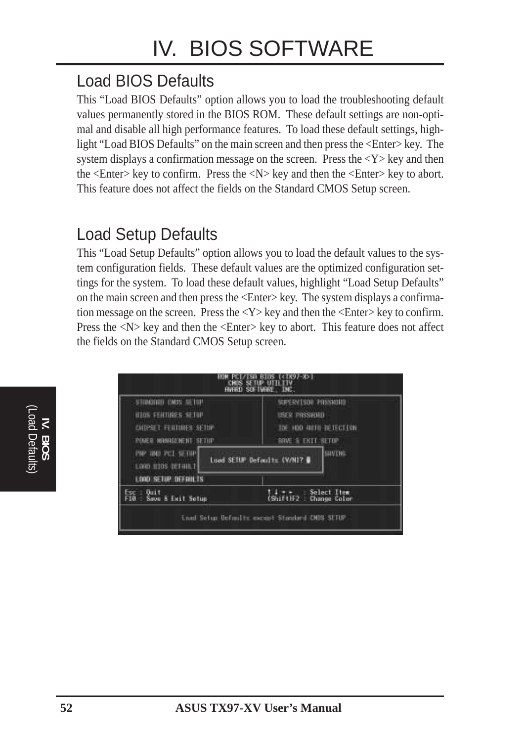# IV. BIOS SOFTWARE

## Load BIOS Defaults

This "Load BIOS Defaults" option allows you to load the troubleshooting default values permanently stored in the BIOS ROM. These default settings are non-optimal and disable all high performance features. To load these default settings, highlight "Load BIOS Defaults" on the main screen and then press the <Enter> key. The system displays a confirmation message on the screen. Press the <Y> key and then the <Enter> key to confirm. Press the <N> key and then the <Enter> key to abort. This feature does not affect the fields on the Standard CMOS Setup screen.

## Load Setup Defaults

This "Load Setup Defaults" option allows you to load the default values to the system configuration fields. These default values are the optimized configuration settings for the system. To load these default values, highlight "Load Setup Defaults" on the main screen and then press the <Enter> key. The system displays a confirmation message on the screen. Press the <Y> key and then the <Enter> key to confirm. Press the <N> key and then the <Enter> key to abort. This feature does not affect the fields on the Standard CMOS Setup screen.

```
ROM PCI/ISA BIOS (<TX97-X>)
CMOS SETUP UTILITY
AWARD SOFTWARE, INC.

STANDARD CMOS SETUP          SUPERVISOR PASSWORD
BIOS FEATURES SETUP          USER PASSWORD
CHIPSET FEATURES SETUP       IDE HDD AUTO DETECTION
POWER MANAGEMENT SETUP       SAVE & EXIT SETUP
PNP AND PCI SETUP            SAVING
LOAD BIOS DEFAULT     Load SETUP Defaults (Y/N)?
LOAD SETUP DEFAULTS

Esc : Quit                   ↑ ↓ → ←   : Select Item
F10 : Save & Exit Setup      (Shift)F2 : Change Color

Load Setup Defaults except Standard CMOS SETUP
```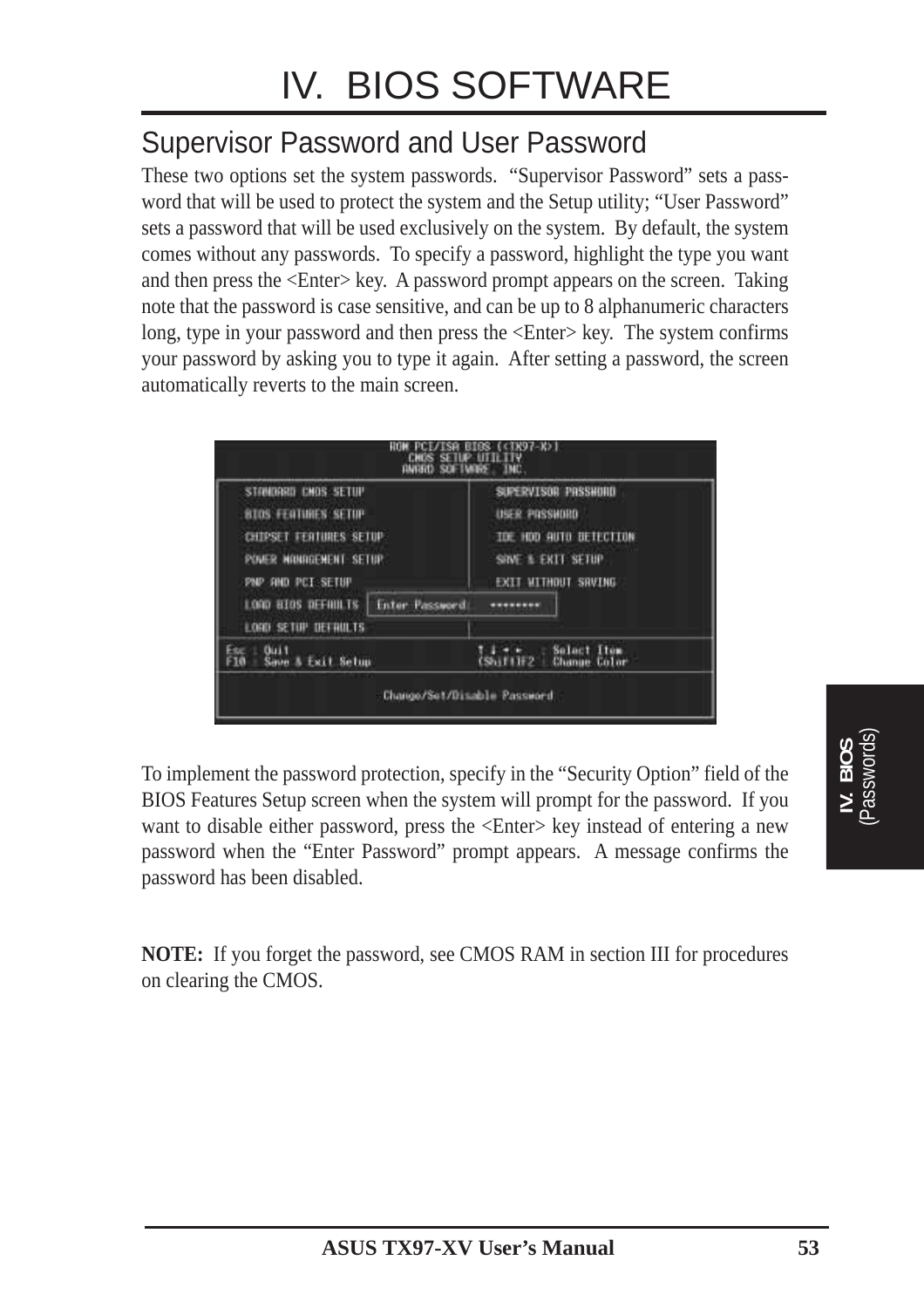# IV. BIOS SOFTWARE

## Supervisor Password and User Password

These two options set the system passwords. "Supervisor Password" sets a password that will be used to protect the system and the Setup utility; "User Password" sets a password that will be used exclusively on the system. By default, the system comes without any passwords. To specify a password, highlight the type you want and then press the <Enter> key. A password prompt appears on the screen. Taking note that the password is case sensitive, and can be up to 8 alphanumeric characters long, type in your password and then press the <Enter> key. The system confirms your password by asking you to type it again. After setting a password, the screen automatically reverts to the main screen.

```
ROM PCI/ISA BIOS (<TX97-X>)
CMOS SETUP UTILITY
AWARD SOFTWARE, INC.

STANDARD CMOS SETUP          SUPERVISOR PASSWORD
BIOS FEATURES SETUP          USER PASSWORD
CHIPSET FEATURES SETUP       IDE HDD AUTO DETECTION
POWER MANAGEMENT SETUP       SAVE & EXIT SETUP
PNP AND PCI SETUP            EXIT WITHOUT SAVING
LOAD BIOS DEFAULTS   Enter Password:  ********
LOAD SETUP DEFAULTS

Esc : Quit                   ↑ ↓ → ←   : Select Item
F10 : Save & Exit Setup      (Shift)F2 : Change Color

Change/Set/Disable Password
```

To implement the password protection, specify in the "Security Option" field of the BIOS Features Setup screen when the system will prompt for the password. If you want to disable either password, press the <Enter> key instead of entering a new password when the "Enter Password" prompt appears. A message confirms the password has been disabled.

**NOTE:** If you forget the password, see CMOS RAM in section III for procedures on clearing the CMOS.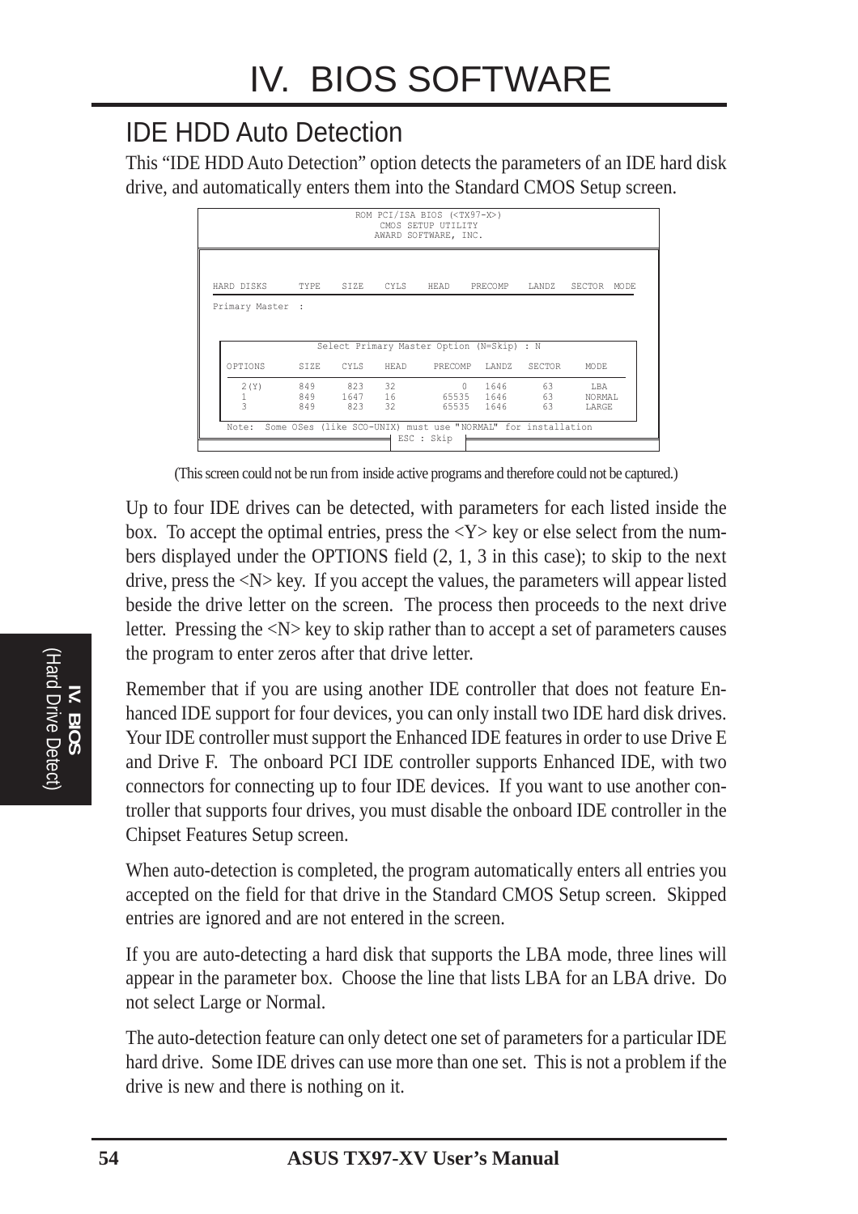## IDE HDD Auto Detection

This “IDE HDD Auto Detection” option detects the parameters of an IDE hard disk drive, and automatically enters them into the Standard CMOS Setup screen.

```
                    ROM PCI/ISA BIOS (<TX97-X>)
                        CMOS SETUP UTILITY
                       AWARD SOFTWARE, INC.

HARD DISKS      TYPE   SIZE   CYLS   HEAD   PRECOMP   LANDZ   SECTOR  MODE

Primary Master  :

            Select Primary Master Option (N=Skip) : N

  OPTIONS     SIZE   CYLS   HEAD    PRECOMP   LANDZ   SECTOR    MODE
   2(Y)       849     823   32            0    1646      63      LBA
   1          849    1647   16        65535    1646      63     NORMAL
   3          849     823   32        65535    1646      63     LARGE

  Note:  Some OSes (like SCO-UNIX) must use "NORMAL" for installation
                              ESC : Skip
```

(This screen could not be run from inside active programs and therefore could not be captured.)

Up to four IDE drives can be detected, with parameters for each listed inside the box. To accept the optimal entries, press the <Y> key or else select from the numbers displayed under the OPTIONS field (2, 1, 3 in this case); to skip to the next drive, press the <N> key. If you accept the values, the parameters will appear listed beside the drive letter on the screen. The process then proceeds to the next drive letter. Pressing the <N> key to skip rather than to accept a set of parameters causes the program to enter zeros after that drive letter.

Remember that if you are using another IDE controller that does not feature Enhanced IDE support for four devices, you can only install two IDE hard disk drives. Your IDE controller must support the Enhanced IDE features in order to use Drive E and Drive F. The onboard PCI IDE controller supports Enhanced IDE, with two connectors for connecting up to four IDE devices. If you want to use another controller that supports four drives, you must disable the onboard IDE controller in the Chipset Features Setup screen.

When auto-detection is completed, the program automatically enters all entries you accepted on the field for that drive in the Standard CMOS Setup screen. Skipped entries are ignored and are not entered in the screen.

If you are auto-detecting a hard disk that supports the LBA mode, three lines will appear in the parameter box. Choose the line that lists LBA for an LBA drive. Do not select Large or Normal.

The auto-detection feature can only detect one set of parameters for a particular IDE hard drive. Some IDE drives can use more than one set. This is not a problem if the drive is new and there is nothing on it.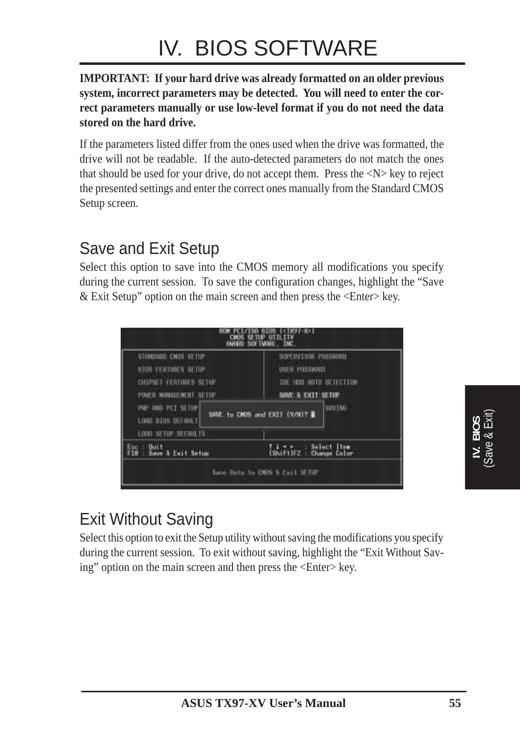# IV. BIOS SOFTWARE

**IMPORTANT: If your hard drive was already formatted on an older previous system, incorrect parameters may be detected. You will need to enter the correct parameters manually or use low-level format if you do not need the data stored on the hard drive.**

If the parameters listed differ from the ones used when the drive was formatted, the drive will not be readable. If the auto-detected parameters do not match the ones that should be used for your drive, do not accept them. Press the <N> key to reject the presented settings and enter the correct ones manually from the Standard CMOS Setup screen.

## Save and Exit Setup

Select this option to save into the CMOS memory all modifications you specify during the current session. To save the configuration changes, highlight the "Save & Exit Setup" option on the main screen and then press the <Enter> key.

```
ROM PCI/ISA BIOS (<TX97-X>)
CMOS SETUP UTILITY
AWARD SOFTWARE, INC.

STANDARD CMOS SETUP          SUPERVISOR PASSWORD
BIOS FEATURES SETUP          USER PASSWORD
CHIPSET FEATURES SETUP       IDE HDD AUTO DETECTION
POWER MANAGEMENT SETUP       SAVE & EXIT SETUP
PNP AND PCI SETUP            SAVING
LOAD BIOS DEFAULT
LOAD SETUP DEFAULTS
          SAVE to CMOS and EXIT (Y/N)?

Esc : Quit                   ↑ ↓ → ←   : Select Item
F10 : Save & Exit Setup      (Shift)F2 : Change Color

Save Data to CMOS & Exit SETUP
```

## Exit Without Saving

Select this option to exit the Setup utility without saving the modifications you specify during the current session. To exit without saving, highlight the "Exit Without Saving" option on the main screen and then press the <Enter> key.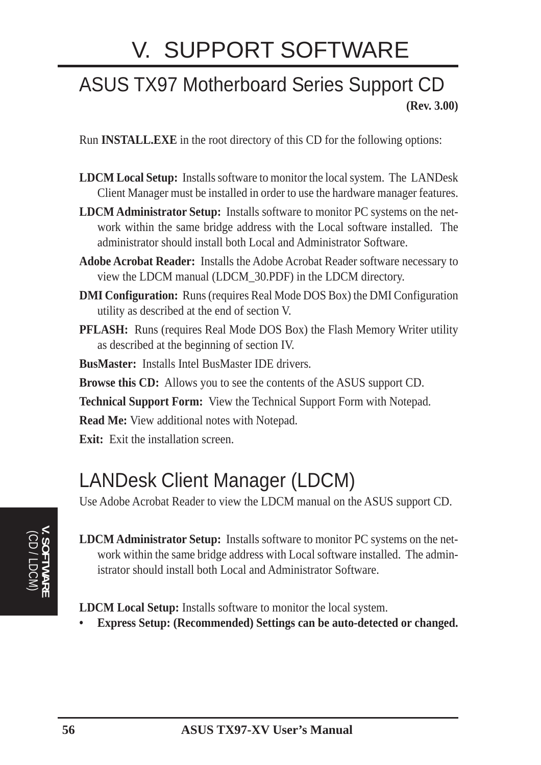# V. SUPPORT SOFTWARE

## ASUS TX97 Motherboard Series Support CD

**(Rev. 3.00)**

Run **INSTALL.EXE** in the root directory of this CD for the following options:

**LDCM Local Setup:** Installs software to monitor the local system. The LANDesk Client Manager must be installed in order to use the hardware manager features.

**LDCM Administrator Setup:** Installs software to monitor PC systems on the network within the same bridge address with the Local software installed. The administrator should install both Local and Administrator Software.

**Adobe Acrobat Reader:** Installs the Adobe Acrobat Reader software necessary to view the LDCM manual (LDCM_30.PDF) in the LDCM directory.

**DMI Configuration:** Runs (requires Real Mode DOS Box) the DMI Configuration utility as described at the end of section V.

**PFLASH:** Runs (requires Real Mode DOS Box) the Flash Memory Writer utility as described at the beginning of section IV.

**BusMaster:** Installs Intel BusMaster IDE drivers.

**Browse this CD:** Allows you to see the contents of the ASUS support CD.

**Technical Support Form:** View the Technical Support Form with Notepad.

**Read Me:** View additional notes with Notepad.

**Exit:** Exit the installation screen.

## LANDesk Client Manager (LDCM)

Use Adobe Acrobat Reader to view the LDCM manual on the ASUS support CD.

**LDCM Administrator Setup:** Installs software to monitor PC systems on the network within the same bridge address with Local software installed. The administrator should install both Local and Administrator Software.

**LDCM Local Setup:** Installs software to monitor the local system.

- **Express Setup: (Recommended) Settings can be auto-detected or changed.**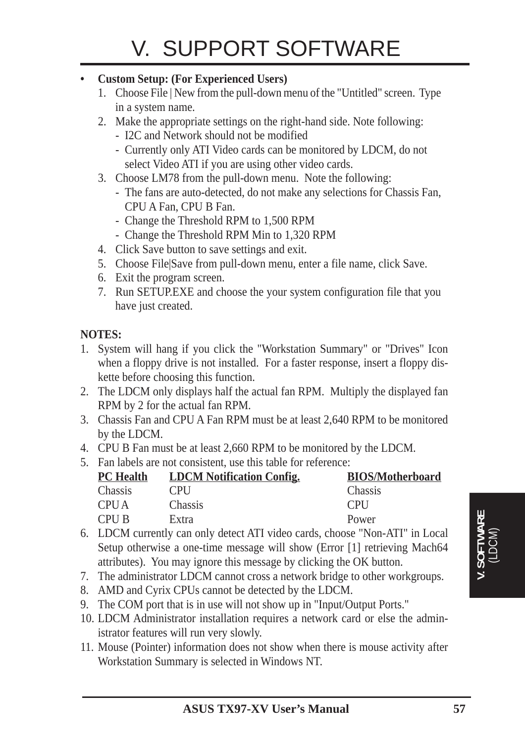# V. SUPPORT SOFTWARE

- **Custom Setup: (For Experienced Users)**
  1. Choose File | New from the pull-down menu of the "Untitled" screen. Type in a system name.
  2. Make the appropriate settings on the right-hand side. Note following:
     - I2C and Network should not be modified
     - Currently only ATI Video cards can be monitored by LDCM, do not select Video ATI if you are using other video cards.
  3. Choose LM78 from the pull-down menu. Note the following:
     - The fans are auto-detected, do not make any selections for Chassis Fan, CPU A Fan, CPU B Fan.
     - Change the Threshold RPM to 1,500 RPM
     - Change the Threshold RPM Min to 1,320 RPM
  4. Click Save button to save settings and exit.
  5. Choose File|Save from pull-down menu, enter a file name, click Save.
  6. Exit the program screen.
  7. Run SETUP.EXE and choose the your system configuration file that you have just created.

**NOTES:**

1. System will hang if you click the "Workstation Summary" or "Drives" Icon when a floppy drive is not installed. For a faster response, insert a floppy diskette before choosing this function.
2. The LDCM only displays half the actual fan RPM. Multiply the displayed fan RPM by 2 for the actual fan RPM.
3. Chassis Fan and CPU A Fan RPM must be at least 2,640 RPM to be monitored by the LDCM.
4. CPU B Fan must be at least 2,660 RPM to be monitored by the LDCM.
5. Fan labels are not consistent, use this table for reference:

| PC Health | LDCM Notification Config. | BIOS/Motherboard |
|---|---|---|
| Chassis | CPU | Chassis |
| CPU A | Chassis | CPU |
| CPU B | Extra | Power |

6. LDCM currently can only detect ATI video cards, choose "Non-ATI" in Local Setup otherwise a one-time message will show (Error [1] retrieving Mach64 attributes). You may ignore this message by clicking the OK button.
7. The administrator LDCM cannot cross a network bridge to other workgroups.
8. AMD and Cyrix CPUs cannot be detected by the LDCM.
9. The COM port that is in use will not show up in "Input/Output Ports."
10. LDCM Administrator installation requires a network card or else the administrator features will run very slowly.
11. Mouse (Pointer) information does not show when there is mouse activity after Workstation Summary is selected in Windows NT.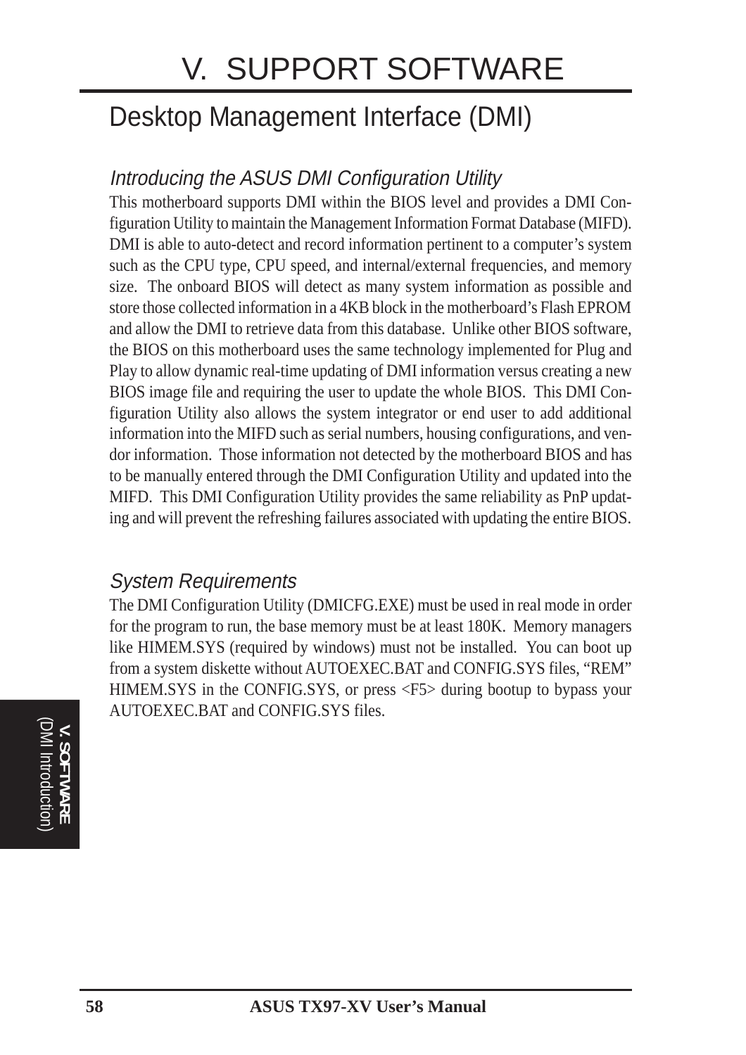# V. SUPPORT SOFTWARE

## Desktop Management Interface (DMI)

### *Introducing the ASUS DMI Configuration Utility*

This motherboard supports DMI within the BIOS level and provides a DMI Configuration Utility to maintain the Management Information Format Database (MIFD). DMI is able to auto-detect and record information pertinent to a computer's system such as the CPU type, CPU speed, and internal/external frequencies, and memory size. The onboard BIOS will detect as many system information as possible and store those collected information in a 4KB block in the motherboard's Flash EPROM and allow the DMI to retrieve data from this database. Unlike other BIOS software, the BIOS on this motherboard uses the same technology implemented for Plug and Play to allow dynamic real-time updating of DMI information versus creating a new BIOS image file and requiring the user to update the whole BIOS. This DMI Configuration Utility also allows the system integrator or end user to add additional information into the MIFD such as serial numbers, housing configurations, and vendor information. Those information not detected by the motherboard BIOS and has to be manually entered through the DMI Configuration Utility and updated into the MIFD. This DMI Configuration Utility provides the same reliability as PnP updating and will prevent the refreshing failures associated with updating the entire BIOS.

### *System Requirements*

The DMI Configuration Utility (DMICFG.EXE) must be used in real mode in order for the program to run, the base memory must be at least 180K. Memory managers like HIMEM.SYS (required by windows) must not be installed. You can boot up from a system diskette without AUTOEXEC.BAT and CONFIG.SYS files, "REM" HIMEM.SYS in the CONFIG.SYS, or press <F5> during bootup to bypass your AUTOEXEC.BAT and CONFIG.SYS files.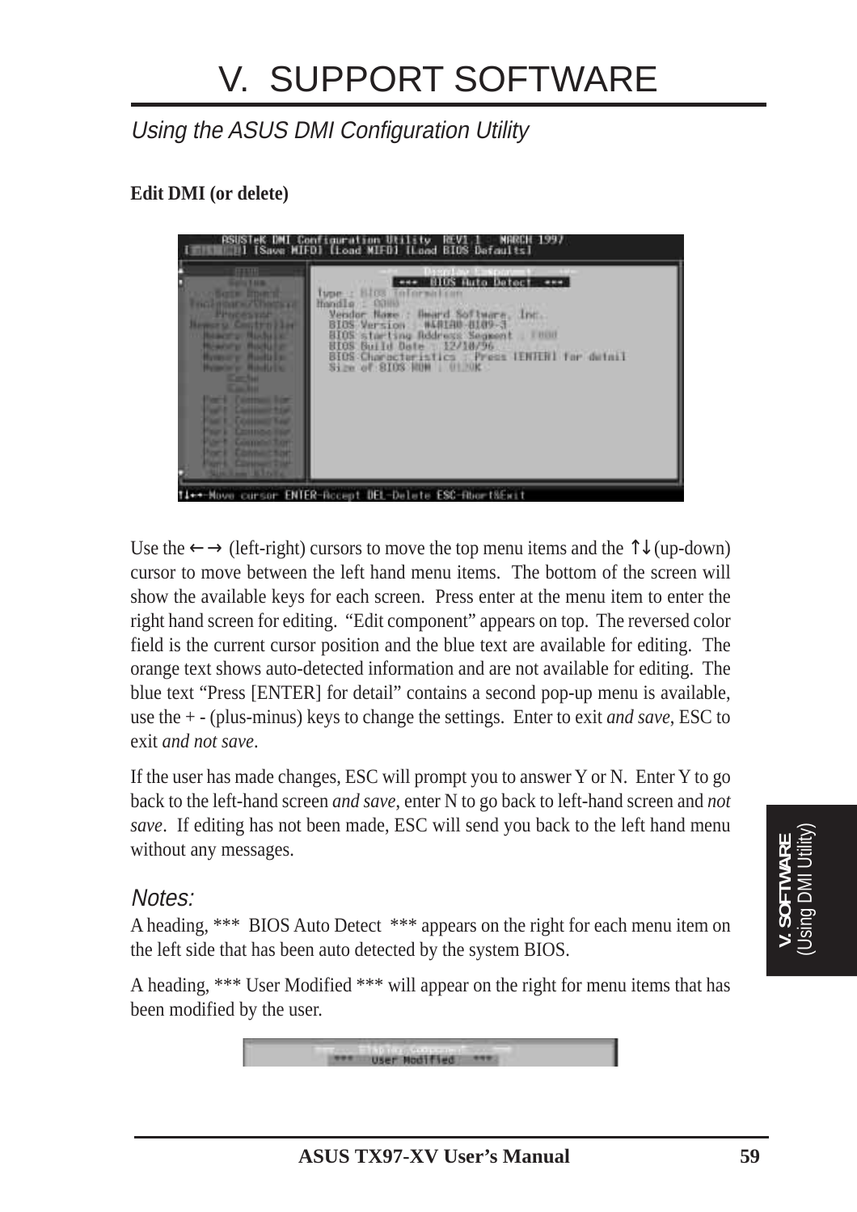# V. SUPPORT SOFTWARE

*Using the ASUS DMI Configuration Utility*

**Edit DMI (or delete)**

Use the ← → (left-right) cursors to move the top menu items and the ↑↓ (up-down) cursor to move between the left hand menu items. The bottom of the screen will show the available keys for each screen. Press enter at the menu item to enter the right hand screen for editing. "Edit component" appears on top. The reversed color field is the current cursor position and the blue text are available for editing. The orange text shows auto-detected information and are not available for editing. The blue text "Press [ENTER] for detail" contains a second pop-up menu is available, use the + - (plus-minus) keys to change the settings. Enter to exit *and save*, ESC to exit *and not save*.

If the user has made changes, ESC will prompt you to answer Y or N. Enter Y to go back to the left-hand screen *and save*, enter N to go back to left-hand screen and *not save*. If editing has not been made, ESC will send you back to the left hand menu without any messages.

*Notes:*

A heading, *** BIOS Auto Detect *** appears on the right for each menu item on the left side that has been auto detected by the system BIOS.

A heading, *** User Modified *** will appear on the right for menu items that has been modified by the user.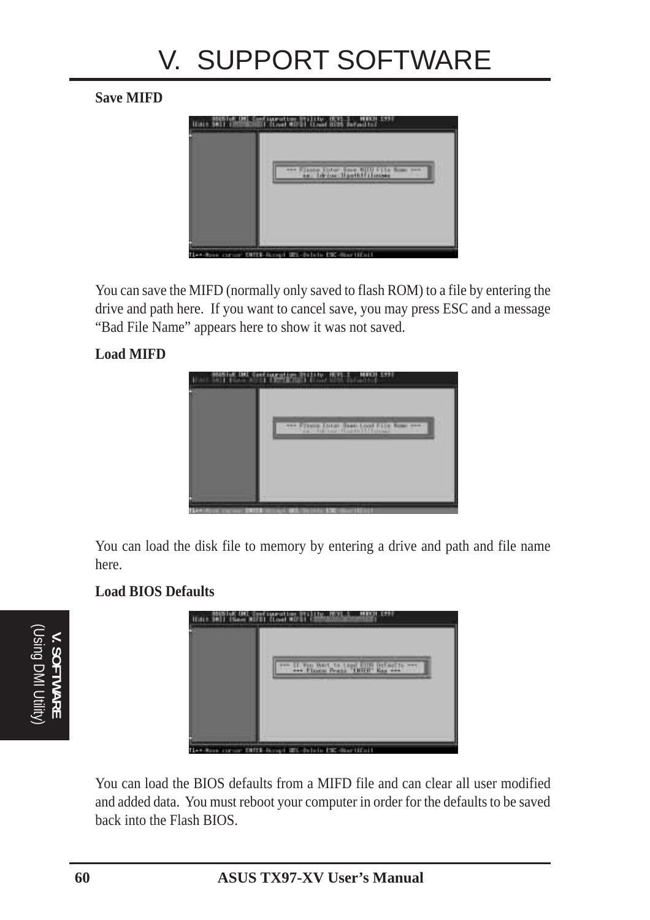### Save MIFD

You can save the MIFD (normally only saved to flash ROM) to a file by entering the drive and path here. If you want to cancel save, you may press ESC and a message “Bad File Name” appears here to show it was not saved.

### Load MIFD

You can load the disk file to memory by entering a drive and path and file name here.

### Load BIOS Defaults

You can load the BIOS defaults from a MIFD file and can clear all user modified and added data. You must reboot your computer in order for the defaults to be saved back into the Flash BIOS.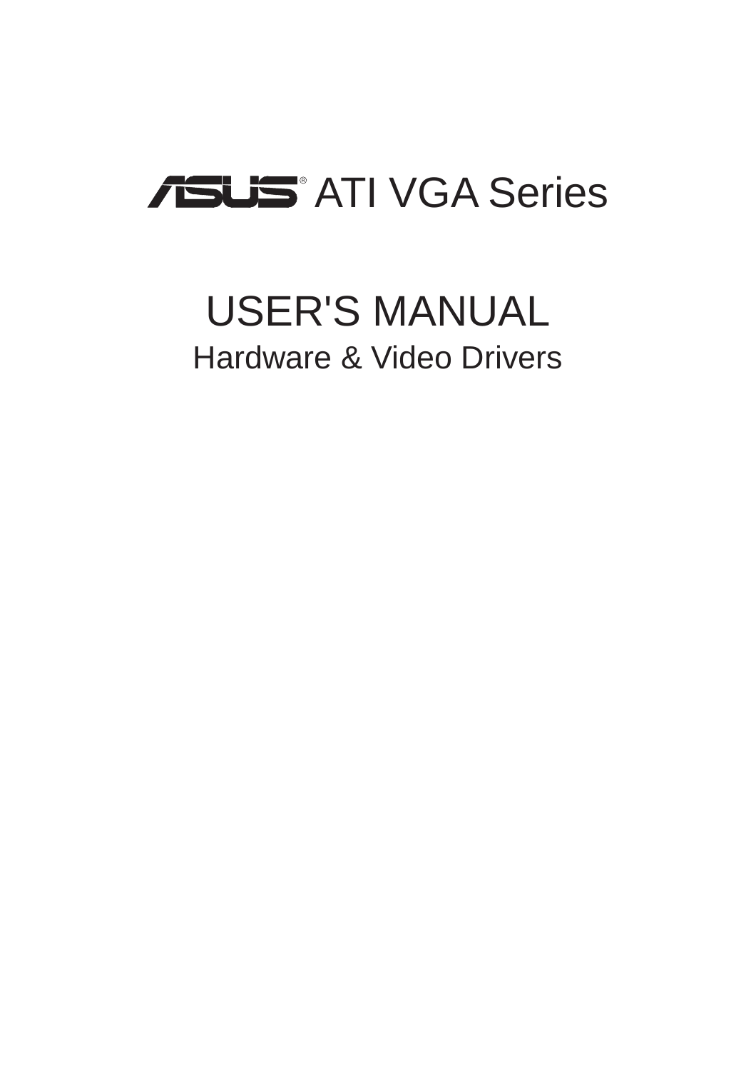# ASUS® ATI VGA Series

## USER'S MANUAL

### Hardware & Video Drivers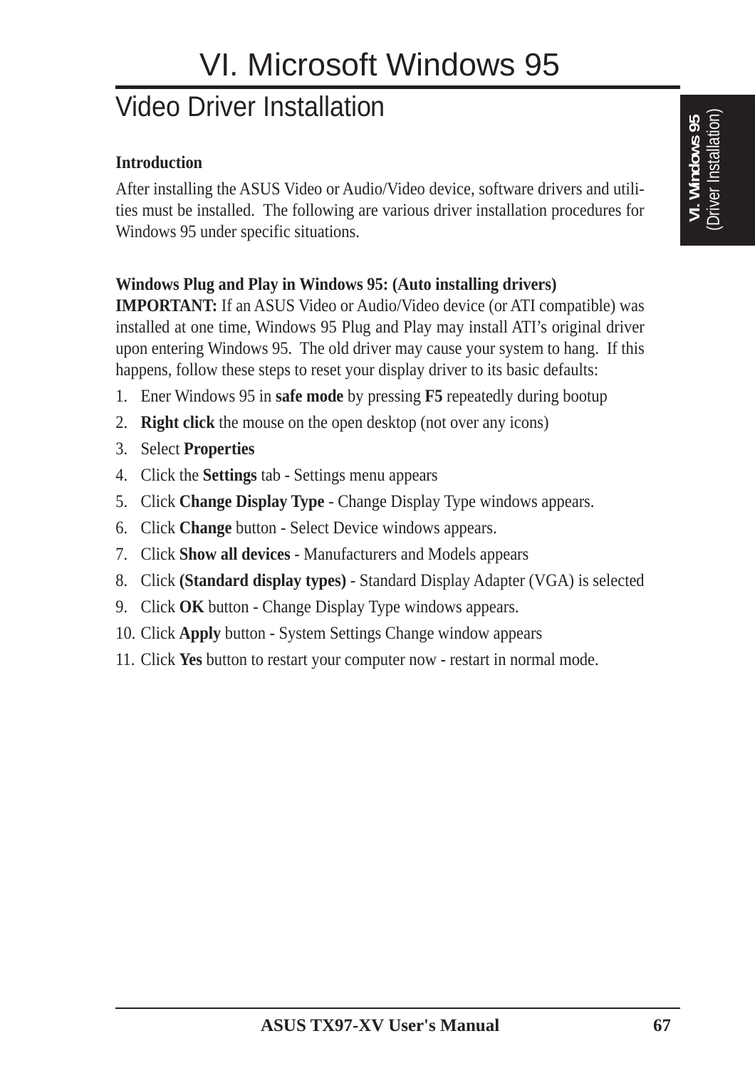# VI. Microsoft Windows 95

## Video Driver Installation

**Introduction**

After installing the ASUS Video or Audio/Video device, software drivers and utilities must be installed. The following are various driver installation procedures for Windows 95 under specific situations.

**Windows Plug and Play in Windows 95: (Auto installing drivers)**

**IMPORTANT:** If an ASUS Video or Audio/Video device (or ATI compatible) was installed at one time, Windows 95 Plug and Play may install ATI's original driver upon entering Windows 95. The old driver may cause your system to hang. If this happens, follow these steps to reset your display driver to its basic defaults:

1. Ener Windows 95 in **safe mode** by pressing **F5** repeatedly during bootup
2. **Right click** the mouse on the open desktop (not over any icons)
3. Select **Properties**
4. Click the **Settings** tab - Settings menu appears
5. Click **Change Display Type** - Change Display Type windows appears.
6. Click **Change** button - Select Device windows appears.
7. Click **Show all devices** - Manufacturers and Models appears
8. Click **(Standard display types)** - Standard Display Adapter (VGA) is selected
9. Click **OK** button - Change Display Type windows appears.
10. Click **Apply** button - System Settings Change window appears
11. Click **Yes** button to restart your computer now - restart in normal mode.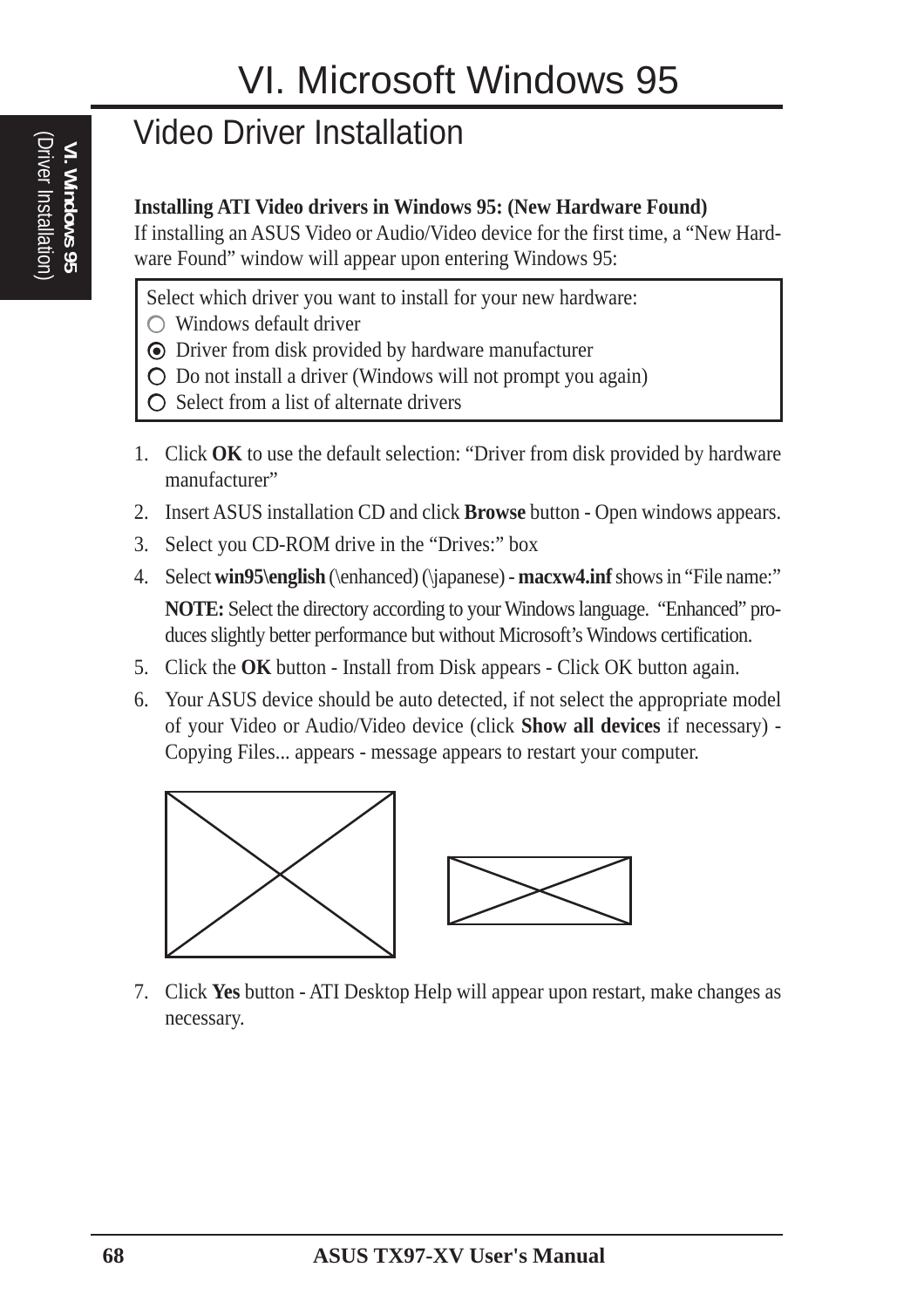# VI. Microsoft Windows 95

## Video Driver Installation

**Installing ATI Video drivers in Windows 95: (New Hardware Found)**

If installing an ASUS Video or Audio/Video device for the first time, a "New Hardware Found" window will appear upon entering Windows 95:

Select which driver you want to install for your new hardware:
- ○ Windows default driver
- ◉ Driver from disk provided by hardware manufacturer
- ○ Do not install a driver (Windows will not prompt you again)
- ○ Select from a list of alternate drivers

1. Click **OK** to use the default selection: "Driver from disk provided by hardware manufacturer"
2. Insert ASUS installation CD and click **Browse** button - Open windows appears.
3. Select you CD-ROM drive in the "Drives:" box
4. Select **win95\english** (\enhanced) (\japanese) - **macxw4.inf** shows in "File name:"

   **NOTE:** Select the directory according to your Windows language. "Enhanced" produces slightly better performance but without Microsoft's Windows certification.
5. Click the **OK** button - Install from Disk appears - Click OK button again.
6. Your ASUS device should be auto detected, if not select the appropriate model of your Video or Audio/Video device (click **Show all devices** if necessary) - Copying Files... appears - message appears to restart your computer.
7. Click **Yes** button - ATI Desktop Help will appear upon restart, make changes as necessary.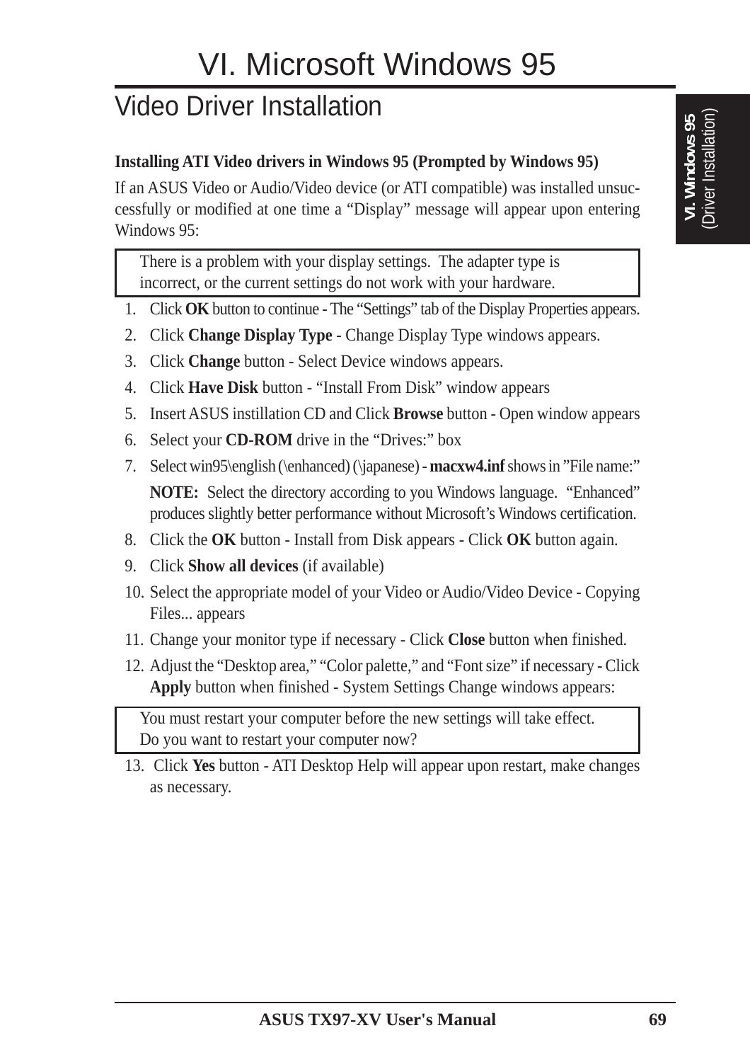# VI. Microsoft Windows 95

## Video Driver Installation

**Installing ATI Video drivers in Windows 95 (Prompted by Windows 95)**

If an ASUS Video or Audio/Video device (or ATI compatible) was installed unsuccessfully or modified at one time a "Display" message will appear upon entering Windows 95:

> There is a problem with your display settings. The adapter type is incorrect, or the current settings do not work with your hardware.

1. Click **OK** button to continue - The "Settings" tab of the Display Properties appears.
2. Click **Change Display Type** - Change Display Type windows appears.
3. Click **Change** button - Select Device windows appears.
4. Click **Have Disk** button - "Install From Disk" window appears
5. Insert ASUS instillation CD and Click **Browse** button - Open window appears
6. Select your **CD-ROM** drive in the "Drives:" box
7. Select win95\english (\enhanced) (\japanese) - **macxw4.inf** shows in "File name:"

   **NOTE:** Select the directory according to you Windows language. "Enhanced" produces slightly better performance without Microsoft's Windows certification.
8. Click the **OK** button - Install from Disk appears - Click **OK** button again.
9. Click **Show all devices** (if available)
10. Select the appropriate model of your Video or Audio/Video Device - Copying Files... appears
11. Change your monitor type if necessary - Click **Close** button when finished.
12. Adjust the "Desktop area," "Color palette," and "Font size" if necessary - Click **Apply** button when finished - System Settings Change windows appears:

> You must restart your computer before the new settings will take effect.
> Do you want to restart your computer now?

13. Click **Yes** button - ATI Desktop Help will appear upon restart, make changes as necessary.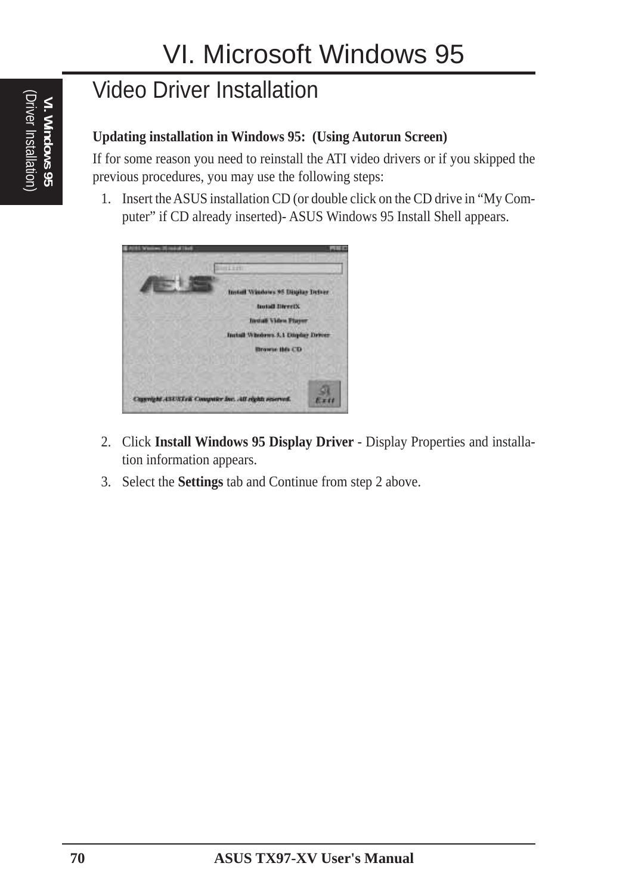## Video Driver Installation

**Updating installation in Windows 95: (Using Autorun Screen)**

If for some reason you need to reinstall the ATI video drivers or if you skipped the previous procedures, you may use the following steps:

1. Insert the ASUS installation CD (or double click on the CD drive in "My Computer" if CD already inserted)- ASUS Windows 95 Install Shell appears.

2. Click **Install Windows 95 Display Driver** - Display Properties and installation information appears.
3. Select the **Settings** tab and Continue from step 2 above.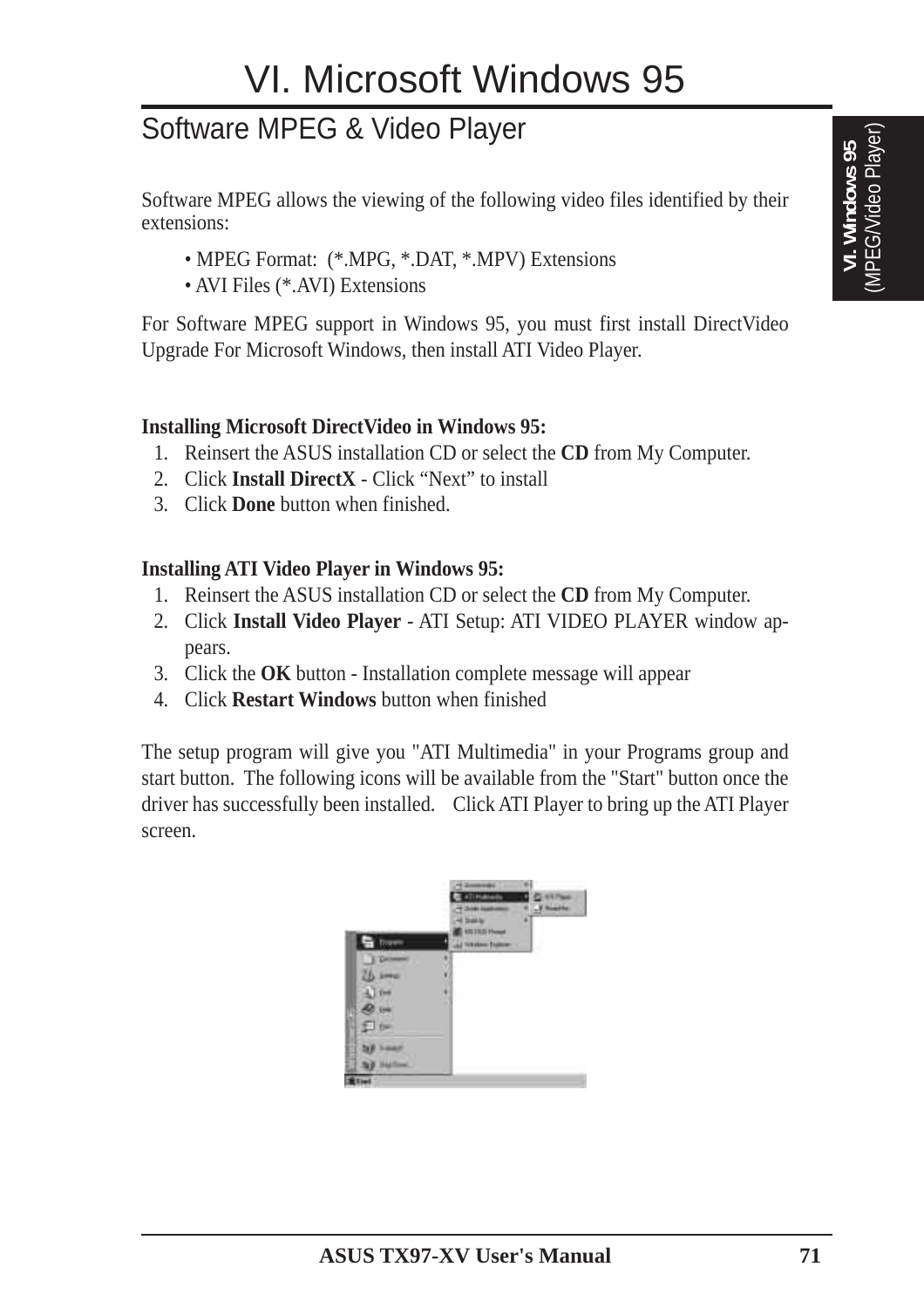# VI. Microsoft Windows 95

## Software MPEG & Video Player

Software MPEG allows the viewing of the following video files identified by their extensions:

- MPEG Format: (*.MPG, *.DAT, *.MPV) Extensions
- AVI Files (*.AVI) Extensions

For Software MPEG support in Windows 95, you must first install DirectVideo Upgrade For Microsoft Windows, then install ATI Video Player.

**Installing Microsoft DirectVideo in Windows 95:**

1. Reinsert the ASUS installation CD or select the **CD** from My Computer.
2. Click **Install DirectX** - Click “Next” to install
3. Click **Done** button when finished.

**Installing ATI Video Player in Windows 95:**

1. Reinsert the ASUS installation CD or select the **CD** from My Computer.
2. Click **Install Video Player** - ATI Setup: ATI VIDEO PLAYER window appears.
3. Click the **OK** button - Installation complete message will appear
4. Click **Restart Windows** button when finished

The setup program will give you "ATI Multimedia" in your Programs group and start button. The following icons will be available from the "Start" button once the driver has successfully been installed. Click ATI Player to bring up the ATI Player screen.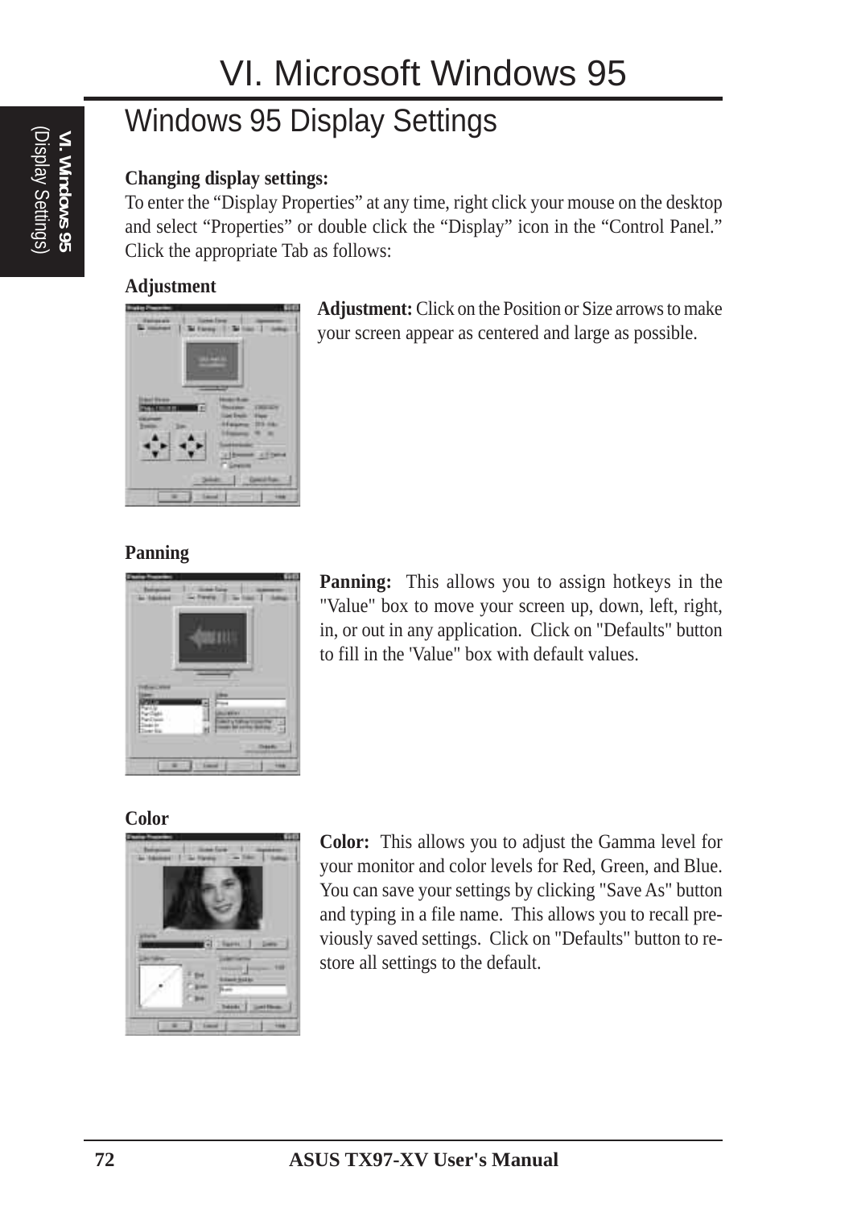# VI. Microsoft Windows 95

## Windows 95 Display Settings

**Changing display settings:**

To enter the "Display Properties" at any time, right click your mouse on the desktop and select "Properties" or double click the "Display" icon in the "Control Panel." Click the appropriate Tab as follows:

**Adjustment**

**Adjustment:** Click on the Position or Size arrows to make your screen appear as centered and large as possible.

**Panning**

**Panning:** This allows you to assign hotkeys in the "Value" box to move your screen up, down, left, right, in, or out in any application. Click on "Defaults" button to fill in the 'Value" box with default values.

**Color**

**Color:** This allows you to adjust the Gamma level for your monitor and color levels for Red, Green, and Blue. You can save your settings by clicking "Save As" button and typing in a file name. This allows you to recall previously saved settings. Click on "Defaults" button to restore all settings to the default.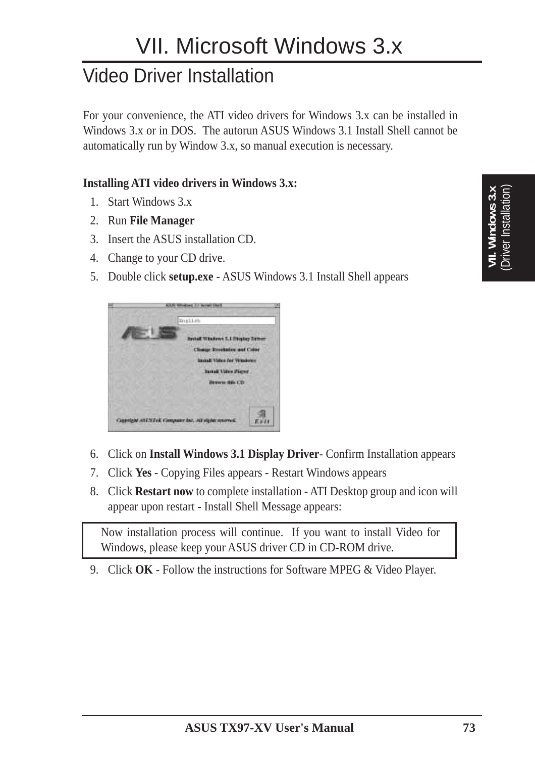# VII. Microsoft Windows 3.x

## Video Driver Installation

For your convenience, the ATI video drivers for Windows 3.x can be installed in Windows 3.x or in DOS. The autorun ASUS Windows 3.1 Install Shell cannot be automatically run by Window 3.x, so manual execution is necessary.

**Installing ATI video drivers in Windows 3.x:**

1. Start Windows 3.x
2. Run **File Manager**
3. Insert the ASUS installation CD.
4. Change to your CD drive.
5. Double click **setup.exe** - ASUS Windows 3.1 Install Shell appears
6. Click on **Install Windows 3.1 Display Driver**- Confirm Installation appears
7. Click **Yes** - Copying Files appears - Restart Windows appears
8. Click **Restart now** to complete installation - ATI Desktop group and icon will appear upon restart - Install Shell Message appears:

| Now installation process will continue. If you want to install Video for Windows, please keep your ASUS driver CD in CD-ROM drive. |
|---|

9. Click **OK** - Follow the instructions for Software MPEG & Video Player.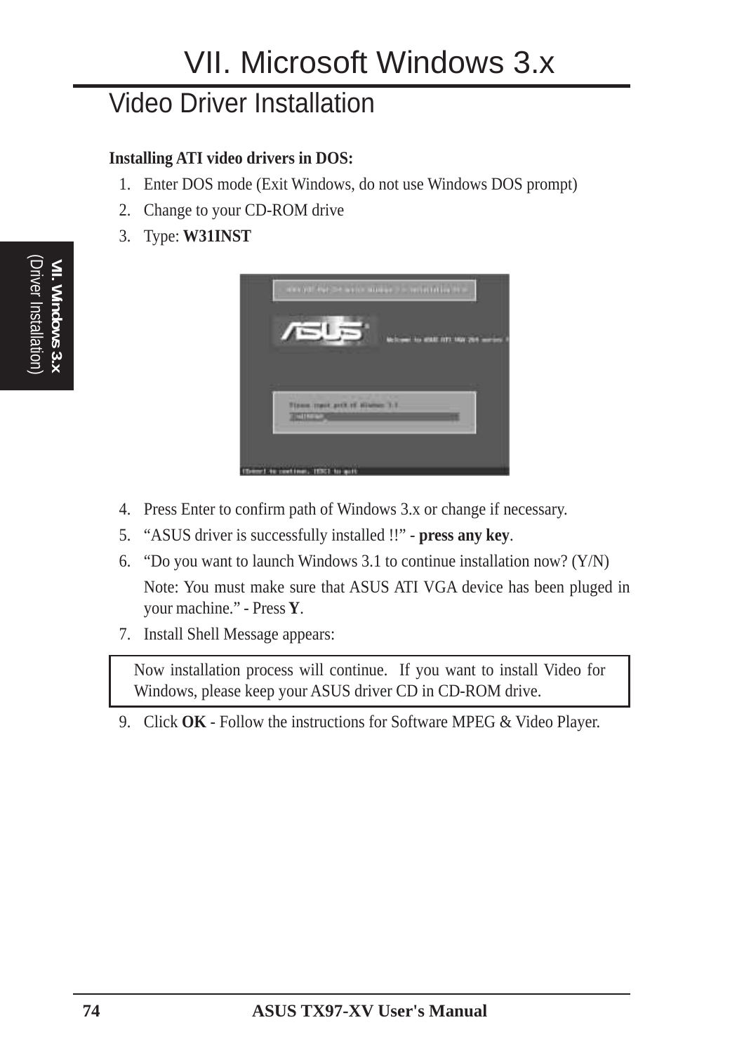# VII. Microsoft Windows 3.x

## Video Driver Installation

**Installing ATI video drivers in DOS:**

1. Enter DOS mode (Exit Windows, do not use Windows DOS prompt)
2. Change to your CD-ROM drive
3. Type: **W31INST**

4. Press Enter to confirm path of Windows 3.x or change if necessary.
5. "ASUS driver is successfully installed !!" - **press any key**.
6. "Do you want to launch Windows 3.1 to continue installation now? (Y/N)

   Note: You must make sure that ASUS ATI VGA device has been pluged in your machine." - Press **Y**.
7. Install Shell Message appears:

| Now installation process will continue. If you want to install Video for Windows, please keep your ASUS driver CD in CD-ROM drive. |
|---|

9. Click **OK** - Follow the instructions for Software MPEG & Video Player.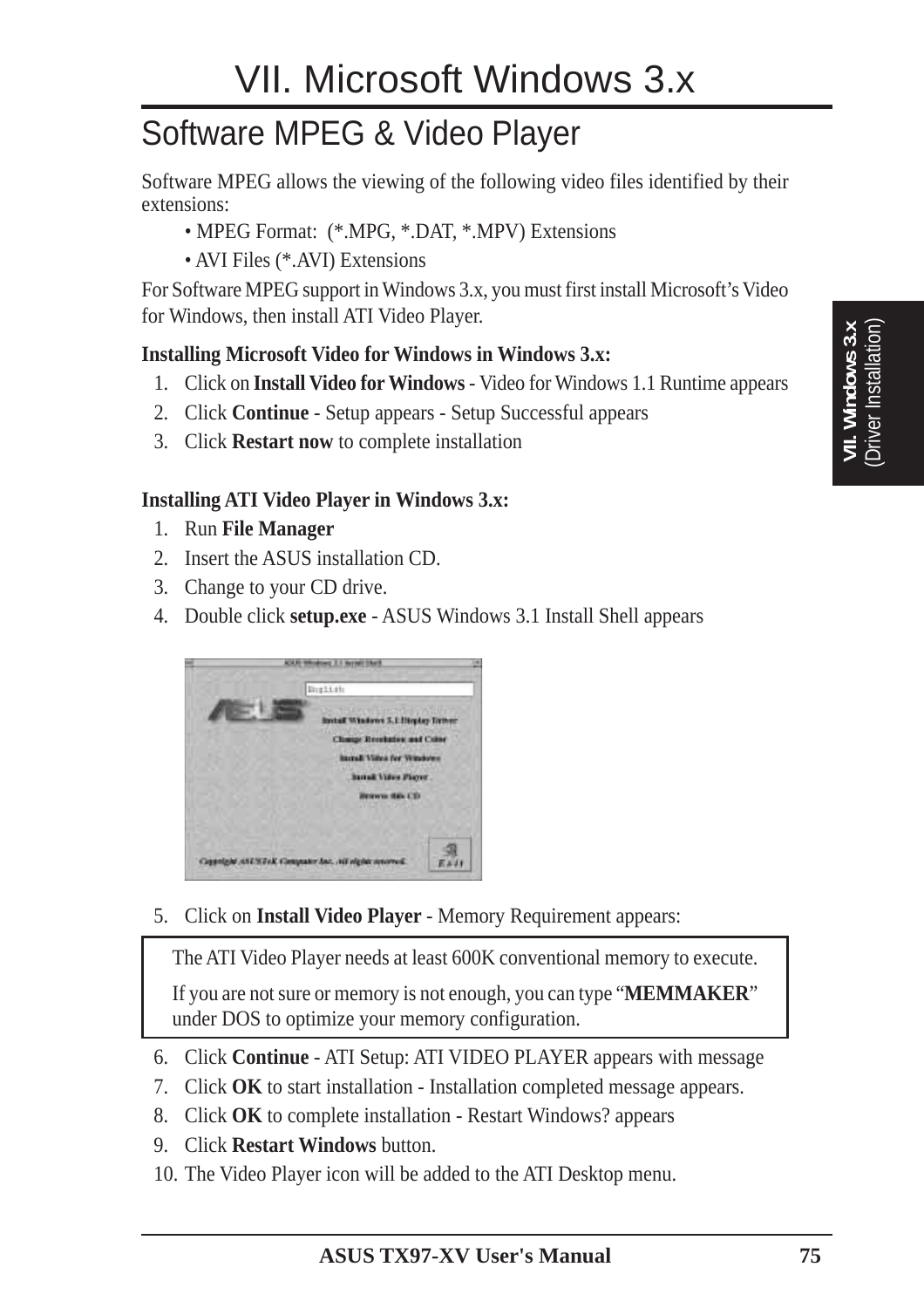# VII. Microsoft Windows 3.x

## Software MPEG & Video Player

Software MPEG allows the viewing of the following video files identified by their extensions:

- MPEG Format: (*.MPG, *.DAT, *.MPV) Extensions
- AVI Files (*.AVI) Extensions

For Software MPEG support in Windows 3.x, you must first install Microsoft's Video for Windows, then install ATI Video Player.

**Installing Microsoft Video for Windows in Windows 3.x:**

1. Click on **Install Video for Windows** - Video for Windows 1.1 Runtime appears
2. Click **Continue** - Setup appears - Setup Successful appears
3. Click **Restart now** to complete installation

**Installing ATI Video Player in Windows 3.x:**

1. Run **File Manager**
2. Insert the ASUS installation CD.
3. Change to your CD drive.
4. Double click **setup.exe** - ASUS Windows 3.1 Install Shell appears

5. Click on **Install Video Player** - Memory Requirement appears:

> The ATI Video Player needs at least 600K conventional memory to execute.
>
> If you are not sure or memory is not enough, you can type "**MEMMAKER**" under DOS to optimize your memory configuration.

6. Click **Continue** - ATI Setup: ATI VIDEO PLAYER appears with message
7. Click **OK** to start installation - Installation completed message appears.
8. Click **OK** to complete installation - Restart Windows? appears
9. Click **Restart Windows** button.
10. The Video Player icon will be added to the ATI Desktop menu.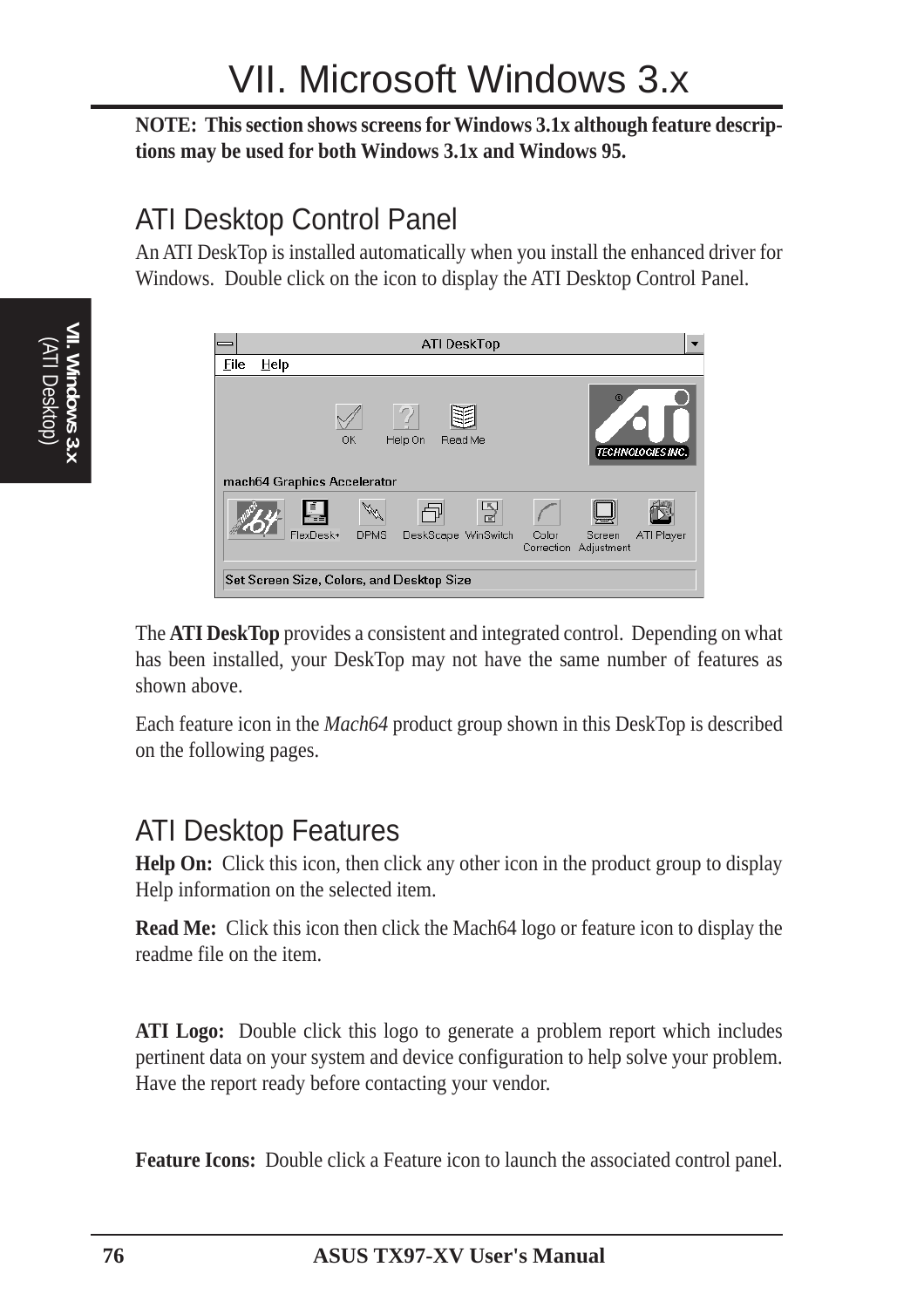# VII. Microsoft Windows 3.x

**NOTE: This section shows screens for Windows 3.1x although feature descriptions may be used for both Windows 3.1x and Windows 95.**

## ATI Desktop Control Panel

An ATI DeskTop is installed automatically when you install the enhanced driver for Windows. Double click on the icon to display the ATI Desktop Control Panel.

The **ATI DeskTop** provides a consistent and integrated control. Depending on what has been installed, your DeskTop may not have the same number of features as shown above.

Each feature icon in the *Mach64* product group shown in this DeskTop is described on the following pages.

## ATI Desktop Features

**Help On:** Click this icon, then click any other icon in the product group to display Help information on the selected item.

**Read Me:** Click this icon then click the Mach64 logo or feature icon to display the readme file on the item.

**ATI Logo:** Double click this logo to generate a problem report which includes pertinent data on your system and device configuration to help solve your problem. Have the report ready before contacting your vendor.

**Feature Icons:** Double click a Feature icon to launch the associated control panel.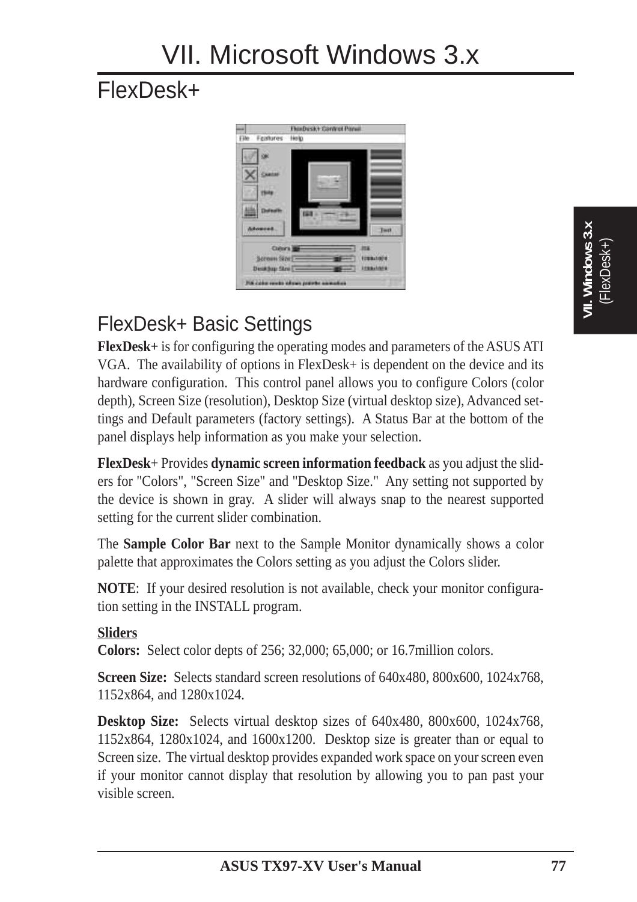# VII. Microsoft Windows 3.x

## FlexDesk+

## FlexDesk+ Basic Settings

**FlexDesk+** is for configuring the operating modes and parameters of the ASUS ATI VGA. The availability of options in FlexDesk+ is dependent on the device and its hardware configuration. This control panel allows you to configure Colors (color depth), Screen Size (resolution), Desktop Size (virtual desktop size), Advanced settings and Default parameters (factory settings). A Status Bar at the bottom of the panel displays help information as you make your selection.

**FlexDesk**+ Provides **dynamic screen information feedback** as you adjust the sliders for "Colors", "Screen Size" and "Desktop Size." Any setting not supported by the device is shown in gray. A slider will always snap to the nearest supported setting for the current slider combination.

The **Sample Color Bar** next to the Sample Monitor dynamically shows a color palette that approximates the Colors setting as you adjust the Colors slider.

**NOTE**: If your desired resolution is not available, check your monitor configuration setting in the INSTALL program.

**Sliders**

**Colors:** Select color depts of 256; 32,000; 65,000; or 16.7million colors.

**Screen Size:** Selects standard screen resolutions of 640x480, 800x600, 1024x768, 1152x864, and 1280x1024.

**Desktop Size:** Selects virtual desktop sizes of 640x480, 800x600, 1024x768, 1152x864, 1280x1024, and 1600x1200. Desktop size is greater than or equal to Screen size. The virtual desktop provides expanded work space on your screen even if your monitor cannot display that resolution by allowing you to pan past your visible screen.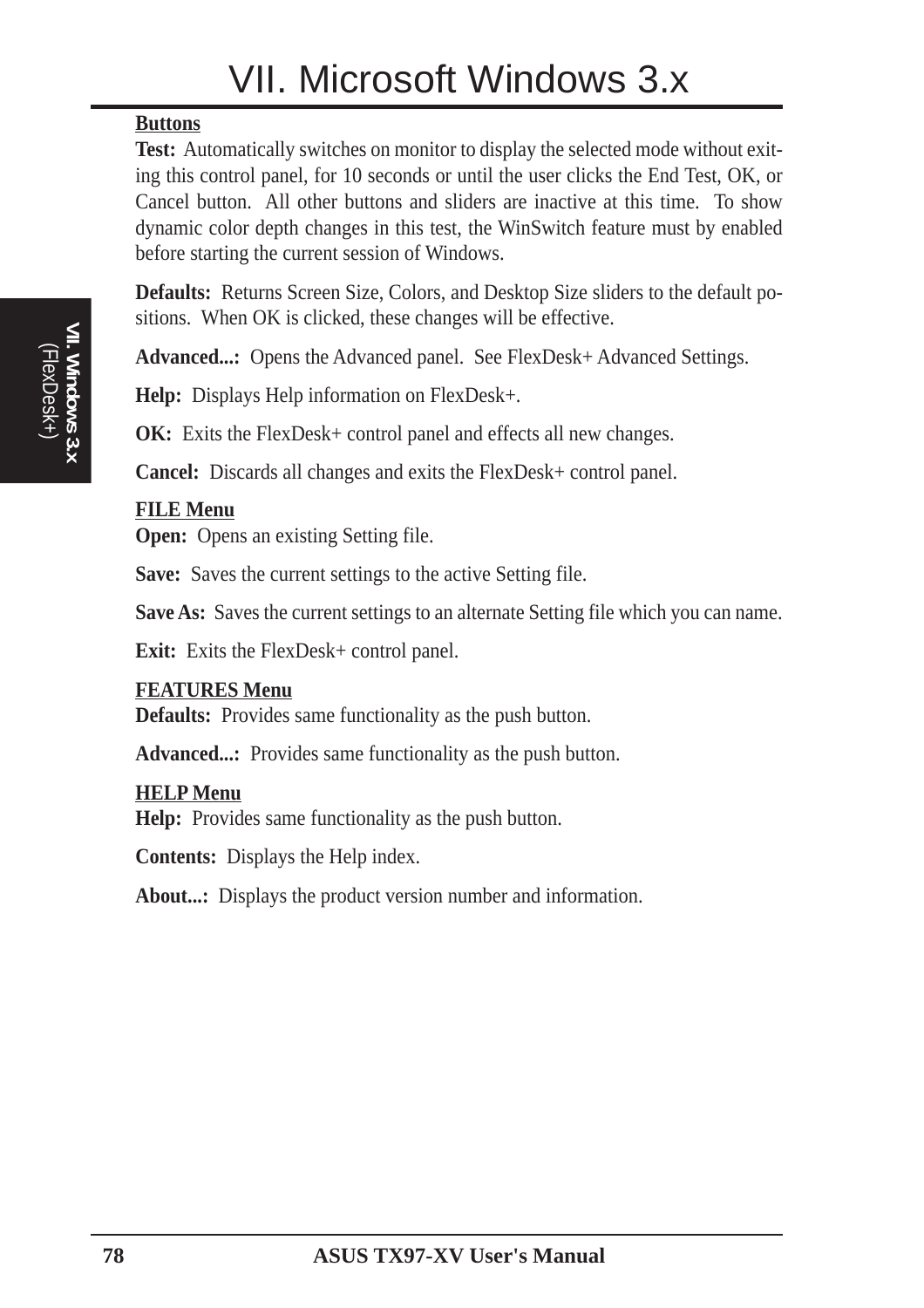**Buttons**

**Test:** Automatically switches on monitor to display the selected mode without exiting this control panel, for 10 seconds or until the user clicks the End Test, OK, or Cancel button. All other buttons and sliders are inactive at this time. To show dynamic color depth changes in this test, the WinSwitch feature must by enabled before starting the current session of Windows.

**Defaults:** Returns Screen Size, Colors, and Desktop Size sliders to the default positions. When OK is clicked, these changes will be effective.

**Advanced...:** Opens the Advanced panel. See FlexDesk+ Advanced Settings.

**Help:** Displays Help information on FlexDesk+.

**OK:** Exits the FlexDesk+ control panel and effects all new changes.

**Cancel:** Discards all changes and exits the FlexDesk+ control panel.

**FILE Menu**

**Open:** Opens an existing Setting file.

**Save:** Saves the current settings to the active Setting file.

**Save As:** Saves the current settings to an alternate Setting file which you can name.

**Exit:** Exits the FlexDesk+ control panel.

**FEATURES Menu**

**Defaults:** Provides same functionality as the push button.

**Advanced...:** Provides same functionality as the push button.

**HELP Menu**

**Help:** Provides same functionality as the push button.

**Contents:** Displays the Help index.

**About...:** Displays the product version number and information.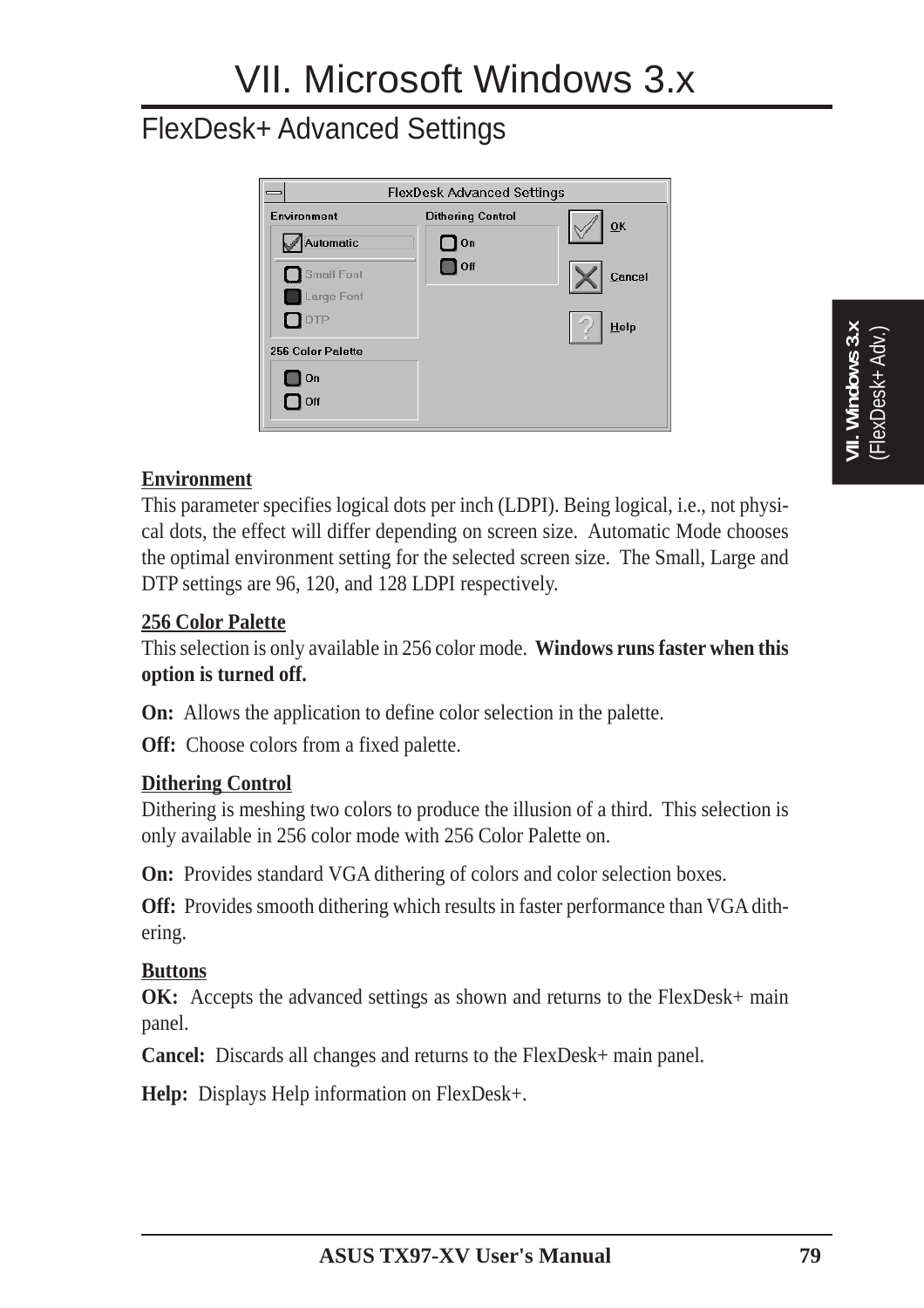# VII. Microsoft Windows 3.x

## FlexDesk+ Advanced Settings

**Environment**

This parameter specifies logical dots per inch (LDPI). Being logical, i.e., not physical dots, the effect will differ depending on screen size. Automatic Mode chooses the optimal environment setting for the selected screen size. The Small, Large and DTP settings are 96, 120, and 128 LDPI respectively.

**256 Color Palette**

This selection is only available in 256 color mode. **Windows runs faster when this option is turned off.**

**On:** Allows the application to define color selection in the palette.

**Off:** Choose colors from a fixed palette.

**Dithering Control**

Dithering is meshing two colors to produce the illusion of a third. This selection is only available in 256 color mode with 256 Color Palette on.

**On:** Provides standard VGA dithering of colors and color selection boxes.

**Off:** Provides smooth dithering which results in faster performance than VGA dithering.

**Buttons**

**OK:** Accepts the advanced settings as shown and returns to the FlexDesk+ main panel.

**Cancel:** Discards all changes and returns to the FlexDesk+ main panel.

**Help:** Displays Help information on FlexDesk+.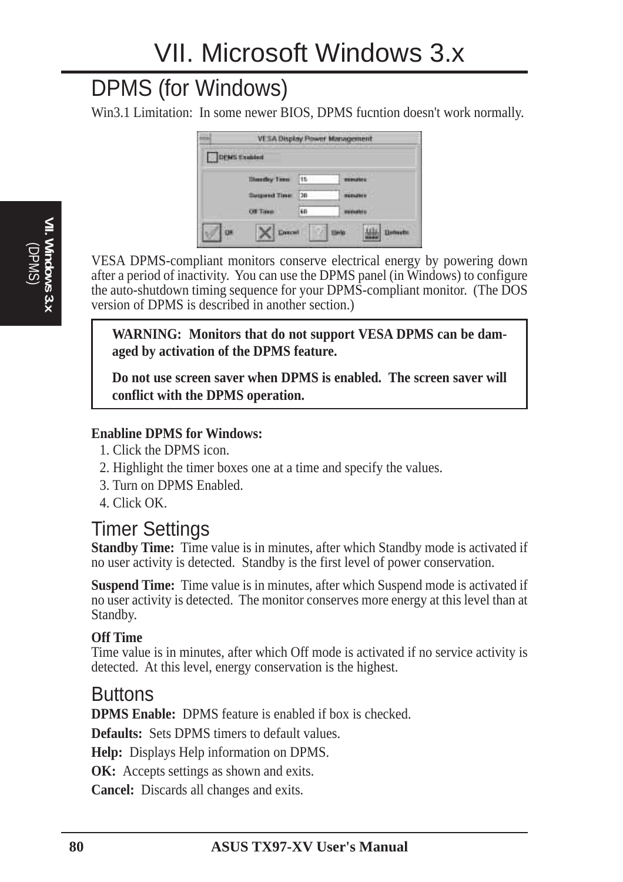# VII. Microsoft Windows 3.x

## DPMS (for Windows)

Win3.1 Limitation: In some newer BIOS, DPMS fucntion doesn't work normally.

VESA DPMS-compliant monitors conserve electrical energy by powering down after a period of inactivity. You can use the DPMS panel (in Windows) to configure the auto-shutdown timing sequence for your DPMS-compliant monitor. (The DOS version of DPMS is described in another section.)

> **WARNING: Monitors that do not support VESA DPMS can be damaged by activation of the DPMS feature.**
>
> **Do not use screen saver when DPMS is enabled. The screen saver will conflict with the DPMS operation.**

**Enabline DPMS for Windows:**

1. Click the DPMS icon.
2. Highlight the timer boxes one at a time and specify the values.
3. Turn on DPMS Enabled.
4. Click OK.

## Timer Settings

**Standby Time:** Time value is in minutes, after which Standby mode is activated if no user activity is detected. Standby is the first level of power conservation.

**Suspend Time:** Time value is in minutes, after which Suspend mode is activated if no user activity is detected. The monitor conserves more energy at this level than at Standby.

**Off Time**
Time value is in minutes, after which Off mode is activated if no service activity is detected. At this level, energy conservation is the highest.

## Buttons

**DPMS Enable:** DPMS feature is enabled if box is checked.

**Defaults:** Sets DPMS timers to default values.

**Help:** Displays Help information on DPMS.

**OK:** Accepts settings as shown and exits.

**Cancel:** Discards all changes and exits.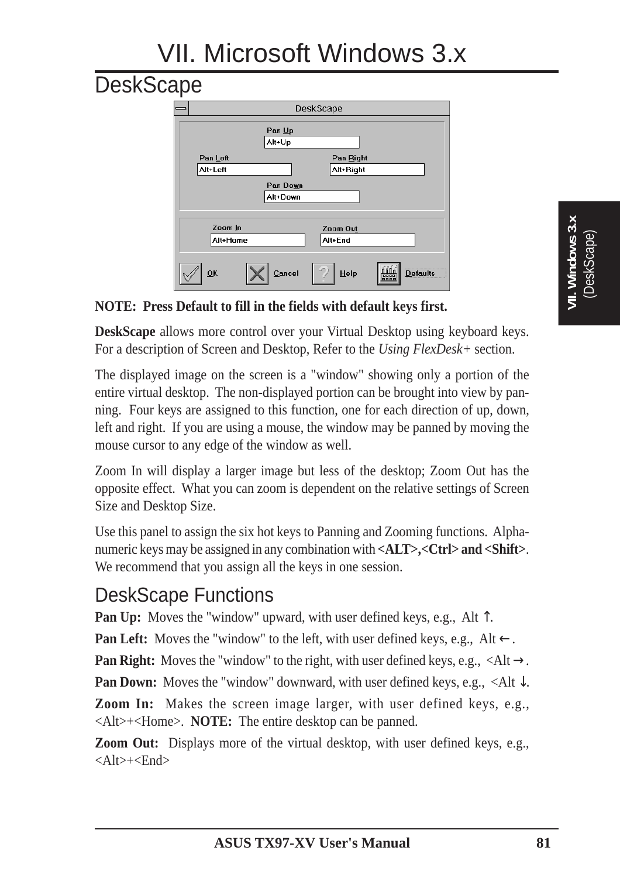# VII. Microsoft Windows 3.x

## DeskScape

**NOTE: Press Default to fill in the fields with default keys first.**

**DeskScape** allows more control over your Virtual Desktop using keyboard keys. For a description of Screen and Desktop, Refer to the *Using FlexDesk+* section.

The displayed image on the screen is a "window" showing only a portion of the entire virtual desktop. The non-displayed portion can be brought into view by panning. Four keys are assigned to this function, one for each direction of up, down, left and right. If you are using a mouse, the window may be panned by moving the mouse cursor to any edge of the window as well.

Zoom In will display a larger image but less of the desktop; Zoom Out has the opposite effect. What you can zoom is dependent on the relative settings of Screen Size and Desktop Size.

Use this panel to assign the six hot keys to Panning and Zooming functions. Alphanumeric keys may be assigned in any combination with **<ALT>,<Ctrl> and <Shift>**. We recommend that you assign all the keys in one session.

## DeskScape Functions

**Pan Up:** Moves the "window" upward, with user defined keys, e.g., Alt ↑.

**Pan Left:** Moves the "window" to the left, with user defined keys, e.g., Alt ←.

**Pan Right:** Moves the "window" to the right, with user defined keys, e.g., <Alt →.

**Pan Down:** Moves the "window" downward, with user defined keys, e.g., <Alt ↓.

**Zoom In:** Makes the screen image larger, with user defined keys, e.g., <Alt>+<Home>. **NOTE:** The entire desktop can be panned.

**Zoom Out:** Displays more of the virtual desktop, with user defined keys, e.g., <Alt>+<End>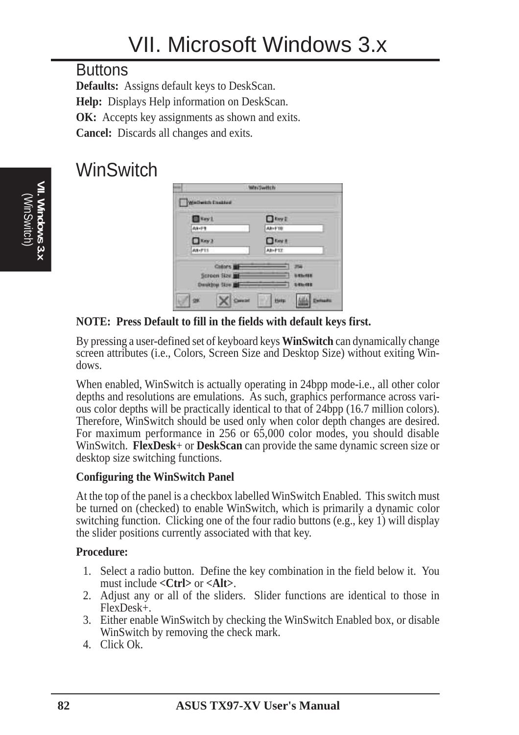## Buttons

**Defaults:** Assigns default keys to DeskScan.

**Help:** Displays Help information on DeskScan.

**OK:** Accepts key assignments as shown and exits.

**Cancel:** Discards all changes and exits.

## WinSwitch

**NOTE: Press Default to fill in the fields with default keys first.**

By pressing a user-defined set of keyboard keys **WinSwitch** can dynamically change screen attributes (i.e., Colors, Screen Size and Desktop Size) without exiting Windows.

When enabled, WinSwitch is actually operating in 24bpp mode-i.e., all other color depths and resolutions are emulations. As such, graphics performance across various color depths will be practically identical to that of 24bpp (16.7 million colors). Therefore, WinSwitch should be used only when color depth changes are desired. For maximum performance in 256 or 65,000 color modes, you should disable WinSwitch. **FlexDesk**+ or **DeskScan** can provide the same dynamic screen size or desktop size switching functions.

**Configuring the WinSwitch Panel**

At the top of the panel is a checkbox labelled WinSwitch Enabled. This switch must be turned on (checked) to enable WinSwitch, which is primarily a dynamic color switching function. Clicking one of the four radio buttons (e.g., key 1) will display the slider positions currently associated with that key.

**Procedure:**

1. Select a radio button. Define the key combination in the field below it. You must include **<Ctrl>** or **<Alt>**.
2. Adjust any or all of the sliders. Slider functions are identical to those in FlexDesk+.
3. Either enable WinSwitch by checking the WinSwitch Enabled box, or disable WinSwitch by removing the check mark.
4. Click Ok.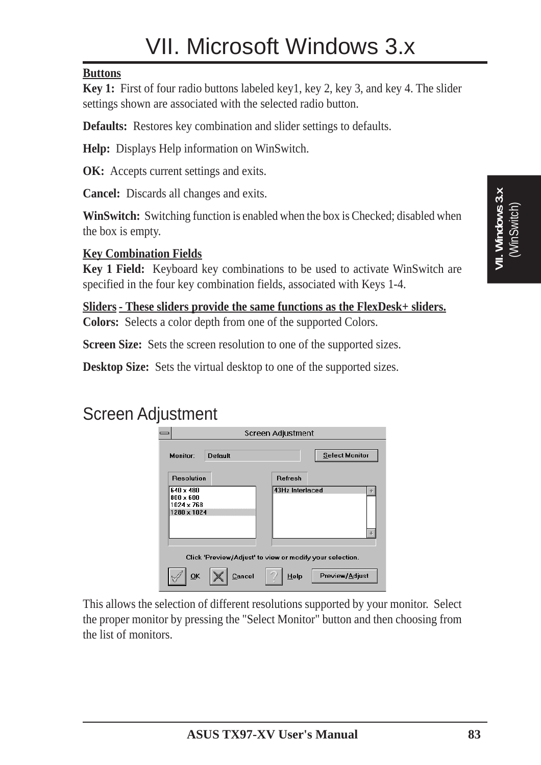# VII. Microsoft Windows 3.x

**Buttons**

**Key 1:** First of four radio buttons labeled key1, key 2, key 3, and key 4. The slider settings shown are associated with the selected radio button.

**Defaults:** Restores key combination and slider settings to defaults.

**Help:** Displays Help information on WinSwitch.

**OK:** Accepts current settings and exits.

**Cancel:** Discards all changes and exits.

**WinSwitch:** Switching function is enabled when the box is Checked; disabled when the box is empty.

**Key Combination Fields**

**Key 1 Field:** Keyboard key combinations to be used to activate WinSwitch are specified in the four key combination fields, associated with Keys 1-4.

**Sliders - These sliders provide the same functions as the FlexDesk+ sliders.**

**Colors:** Selects a color depth from one of the supported Colors.

**Screen Size:** Sets the screen resolution to one of the supported sizes.

**Desktop Size:** Sets the virtual desktop to one of the supported sizes.

## Screen Adjustment

This allows the selection of different resolutions supported by your monitor. Select the proper monitor by pressing the "Select Monitor" button and then choosing from the list of monitors.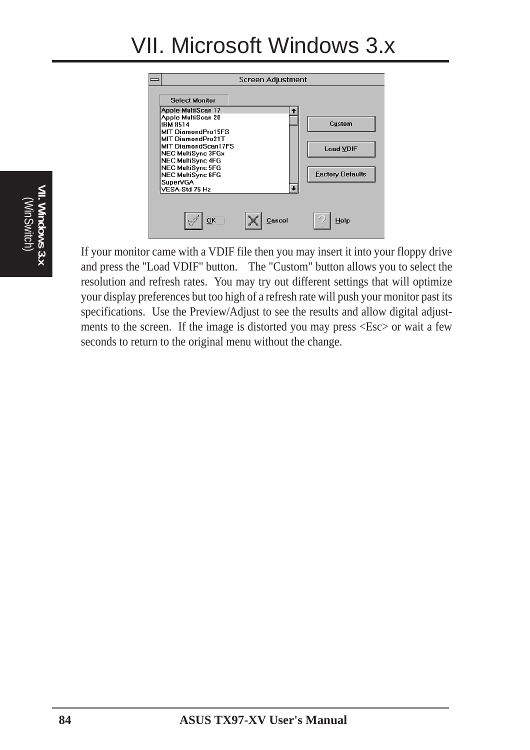If your monitor came with a VDIF file then you may insert it into your floppy drive and press the "Load VDIF" button.   The "Custom" button allows you to select the resolution and refresh rates.  You may try out different settings that will optimize your display preferences but too high of a refresh rate will push your monitor past its specifications.  Use the Preview/Adjust to see the results and allow digital adjustments to the screen.  If the image is distorted you may press <Esc> or wait a few seconds to return to the original menu without the change.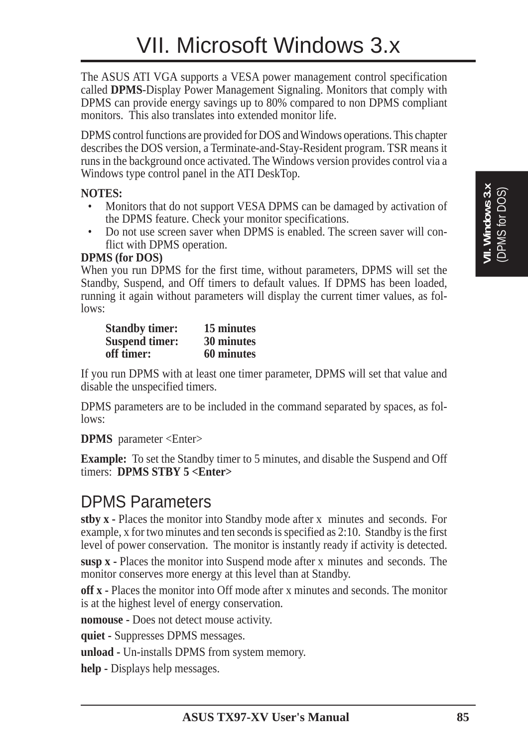# VII. Microsoft Windows 3.x

The ASUS ATI VGA supports a VESA power management control specification called **DPMS**-Display Power Management Signaling. Monitors that comply with DPMS can provide energy savings up to 80% compared to non DPMS compliant monitors. This also translates into extended monitor life.

DPMS control functions are provided for DOS and Windows operations. This chapter describes the DOS version, a Terminate-and-Stay-Resident program. TSR means it runs in the background once activated. The Windows version provides control via a Windows type control panel in the ATI DeskTop.

**NOTES:**

- Monitors that do not support VESA DPMS can be damaged by activation of the DPMS feature. Check your monitor specifications.
- Do not use screen saver when DPMS is enabled. The screen saver will conflict with DPMS operation.

**DPMS (for DOS)**

When you run DPMS for the first time, without parameters, DPMS will set the Standby, Suspend, and Off timers to default values. If DPMS has been loaded, running it again without parameters will display the current timer values, as follows:

| | |
|---|---|
| **Standby timer:** | **15 minutes** |
| **Suspend timer:** | **30 minutes** |
| **off timer:** | **60 minutes** |

If you run DPMS with at least one timer parameter, DPMS will set that value and disable the unspecified timers.

DPMS parameters are to be included in the command separated by spaces, as follows:

**DPMS** parameter <Enter>

**Example:** To set the Standby timer to 5 minutes, and disable the Suspend and Off timers: **DPMS STBY 5 <Enter>**

## DPMS Parameters

**stby x -** Places the monitor into Standby mode after x minutes and seconds. For example, x for two minutes and ten seconds is specified as 2:10. Standby is the first level of power conservation. The monitor is instantly ready if activity is detected.

**susp x -** Places the monitor into Suspend mode after x minutes and seconds. The monitor conserves more energy at this level than at Standby.

**off x -** Places the monitor into Off mode after x minutes and seconds. The monitor is at the highest level of energy conservation.

**nomouse -** Does not detect mouse activity.

**quiet -** Suppresses DPMS messages.

**unload -** Un-installs DPMS from system memory.

**help -** Displays help messages.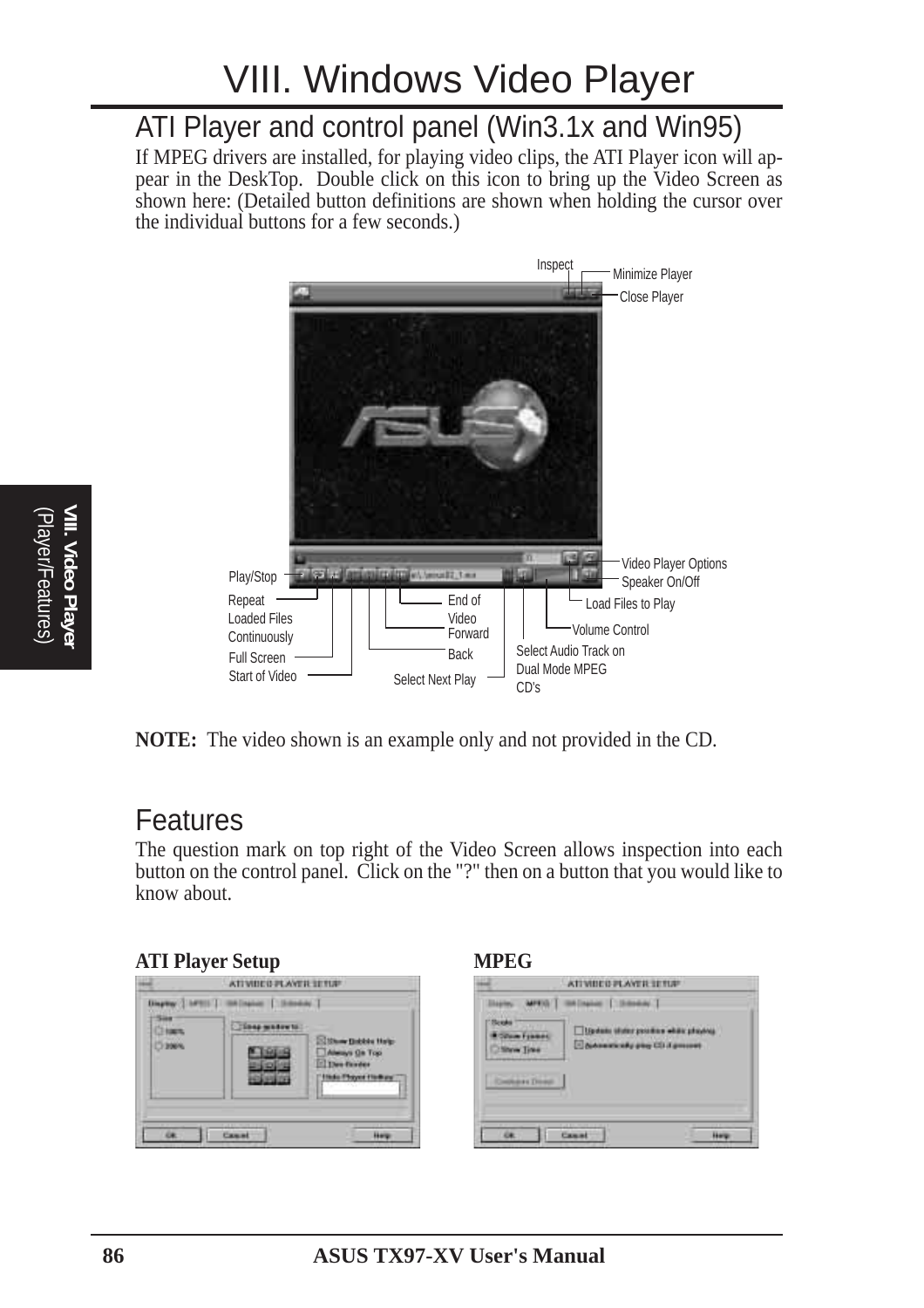# VIII. Windows Video Player

## ATI Player and control panel (Win3.1x and Win95)

If MPEG drivers are installed, for playing video clips, the ATI Player icon will appear in the DeskTop. Double click on this icon to bring up the Video Screen as shown here: (Detailed button definitions are shown when holding the cursor over the individual buttons for a few seconds.)

**NOTE:** The video shown is an example only and not provided in the CD.

## Features

The question mark on top right of the Video Screen allows inspection into each button on the control panel. Click on the "?" then on a button that you would like to know about.

**ATI Player Setup**

**MPEG**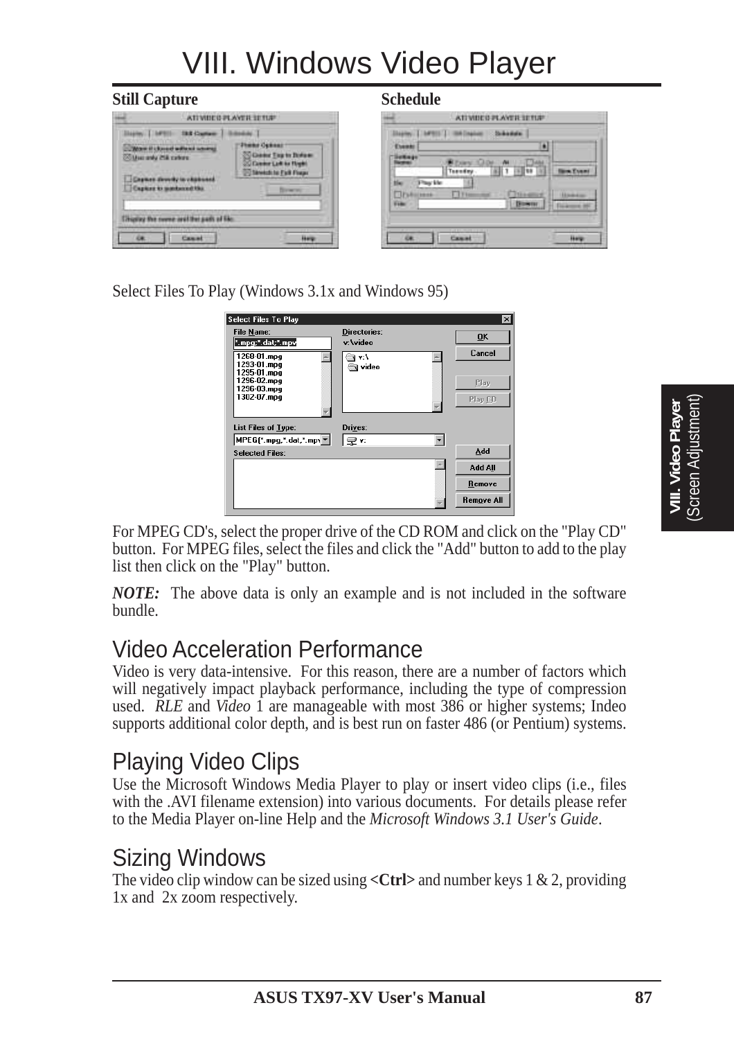# VIII. Windows Video Player

**Still Capture**

**Schedule**

Select Files To Play (Windows 3.1x and Windows 95)

For MPEG CD's, select the proper drive of the CD ROM and click on the "Play CD" button. For MPEG files, select the files and click the "Add" button to add to the play list then click on the "Play" button.

***NOTE:*** The above data is only an example and is not included in the software bundle.

## Video Acceleration Performance

Video is very data-intensive. For this reason, there are a number of factors which will negatively impact playback performance, including the type of compression used. *RLE* and *Video* 1 are manageable with most 386 or higher systems; Indeo supports additional color depth, and is best run on faster 486 (or Pentium) systems.

## Playing Video Clips

Use the Microsoft Windows Media Player to play or insert video clips (i.e., files with the .AVI filename extension) into various documents. For details please refer to the Media Player on-line Help and the *Microsoft Windows 3.1 User's Guide*.

## Sizing Windows

The video clip window can be sized using **<Ctrl>** and number keys 1 & 2, providing 1x and 2x zoom respectively.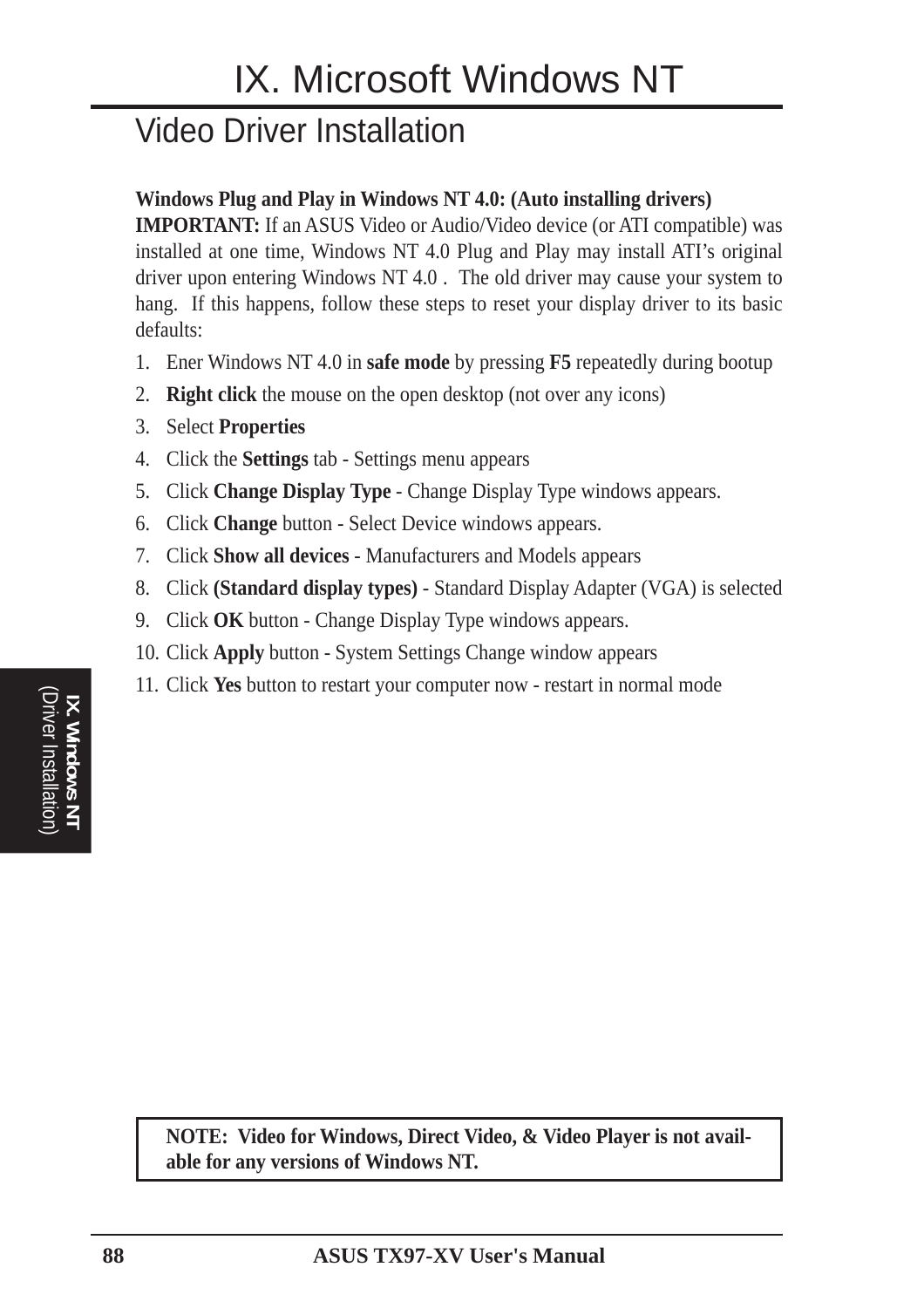# IX. Microsoft Windows NT

## Video Driver Installation

**Windows Plug and Play in Windows NT 4.0: (Auto installing drivers)**

**IMPORTANT:** If an ASUS Video or Audio/Video device (or ATI compatible) was installed at one time, Windows NT 4.0 Plug and Play may install ATI's original driver upon entering Windows NT 4.0 . The old driver may cause your system to hang. If this happens, follow these steps to reset your display driver to its basic defaults:

1. Ener Windows NT 4.0 in **safe mode** by pressing **F5** repeatedly during bootup
2. **Right click** the mouse on the open desktop (not over any icons)
3. Select **Properties**
4. Click the **Settings** tab - Settings menu appears
5. Click **Change Display Type** - Change Display Type windows appears.
6. Click **Change** button - Select Device windows appears.
7. Click **Show all devices** - Manufacturers and Models appears
8. Click **(Standard display types)** - Standard Display Adapter (VGA) is selected
9. Click **OK** button - Change Display Type windows appears.
10. Click **Apply** button - System Settings Change window appears
11. Click **Yes** button to restart your computer now - restart in normal mode

**NOTE: Video for Windows, Direct Video, & Video Player is not available for any versions of Windows NT.**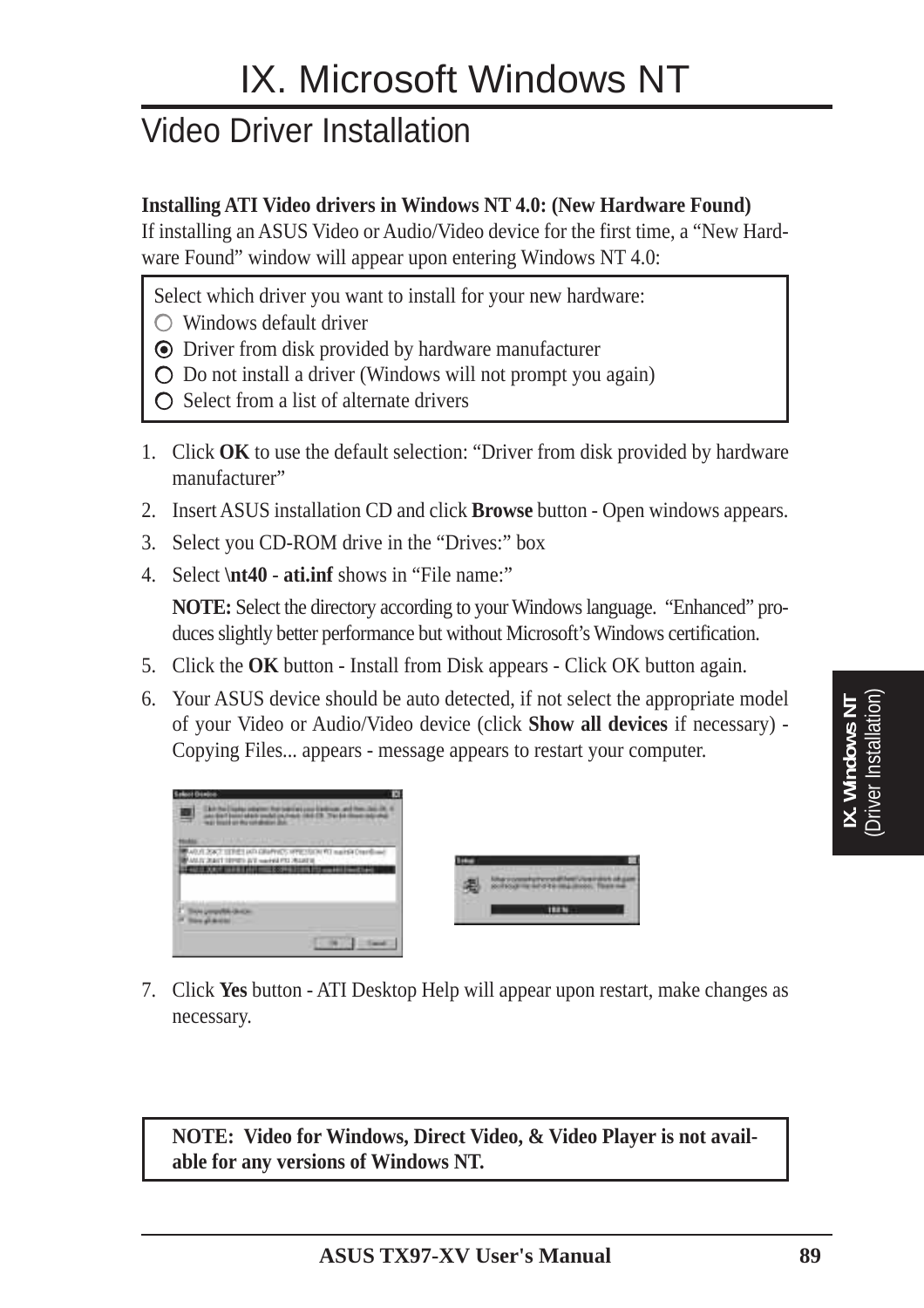# IX. Microsoft Windows NT

## Video Driver Installation

**Installing ATI Video drivers in Windows NT 4.0: (New Hardware Found)**
If installing an ASUS Video or Audio/Video device for the first time, a "New Hardware Found" window will appear upon entering Windows NT 4.0:

> Select which driver you want to install for your new hardware:
> ○ Windows default driver
> ◉ Driver from disk provided by hardware manufacturer
> ○ Do not install a driver (Windows will not prompt you again)
> ○ Select from a list of alternate drivers

1. Click **OK** to use the default selection: "Driver from disk provided by hardware manufacturer"
2. Insert ASUS installation CD and click **Browse** button - Open windows appears.
3. Select you CD-ROM drive in the "Drives:" box
4. Select **\nt40** - **ati.inf** shows in "File name:"

   **NOTE:** Select the directory according to your Windows language. "Enhanced" produces slightly better performance but without Microsoft's Windows certification.
5. Click the **OK** button - Install from Disk appears - Click OK button again.
6. Your ASUS device should be auto detected, if not select the appropriate model of your Video or Audio/Video device (click **Show all devices** if necessary) - Copying Files... appears - message appears to restart your computer.
7. Click **Yes** button - ATI Desktop Help will appear upon restart, make changes as necessary.

> **NOTE: Video for Windows, Direct Video, & Video Player is not available for any versions of Windows NT.**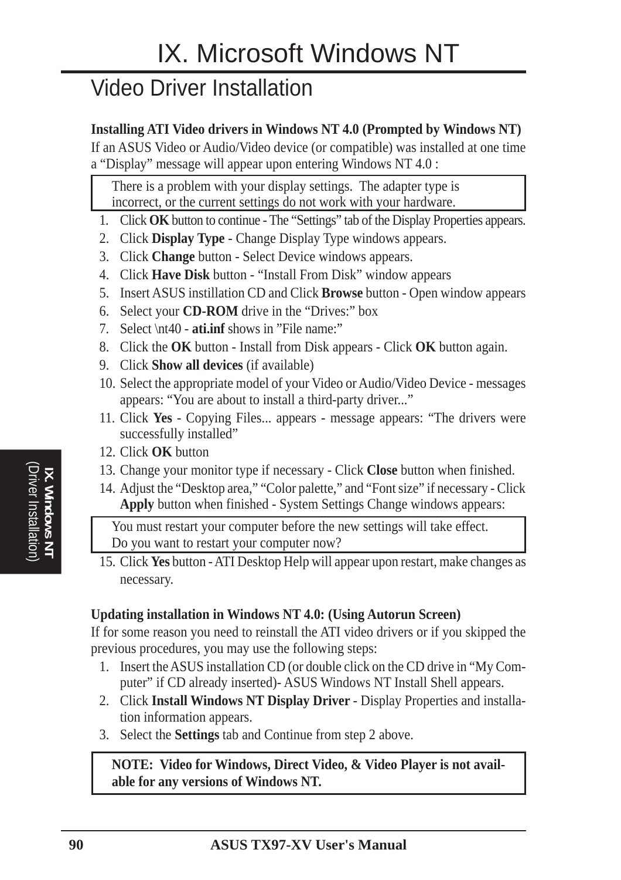# IX. Microsoft Windows NT

## Video Driver Installation

**Installing ATI Video drivers in Windows NT 4.0 (Prompted by Windows NT)**

If an ASUS Video or Audio/Video device (or compatible) was installed at one time a “Display” message will appear upon entering Windows NT 4.0 :

> There is a problem with your display settings. The adapter type is incorrect, or the current settings do not work with your hardware.

1. Click **OK** button to continue - The “Settings” tab of the Display Properties appears.
2. Click **Display Type** - Change Display Type windows appears.
3. Click **Change** button - Select Device windows appears.
4. Click **Have Disk** button - “Install From Disk” window appears
5. Insert ASUS instillation CD and Click **Browse** button - Open window appears
6. Select your **CD-ROM** drive in the “Drives:” box
7. Select \nt40 - **ati.inf** shows in ”File name:”
8. Click the **OK** button - Install from Disk appears - Click **OK** button again.
9. Click **Show all devices** (if available)
10. Select the appropriate model of your Video or Audio/Video Device - messages appears: “You are about to install a third-party driver...”
11. Click **Yes** - Copying Files... appears - message appears: “The drivers were successfully installed”
12. Click **OK** button
13. Change your monitor type if necessary - Click **Close** button when finished.
14. Adjust the “Desktop area,” “Color palette,” and “Font size” if necessary - Click **Apply** button when finished - System Settings Change windows appears:

> You must restart your computer before the new settings will take effect.
> Do you want to restart your computer now?

15. Click **Yes** button - ATI Desktop Help will appear upon restart, make changes as necessary.

**Updating installation in Windows NT 4.0: (Using Autorun Screen)**

If for some reason you need to reinstall the ATI video drivers or if you skipped the previous procedures, you may use the following steps:

1. Insert the ASUS installation CD (or double click on the CD drive in “My Computer” if CD already inserted)- ASUS Windows NT Install Shell appears.
2. Click **Install Windows NT Display Driver** - Display Properties and installation information appears.
3. Select the **Settings** tab and Continue from step 2 above.

> **NOTE: Video for Windows, Direct Video, & Video Player is not available for any versions of Windows NT.**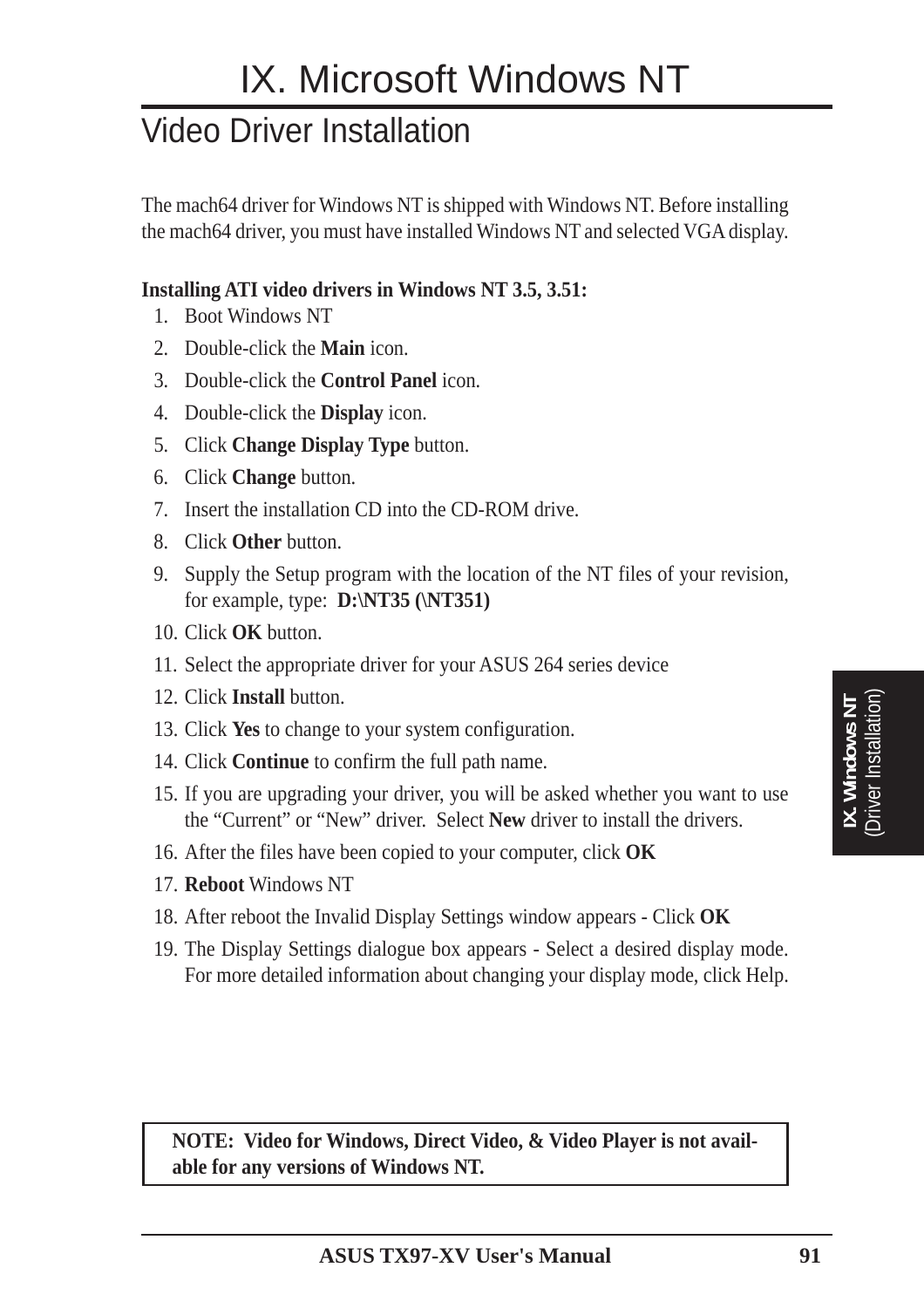# IX. Microsoft Windows NT

## Video Driver Installation

The mach64 driver for Windows NT is shipped with Windows NT. Before installing the mach64 driver, you must have installed Windows NT and selected VGA display.

**Installing ATI video drivers in Windows NT 3.5, 3.51:**

1. Boot Windows NT
2. Double-click the **Main** icon.
3. Double-click the **Control Panel** icon.
4. Double-click the **Display** icon.
5. Click **Change Display Type** button.
6. Click **Change** button.
7. Insert the installation CD into the CD-ROM drive.
8. Click **Other** button.
9. Supply the Setup program with the location of the NT files of your revision, for example, type: **D:\NT35 (\NT351)**
10. Click **OK** button.
11. Select the appropriate driver for your ASUS 264 series device
12. Click **Install** button.
13. Click **Yes** to change to your system configuration.
14. Click **Continue** to confirm the full path name.
15. If you are upgrading your driver, you will be asked whether you want to use the "Current" or "New" driver. Select **New** driver to install the drivers.
16. After the files have been copied to your computer, click **OK**
17. **Reboot** Windows NT
18. After reboot the Invalid Display Settings window appears - Click **OK**
19. The Display Settings dialogue box appears - Select a desired display mode. For more detailed information about changing your display mode, click Help.

**NOTE: Video for Windows, Direct Video, & Video Player is not available for any versions of Windows NT.**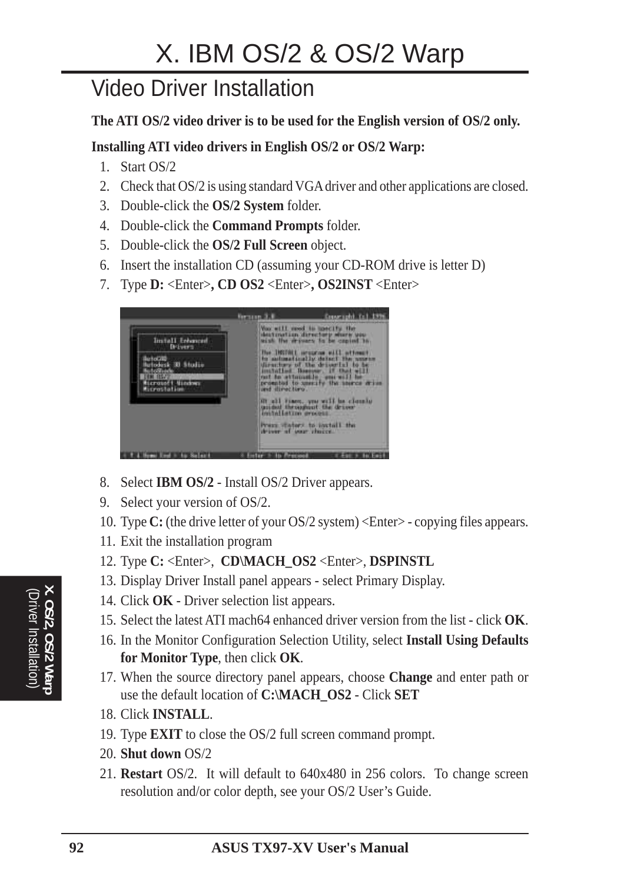# X. IBM OS/2 & OS/2 Warp

## Video Driver Installation

**The ATI OS/2 video driver is to be used for the English version of OS/2 only.**

**Installing ATI video drivers in English OS/2 or OS/2 Warp:**

1. Start OS/2
2. Check that OS/2 is using standard VGA driver and other applications are closed.
3. Double-click the **OS/2 System** folder.
4. Double-click the **Command Prompts** folder.
5. Double-click the **OS/2 Full Screen** object.
6. Insert the installation CD (assuming your CD-ROM drive is letter D)
7. Type **D:** <Enter>**, CD OS2** <Enter>**, OS2INST** <Enter>
8. Select **IBM OS/2** - Install OS/2 Driver appears.
9. Select your version of OS/2.
10. Type **C:** (the drive letter of your OS/2 system) <Enter> - copying files appears.
11. Exit the installation program
12. Type **C:** <Enter>, **CD\MACH_OS2** <Enter>, **DSPINSTL**
13. Display Driver Install panel appears - select Primary Display.
14. Click **OK** - Driver selection list appears.
15. Select the latest ATI mach64 enhanced driver version from the list - click **OK**.
16. In the Monitor Configuration Selection Utility, select **Install Using Defaults for Monitor Type**, then click **OK**.
17. When the source directory panel appears, choose **Change** and enter path or use the default location of **C:\MACH_OS2** - Click **SET**
18. Click **INSTALL**.
19. Type **EXIT** to close the OS/2 full screen command prompt.
20. **Shut down** OS/2
21. **Restart** OS/2. It will default to 640x480 in 256 colors. To change screen resolution and/or color depth, see your OS/2 User's Guide.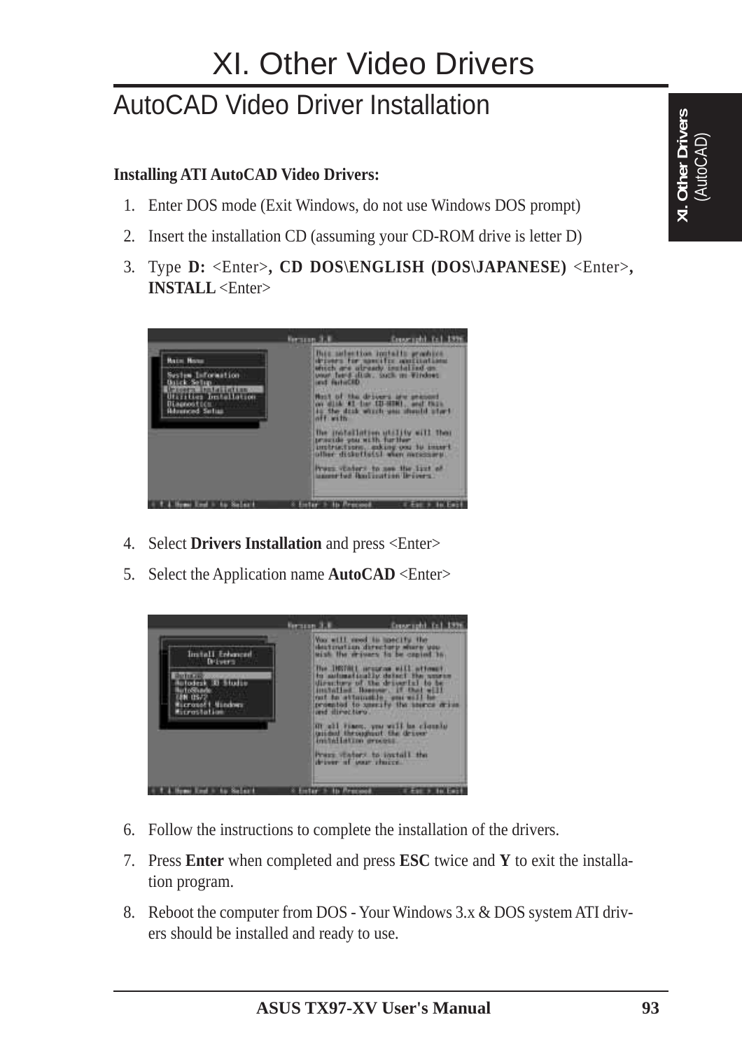# XI. Other Video Drivers

## AutoCAD Video Driver Installation

**Installing ATI AutoCAD Video Drivers:**

1. Enter DOS mode (Exit Windows, do not use Windows DOS prompt)
2. Insert the installation CD (assuming your CD-ROM drive is letter D)
3. Type **D:** <Enter>, **CD DOS\ENGLISH (DOS\JAPANESE)** <Enter>, **INSTALL** <Enter>
4. Select **Drivers Installation** and press <Enter>
5. Select the Application name **AutoCAD** <Enter>
6. Follow the instructions to complete the installation of the drivers.
7. Press **Enter** when completed and press **ESC** twice and **Y** to exit the installation program.
8. Reboot the computer from DOS - Your Windows 3.x & DOS system ATI drivers should be installed and ready to use.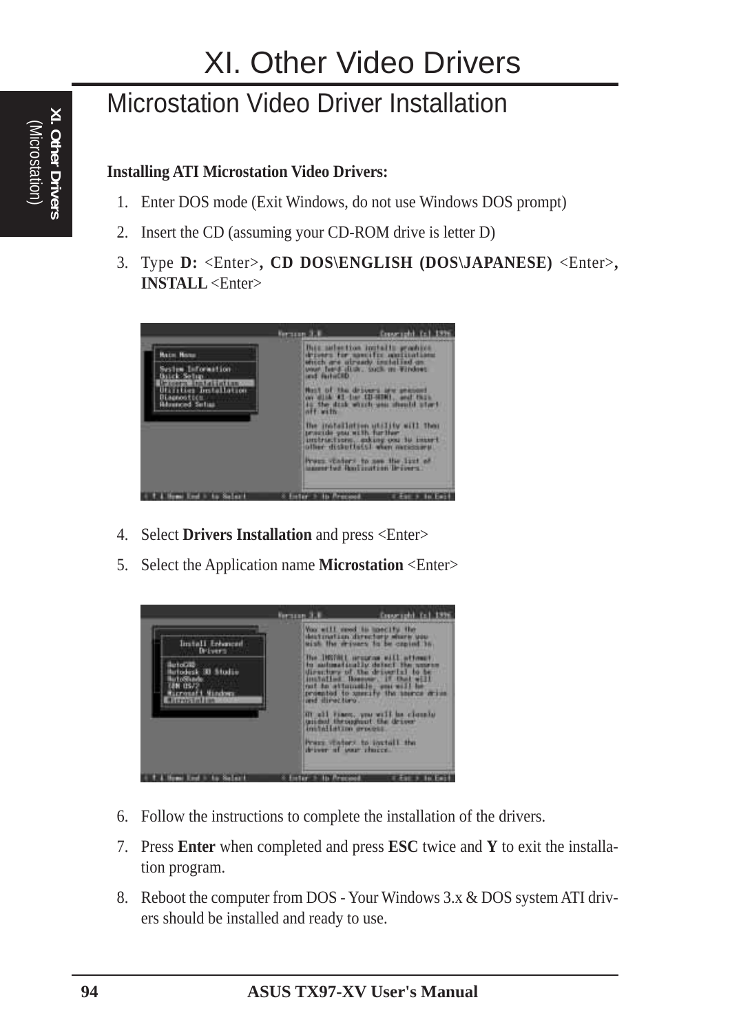# XI. Other Video Drivers

## Microstation Video Driver Installation

**Installing ATI Microstation Video Drivers:**

1. Enter DOS mode (Exit Windows, do not use Windows DOS prompt)
2. Insert the CD (assuming your CD-ROM drive is letter D)
3. Type **D:** <Enter>**, CD DOS\ENGLISH (DOS\JAPANESE)** <Enter>**, INSTALL** <Enter>

4. Select **Drivers Installation** and press <Enter>
5. Select the Application name **Microstation** <Enter>

6. Follow the instructions to complete the installation of the drivers.
7. Press **Enter** when completed and press **ESC** twice and **Y** to exit the installation program.
8. Reboot the computer from DOS - Your Windows 3.x & DOS system ATI drivers should be installed and ready to use.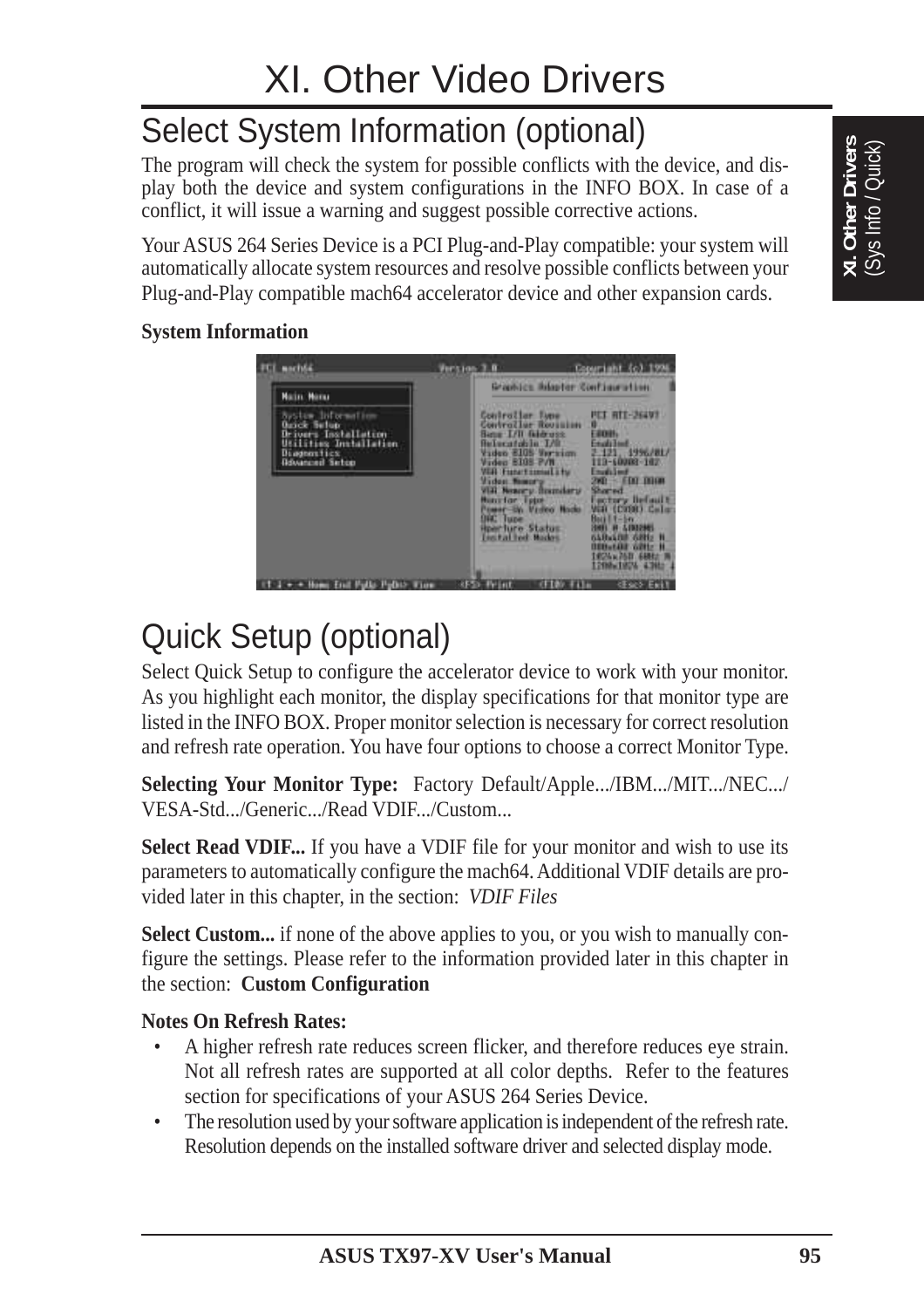# XI. Other Video Drivers

## Select System Information (optional)

The program will check the system for possible conflicts with the device, and display both the device and system configurations in the INFO BOX. In case of a conflict, it will issue a warning and suggest possible corrective actions.

Your ASUS 264 Series Device is a PCI Plug-and-Play compatible: your system will automatically allocate system resources and resolve possible conflicts between your Plug-and-Play compatible mach64 accelerator device and other expansion cards.

**System Information**

## Quick Setup (optional)

Select Quick Setup to configure the accelerator device to work with your monitor. As you highlight each monitor, the display specifications for that monitor type are listed in the INFO BOX. Proper monitor selection is necessary for correct resolution and refresh rate operation. You have four options to choose a correct Monitor Type.

**Selecting Your Monitor Type:** Factory Default/Apple.../IBM.../MIT.../NEC.../VESA-Std.../Generic.../Read VDIF.../Custom...

**Select Read VDIF...** If you have a VDIF file for your monitor and wish to use its parameters to automatically configure the mach64. Additional VDIF details are provided later in this chapter, in the section: *VDIF Files*

**Select Custom...** if none of the above applies to you, or you wish to manually configure the settings. Please refer to the information provided later in this chapter in the section: **Custom Configuration**

**Notes On Refresh Rates:**

- A higher refresh rate reduces screen flicker, and therefore reduces eye strain. Not all refresh rates are supported at all color depths. Refer to the features section for specifications of your ASUS 264 Series Device.
- The resolution used by your software application is independent of the refresh rate. Resolution depends on the installed software driver and selected display mode.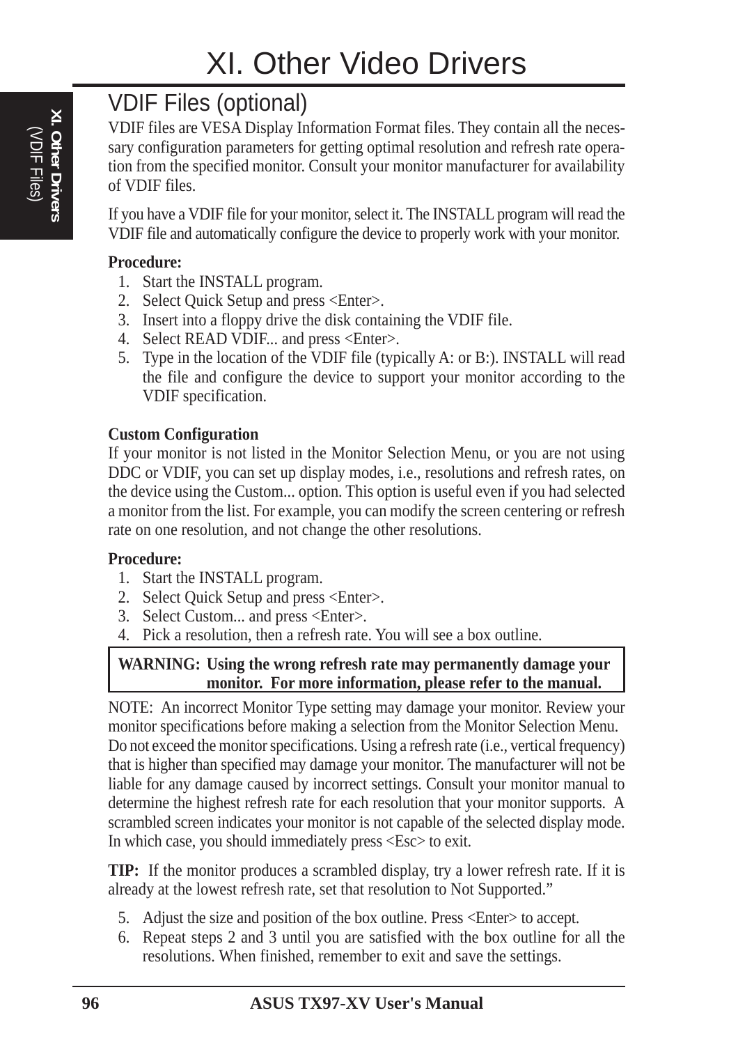# XI. Other Video Drivers

## VDIF Files (optional)

VDIF files are VESA Display Information Format files. They contain all the necessary configuration parameters for getting optimal resolution and refresh rate operation from the specified monitor. Consult your monitor manufacturer for availability of VDIF files.

If you have a VDIF file for your monitor, select it. The INSTALL program will read the VDIF file and automatically configure the device to properly work with your monitor.

**Procedure:**

1. Start the INSTALL program.
2. Select Quick Setup and press <Enter>.
3. Insert into a floppy drive the disk containing the VDIF file.
4. Select READ VDIF... and press <Enter>.
5. Type in the location of the VDIF file (typically A: or B:). INSTALL will read the file and configure the device to support your monitor according to the VDIF specification.

**Custom Configuration**

If your monitor is not listed in the Monitor Selection Menu, or you are not using DDC or VDIF, you can set up display modes, i.e., resolutions and refresh rates, on the device using the Custom... option. This option is useful even if you had selected a monitor from the list. For example, you can modify the screen centering or refresh rate on one resolution, and not change the other resolutions.

**Procedure:**

1. Start the INSTALL program.
2. Select Quick Setup and press <Enter>.
3. Select Custom... and press <Enter>.
4. Pick a resolution, then a refresh rate. You will see a box outline.

> **WARNING: Using the wrong refresh rate may permanently damage your monitor. For more information, please refer to the manual.**

NOTE: An incorrect Monitor Type setting may damage your monitor. Review your monitor specifications before making a selection from the Monitor Selection Menu. Do not exceed the monitor specifications. Using a refresh rate (i.e., vertical frequency) that is higher than specified may damage your monitor. The manufacturer will not be liable for any damage caused by incorrect settings. Consult your monitor manual to determine the highest refresh rate for each resolution that your monitor supports. A scrambled screen indicates your monitor is not capable of the selected display mode. In which case, you should immediately press <Esc> to exit.

**TIP:** If the monitor produces a scrambled display, try a lower refresh rate. If it is already at the lowest refresh rate, set that resolution to Not Supported."

5. Adjust the size and position of the box outline. Press <Enter> to accept.
6. Repeat steps 2 and 3 until you are satisfied with the box outline for all the resolutions. When finished, remember to exit and save the settings.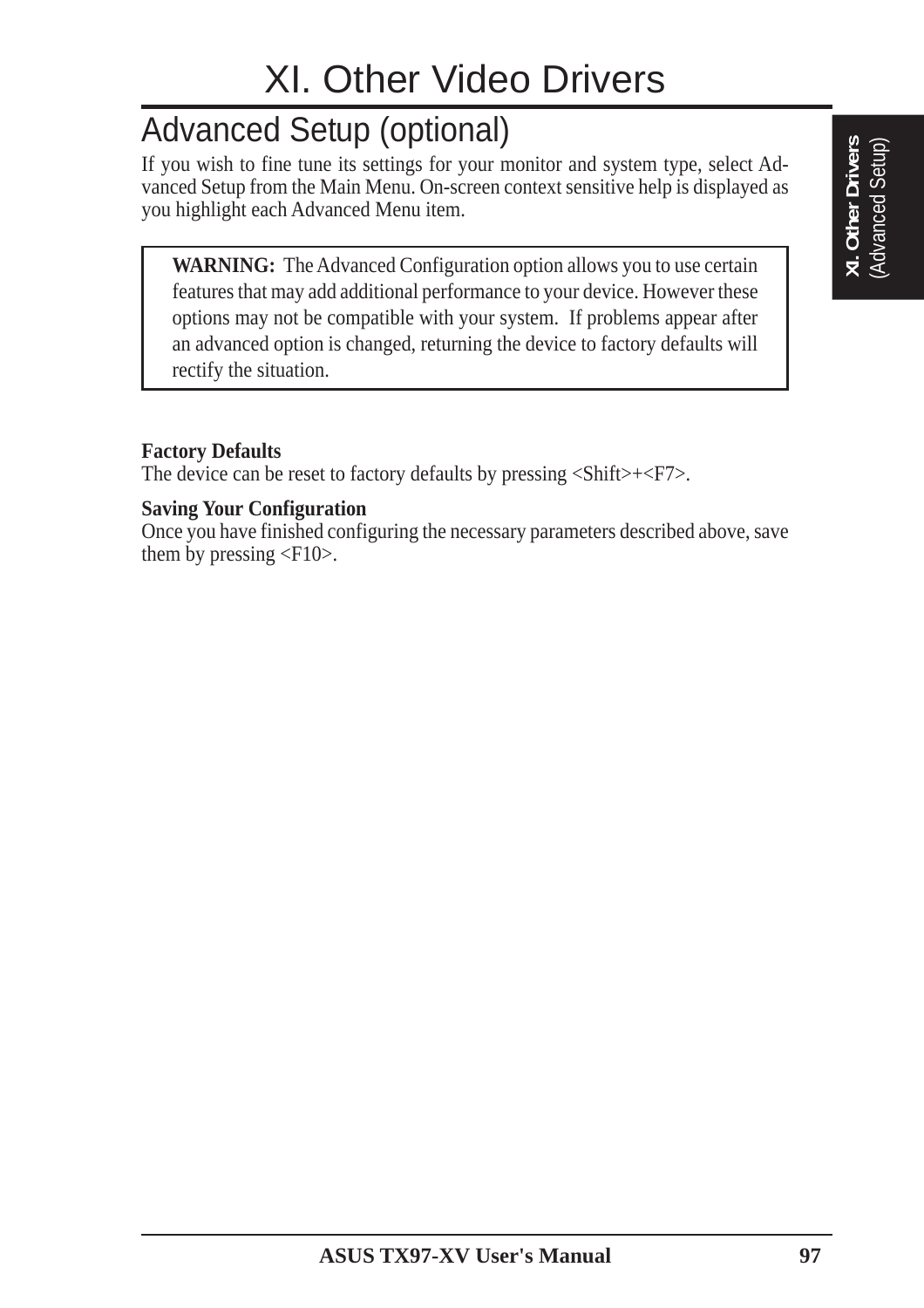# XI. Other Video Drivers

## Advanced Setup (optional)

If you wish to fine tune its settings for your monitor and system type, select Advanced Setup from the Main Menu. On-screen context sensitive help is displayed as you highlight each Advanced Menu item.

> **WARNING:** The Advanced Configuration option allows you to use certain features that may add additional performance to your device. However these options may not be compatible with your system. If problems appear after an advanced option is changed, returning the device to factory defaults will rectify the situation.

**Factory Defaults**
The device can be reset to factory defaults by pressing <Shift>+<F7>.

**Saving Your Configuration**
Once you have finished configuring the necessary parameters described above, save them by pressing <F10>.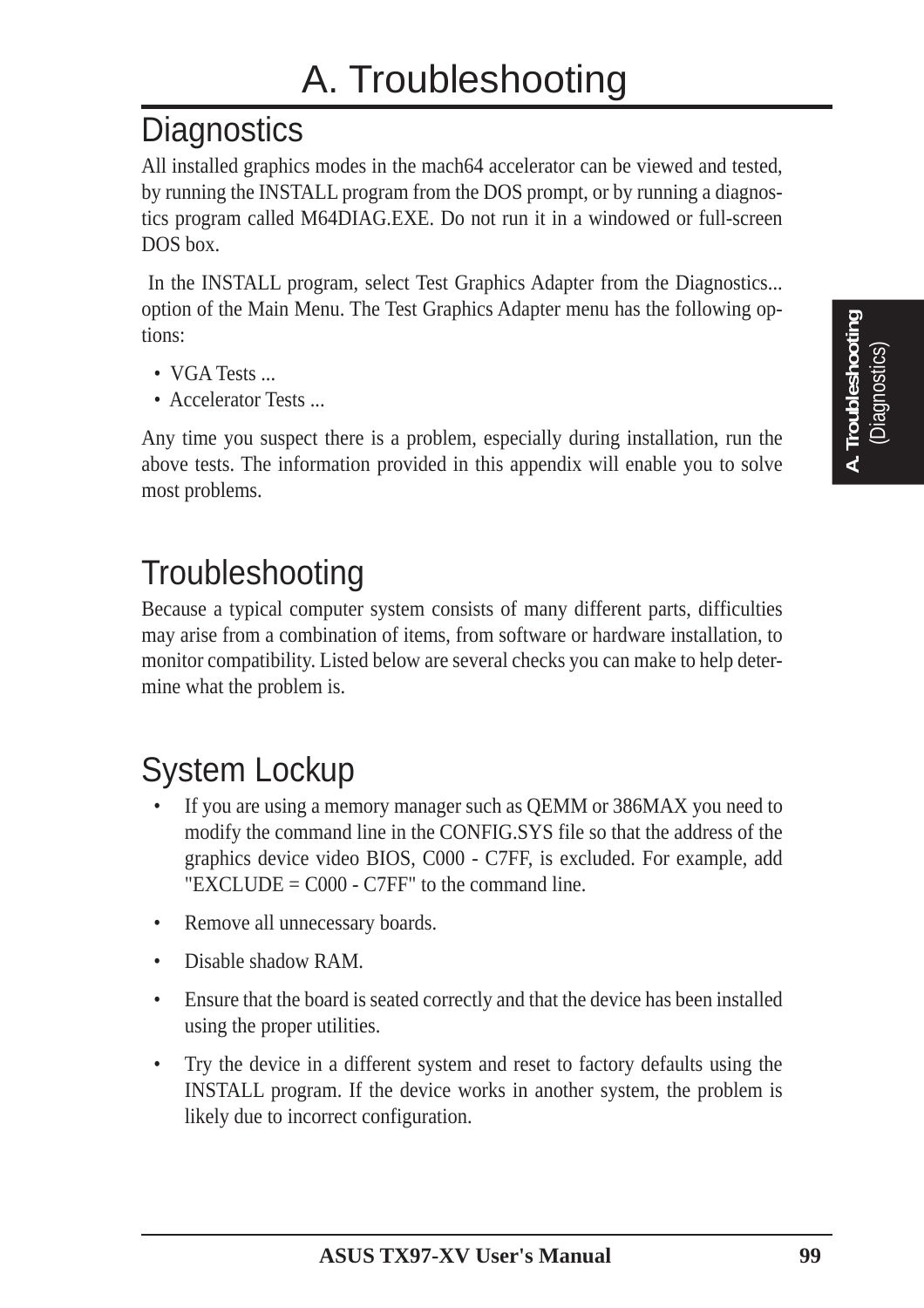# A. Troubleshooting

## Diagnostics

All installed graphics modes in the mach64 accelerator can be viewed and tested, by running the INSTALL program from the DOS prompt, or by running a diagnostics program called M64DIAG.EXE. Do not run it in a windowed or full-screen DOS box.

In the INSTALL program, select Test Graphics Adapter from the Diagnostics... option of the Main Menu. The Test Graphics Adapter menu has the following options:

- VGA Tests ...
- Accelerator Tests ...

Any time you suspect there is a problem, especially during installation, run the above tests. The information provided in this appendix will enable you to solve most problems.

## Troubleshooting

Because a typical computer system consists of many different parts, difficulties may arise from a combination of items, from software or hardware installation, to monitor compatibility. Listed below are several checks you can make to help determine what the problem is.

## System Lockup

- If you are using a memory manager such as QEMM or 386MAX you need to modify the command line in the CONFIG.SYS file so that the address of the graphics device video BIOS, C000 - C7FF, is excluded. For example, add "EXCLUDE = C000 - C7FF" to the command line.
- Remove all unnecessary boards.
- Disable shadow RAM.
- Ensure that the board is seated correctly and that the device has been installed using the proper utilities.
- Try the device in a different system and reset to factory defaults using the INSTALL program. If the device works in another system, the problem is likely due to incorrect configuration.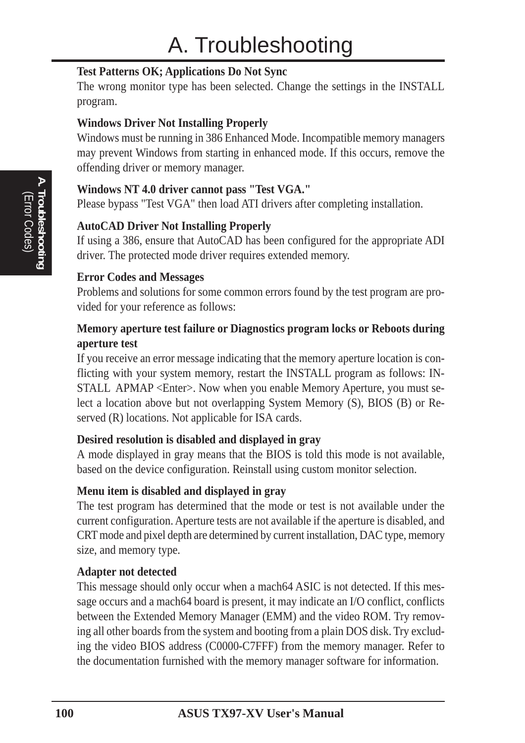# A. Troubleshooting

**Test Patterns OK; Applications Do Not Sync**

The wrong monitor type has been selected. Change the settings in the INSTALL program.

**Windows Driver Not Installing Properly**

Windows must be running in 386 Enhanced Mode. Incompatible memory managers may prevent Windows from starting in enhanced mode. If this occurs, remove the offending driver or memory manager.

**Windows NT 4.0 driver cannot pass "Test VGA."**

Please bypass "Test VGA" then load ATI drivers after completing installation.

**AutoCAD Driver Not Installing Properly**

If using a 386, ensure that AutoCAD has been configured for the appropriate ADI driver. The protected mode driver requires extended memory.

**Error Codes and Messages**

Problems and solutions for some common errors found by the test program are provided for your reference as follows:

**Memory aperture test failure or Diagnostics program locks or Reboots during aperture test**

If you receive an error message indicating that the memory aperture location is conflicting with your system memory, restart the INSTALL program as follows: INSTALL APMAP <Enter>. Now when you enable Memory Aperture, you must select a location above but not overlapping System Memory (S), BIOS (B) or Reserved (R) locations. Not applicable for ISA cards.

**Desired resolution is disabled and displayed in gray**

A mode displayed in gray means that the BIOS is told this mode is not available, based on the device configuration. Reinstall using custom monitor selection.

**Menu item is disabled and displayed in gray**

The test program has determined that the mode or test is not available under the current configuration. Aperture tests are not available if the aperture is disabled, and CRT mode and pixel depth are determined by current installation, DAC type, memory size, and memory type.

**Adapter not detected**

This message should only occur when a mach64 ASIC is not detected. If this message occurs and a mach64 board is present, it may indicate an I/O conflict, conflicts between the Extended Memory Manager (EMM) and the video ROM. Try removing all other boards from the system and booting from a plain DOS disk. Try excluding the video BIOS address (C0000-C7FFF) from the memory manager. Refer to the documentation furnished with the memory manager software for information.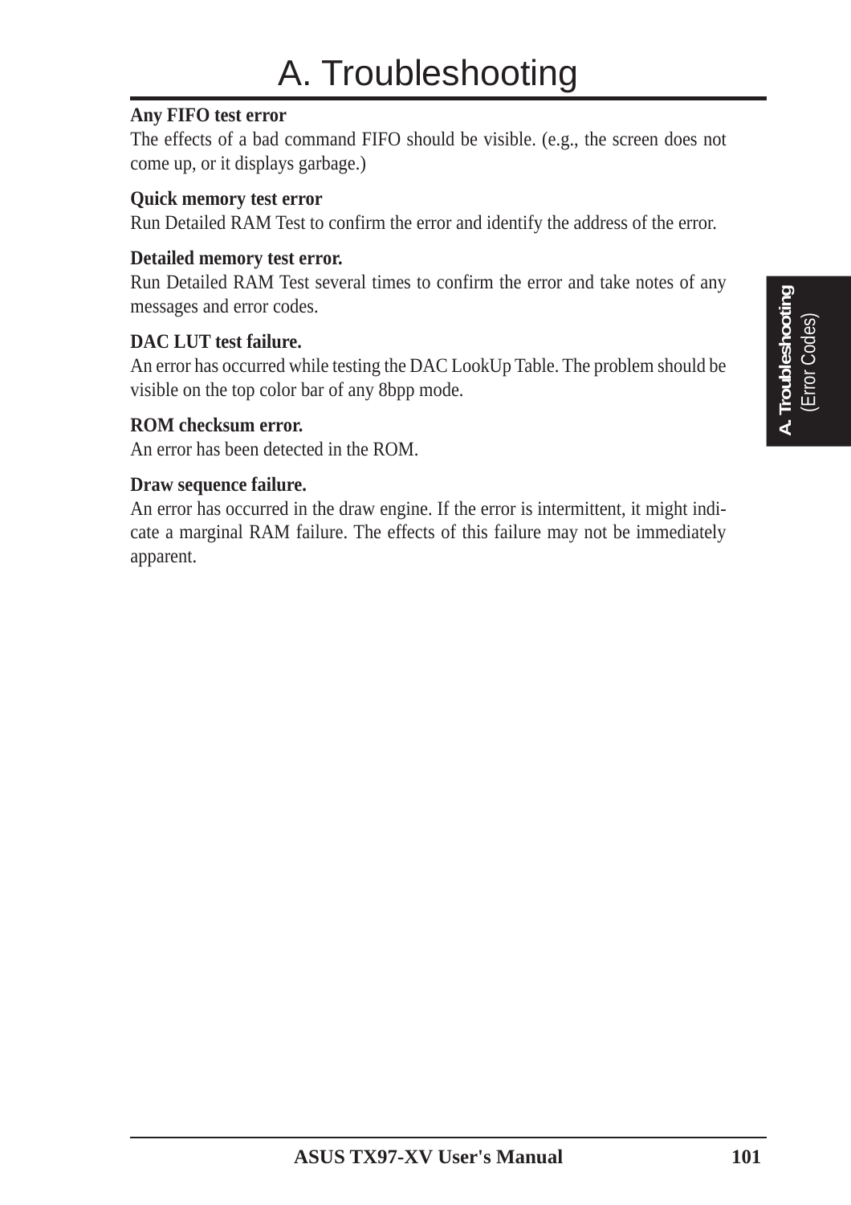# A. Troubleshooting

**Any FIFO test error**

The effects of a bad command FIFO should be visible. (e.g., the screen does not come up, or it displays garbage.)

**Quick memory test error**

Run Detailed RAM Test to confirm the error and identify the address of the error.

**Detailed memory test error.**

Run Detailed RAM Test several times to confirm the error and take notes of any messages and error codes.

**DAC LUT test failure.**

An error has occurred while testing the DAC LookUp Table. The problem should be visible on the top color bar of any 8bpp mode.

**ROM checksum error.**

An error has been detected in the ROM.

**Draw sequence failure.**

An error has occurred in the draw engine. If the error is intermittent, it might indicate a marginal RAM failure. The effects of this failure may not be immediately apparent.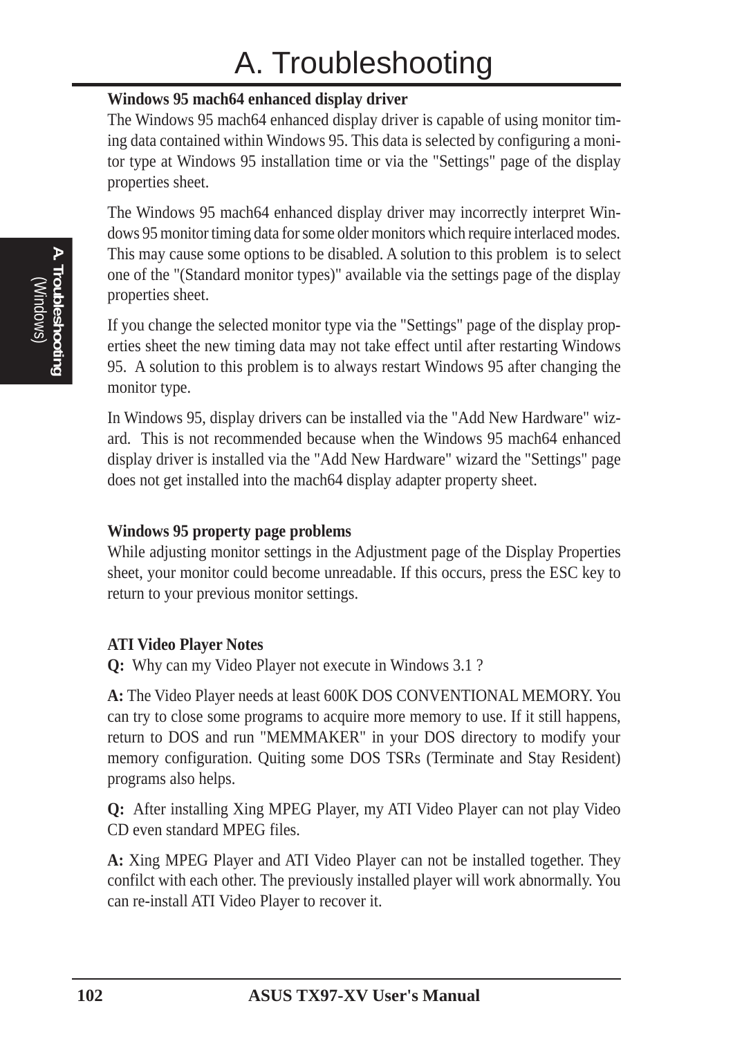# A. Troubleshooting

**Windows 95 mach64 enhanced display driver**

The Windows 95 mach64 enhanced display driver is capable of using monitor timing data contained within Windows 95. This data is selected by configuring a monitor type at Windows 95 installation time or via the "Settings" page of the display properties sheet.

The Windows 95 mach64 enhanced display driver may incorrectly interpret Windows 95 monitor timing data for some older monitors which require interlaced modes. This may cause some options to be disabled. A solution to this problem is to select one of the "(Standard monitor types)" available via the settings page of the display properties sheet.

If you change the selected monitor type via the "Settings" page of the display properties sheet the new timing data may not take effect until after restarting Windows 95. A solution to this problem is to always restart Windows 95 after changing the monitor type.

In Windows 95, display drivers can be installed via the "Add New Hardware" wizard. This is not recommended because when the Windows 95 mach64 enhanced display driver is installed via the "Add New Hardware" wizard the "Settings" page does not get installed into the mach64 display adapter property sheet.

**Windows 95 property page problems**

While adjusting monitor settings in the Adjustment page of the Display Properties sheet, your monitor could become unreadable. If this occurs, press the ESC key to return to your previous monitor settings.

**ATI Video Player Notes**

**Q:** Why can my Video Player not execute in Windows 3.1 ?

**A:** The Video Player needs at least 600K DOS CONVENTIONAL MEMORY. You can try to close some programs to acquire more memory to use. If it still happens, return to DOS and run "MEMMAKER" in your DOS directory to modify your memory configuration. Quiting some DOS TSRs (Terminate and Stay Resident) programs also helps.

**Q:** After installing Xing MPEG Player, my ATI Video Player can not play Video CD even standard MPEG files.

**A:** Xing MPEG Player and ATI Video Player can not be installed together. They confilct with each other. The previously installed player will work abnormally. You can re-install ATI Video Player to recover it.